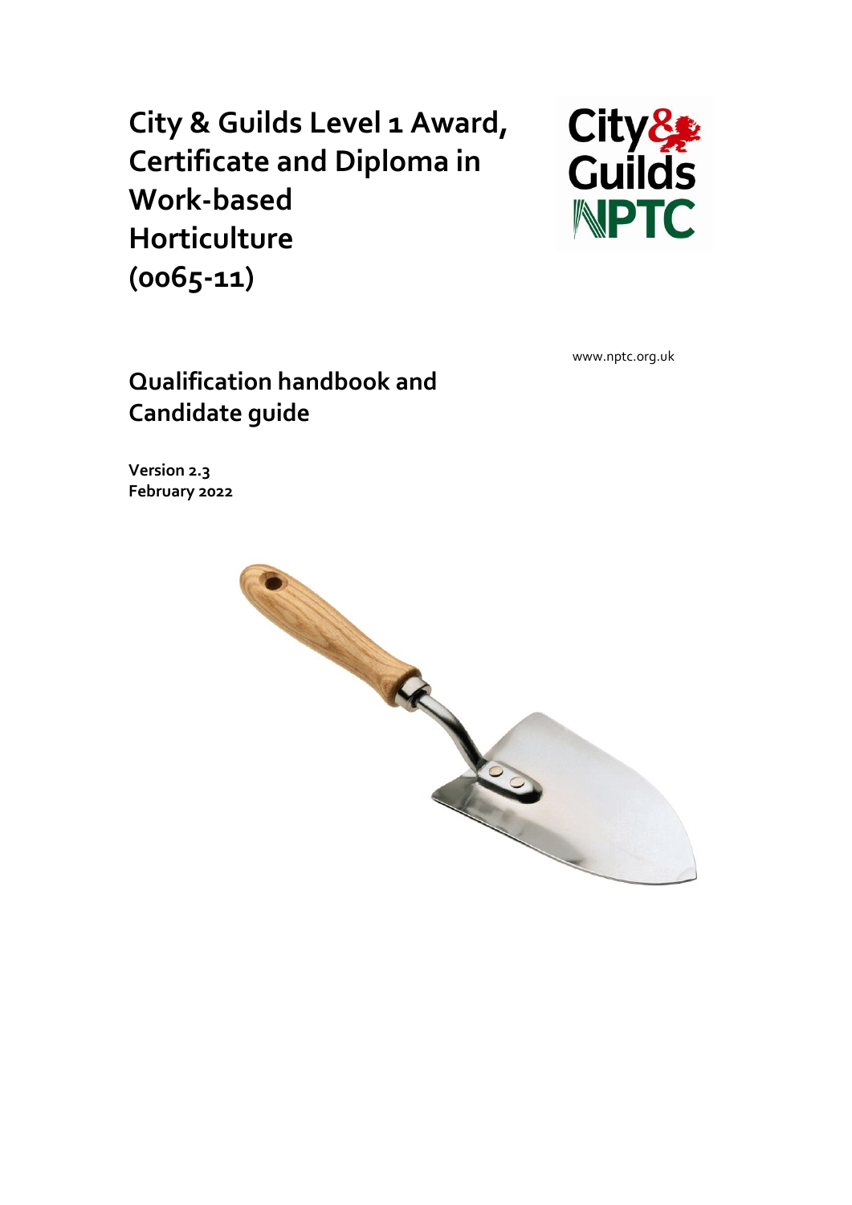# City & Guilds Level 1 Award, Certificate and Diploma in Work-based Horticulture (0065-11)

www.nptc.org.uk

## Qualification handbook and Candidate guide

**Version 2.3**
**February 2022**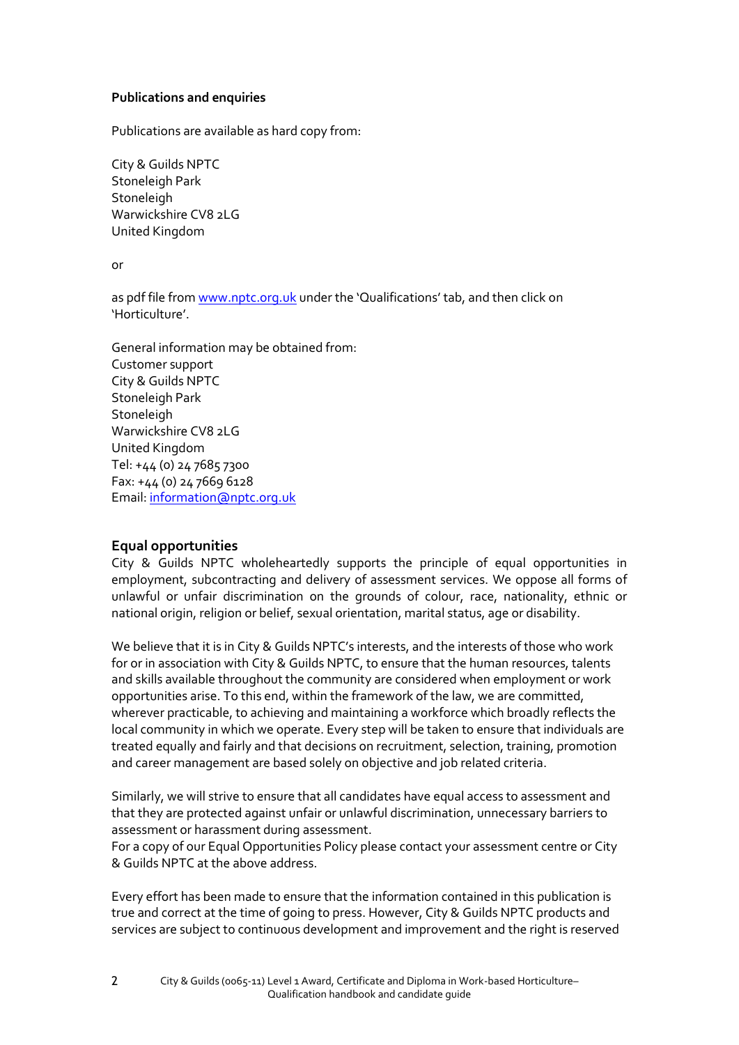**Publications and enquiries**

Publications are available as hard copy from:

City & Guilds NPTC
Stoneleigh Park
Stoneleigh
Warwickshire CV8 2LG
United Kingdom

or

as pdf file from www.nptc.org.uk under the 'Qualifications' tab, and then click on 'Horticulture'.

General information may be obtained from:
Customer support
City & Guilds NPTC
Stoneleigh Park
Stoneleigh
Warwickshire CV8 2LG
United Kingdom
Tel: +44 (0) 24 7685 7300
Fax: +44 (0) 24 7669 6128
Email: information@nptc.org.uk

## Equal opportunities

City & Guilds NPTC wholeheartedly supports the principle of equal opportunities in employment, subcontracting and delivery of assessment services. We oppose all forms of unlawful or unfair discrimination on the grounds of colour, race, nationality, ethnic or national origin, religion or belief, sexual orientation, marital status, age or disability.

We believe that it is in City & Guilds NPTC's interests, and the interests of those who work for or in association with City & Guilds NPTC, to ensure that the human resources, talents and skills available throughout the community are considered when employment or work opportunities arise. To this end, within the framework of the law, we are committed, wherever practicable, to achieving and maintaining a workforce which broadly reflects the local community in which we operate. Every step will be taken to ensure that individuals are treated equally and fairly and that decisions on recruitment, selection, training, promotion and career management are based solely on objective and job related criteria.

Similarly, we will strive to ensure that all candidates have equal access to assessment and that they are protected against unfair or unlawful discrimination, unnecessary barriers to assessment or harassment during assessment.
For a copy of our Equal Opportunities Policy please contact your assessment centre or City & Guilds NPTC at the above address.

Every effort has been made to ensure that the information contained in this publication is true and correct at the time of going to press. However, City & Guilds NPTC products and services are subject to continuous development and improvement and the right is reserved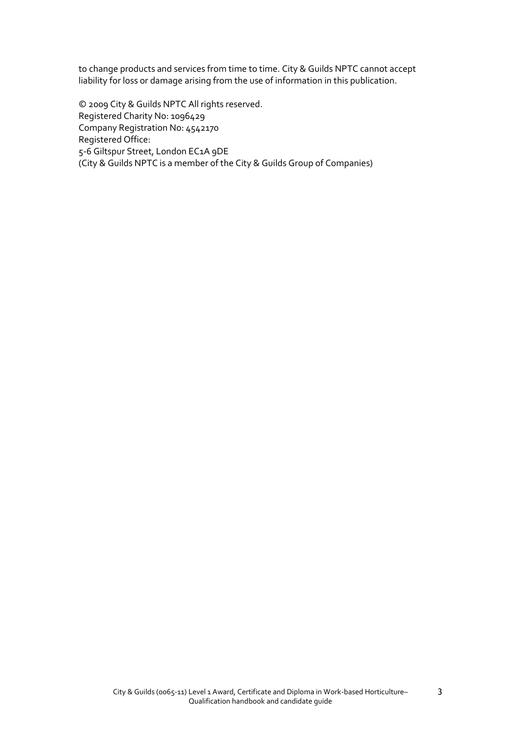to change products and services from time to time. City & Guilds NPTC cannot accept liability for loss or damage arising from the use of information in this publication.

© 2009 City & Guilds NPTC All rights reserved.
Registered Charity No: 1096429
Company Registration No: 4542170
Registered Office:
5-6 Giltspur Street, London EC1A 9DE
(City & Guilds NPTC is a member of the City & Guilds Group of Companies)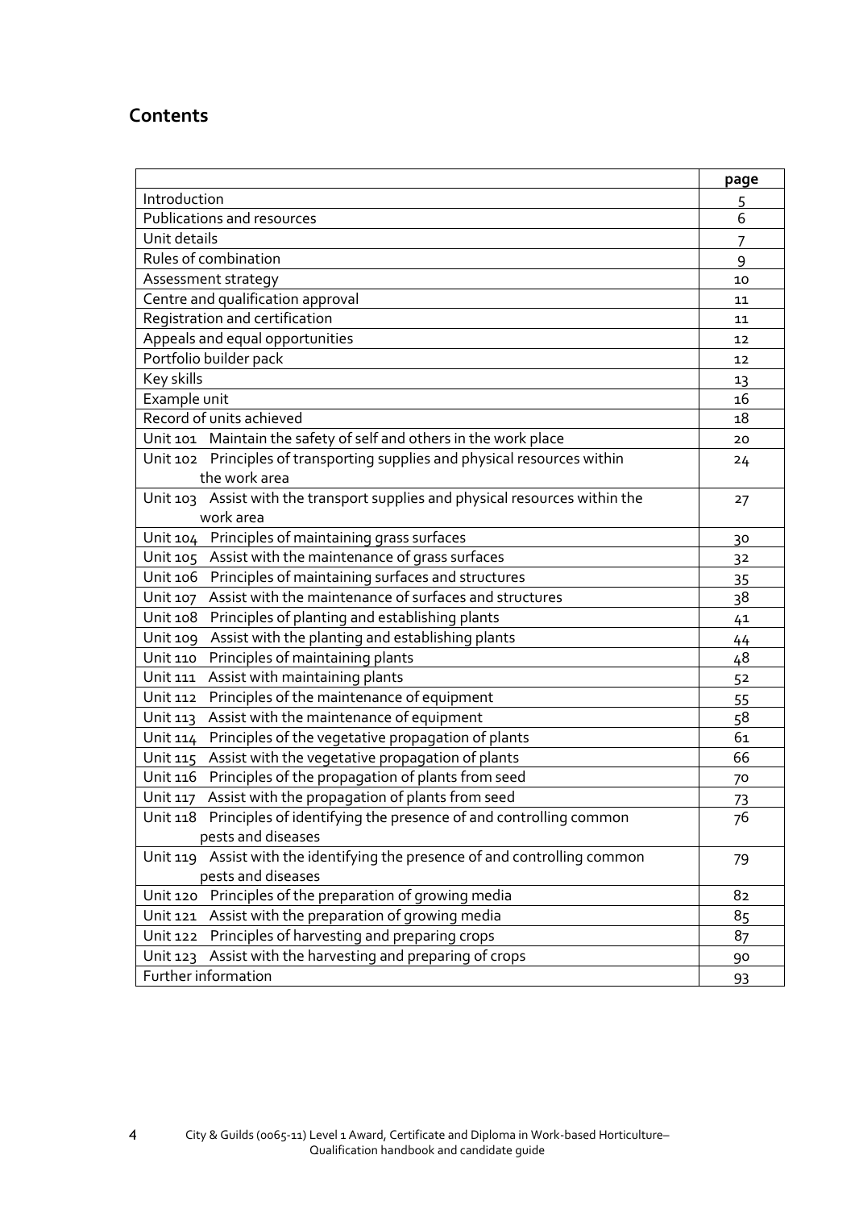## Contents

| | page |
|---|---|
| Introduction | 5 |
| Publications and resources | 6 |
| Unit details | 7 |
| Rules of combination | 9 |
| Assessment strategy | 10 |
| Centre and qualification approval | 11 |
| Registration and certification | 11 |
| Appeals and equal opportunities | 12 |
| Portfolio builder pack | 12 |
| Key skills | 13 |
| Example unit | 16 |
| Record of units achieved | 18 |
| Unit 101 Maintain the safety of self and others in the work place | 20 |
| Unit 102 Principles of transporting supplies and physical resources within the work area | 24 |
| Unit 103 Assist with the transport supplies and physical resources within the work area | 27 |
| Unit 104 Principles of maintaining grass surfaces | 30 |
| Unit 105 Assist with the maintenance of grass surfaces | 32 |
| Unit 106 Principles of maintaining surfaces and structures | 35 |
| Unit 107 Assist with the maintenance of surfaces and structures | 38 |
| Unit 108 Principles of planting and establishing plants | 41 |
| Unit 109 Assist with the planting and establishing plants | 44 |
| Unit 110 Principles of maintaining plants | 48 |
| Unit 111 Assist with maintaining plants | 52 |
| Unit 112 Principles of the maintenance of equipment | 55 |
| Unit 113 Assist with the maintenance of equipment | 58 |
| Unit 114 Principles of the vegetative propagation of plants | 61 |
| Unit 115 Assist with the vegetative propagation of plants | 66 |
| Unit 116 Principles of the propagation of plants from seed | 70 |
| Unit 117 Assist with the propagation of plants from seed | 73 |
| Unit 118 Principles of identifying the presence of and controlling common pests and diseases | 76 |
| Unit 119 Assist with the identifying the presence of and controlling common pests and diseases | 79 |
| Unit 120 Principles of the preparation of growing media | 82 |
| Unit 121 Assist with the preparation of growing media | 85 |
| Unit 122 Principles of harvesting and preparing crops | 87 |
| Unit 123 Assist with the harvesting and preparing of crops | 90 |
| Further information | 93 |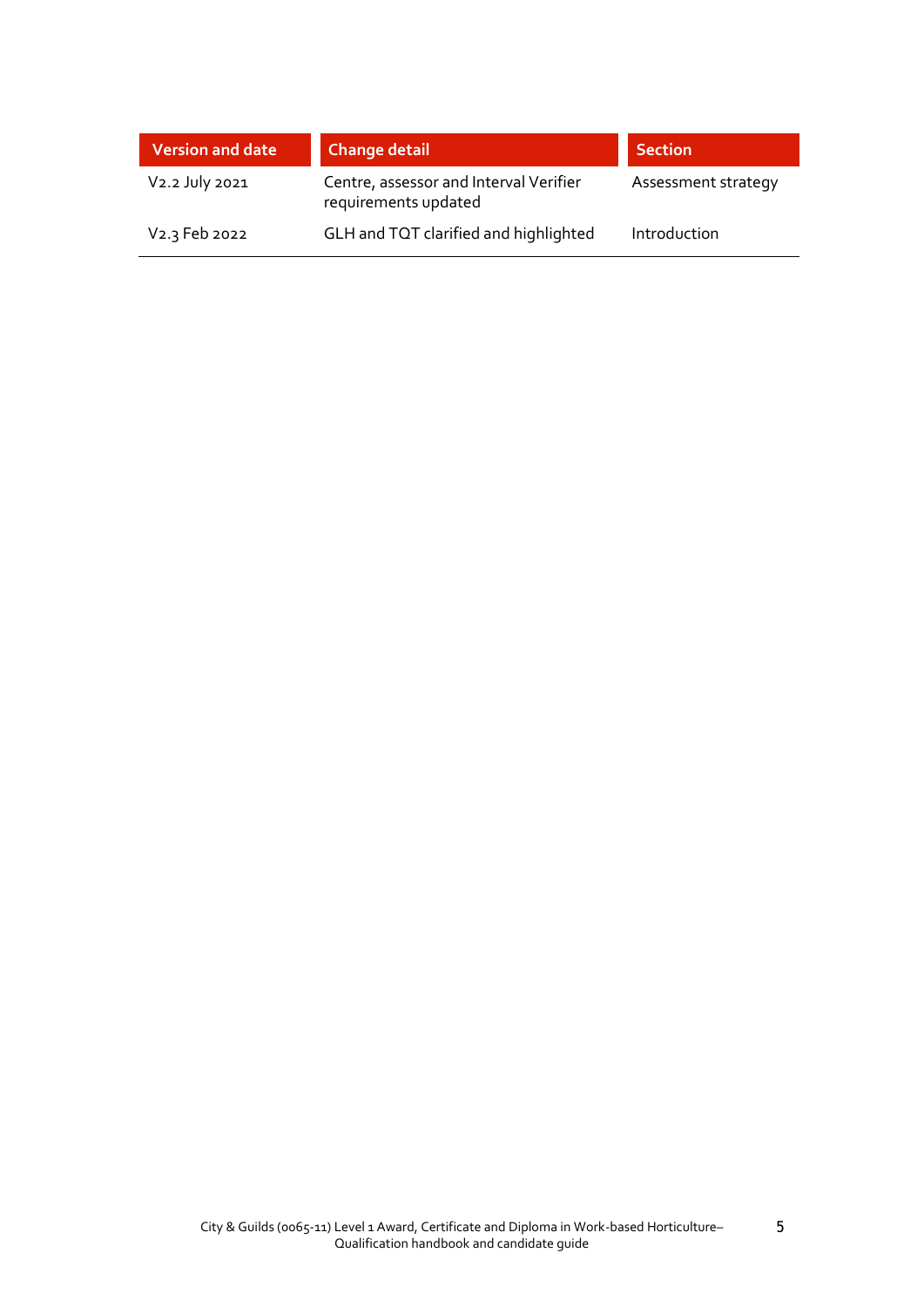| Version and date | Change detail | Section |
| --- | --- | --- |
| V2.2 July 2021 | Centre, assessor and Interval Verifier requirements updated | Assessment strategy |
| V2.3 Feb 2022 | GLH and TQT clarified and highlighted | Introduction |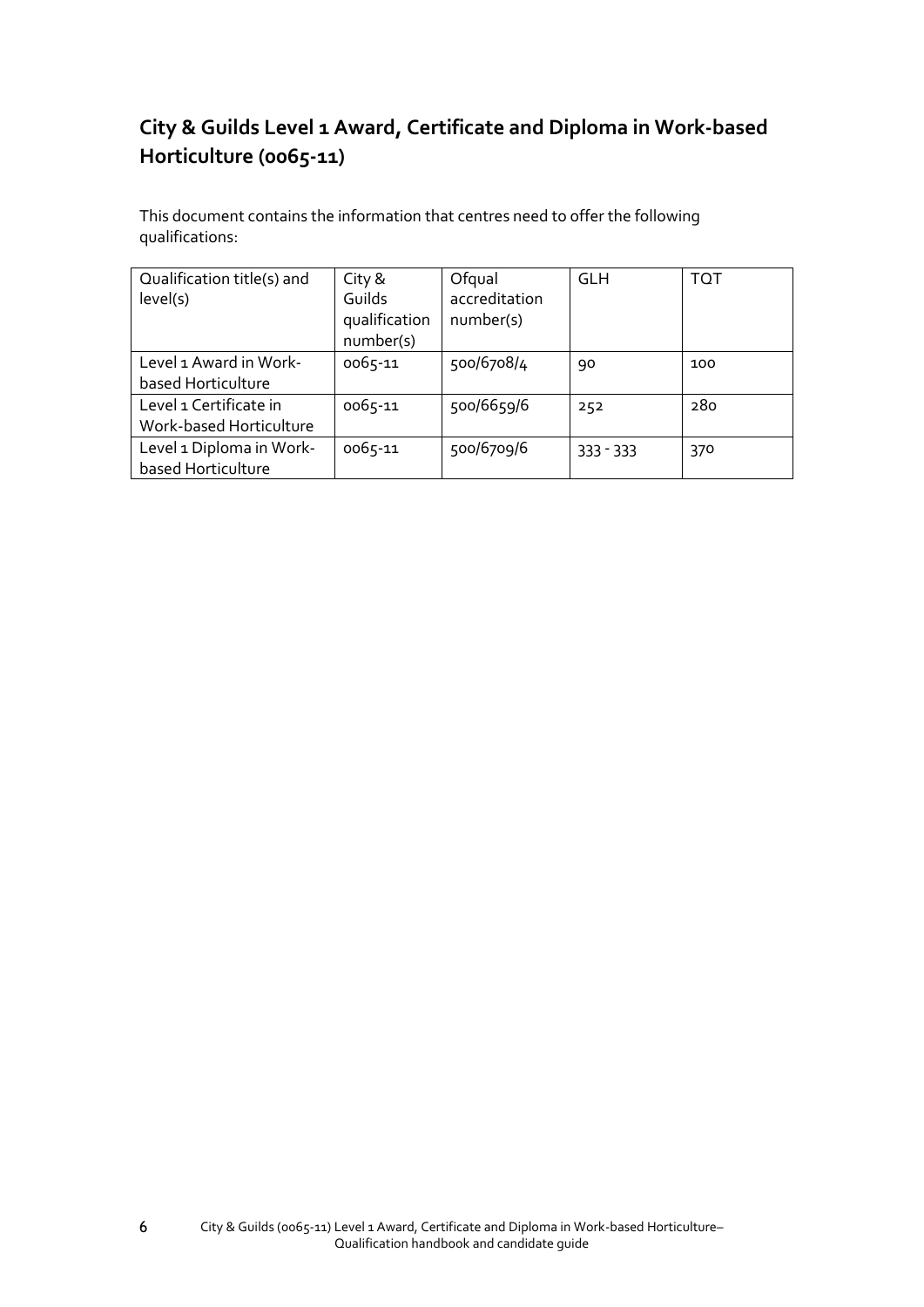## City & Guilds Level 1 Award, Certificate and Diploma in Work-based Horticulture (0065-11)

This document contains the information that centres need to offer the following qualifications:

| Qualification title(s) and level(s) | City & Guilds qualification number(s) | Ofqual accreditation number(s) | GLH | TQT |
|---|---|---|---|---|
| Level 1 Award in Work-based Horticulture | 0065-11 | 500/6708/4 | 90 | 100 |
| Level 1 Certificate in Work-based Horticulture | 0065-11 | 500/6659/6 | 252 | 280 |
| Level 1 Diploma in Work-based Horticulture | 0065-11 | 500/6709/6 | 333 - 333 | 370 |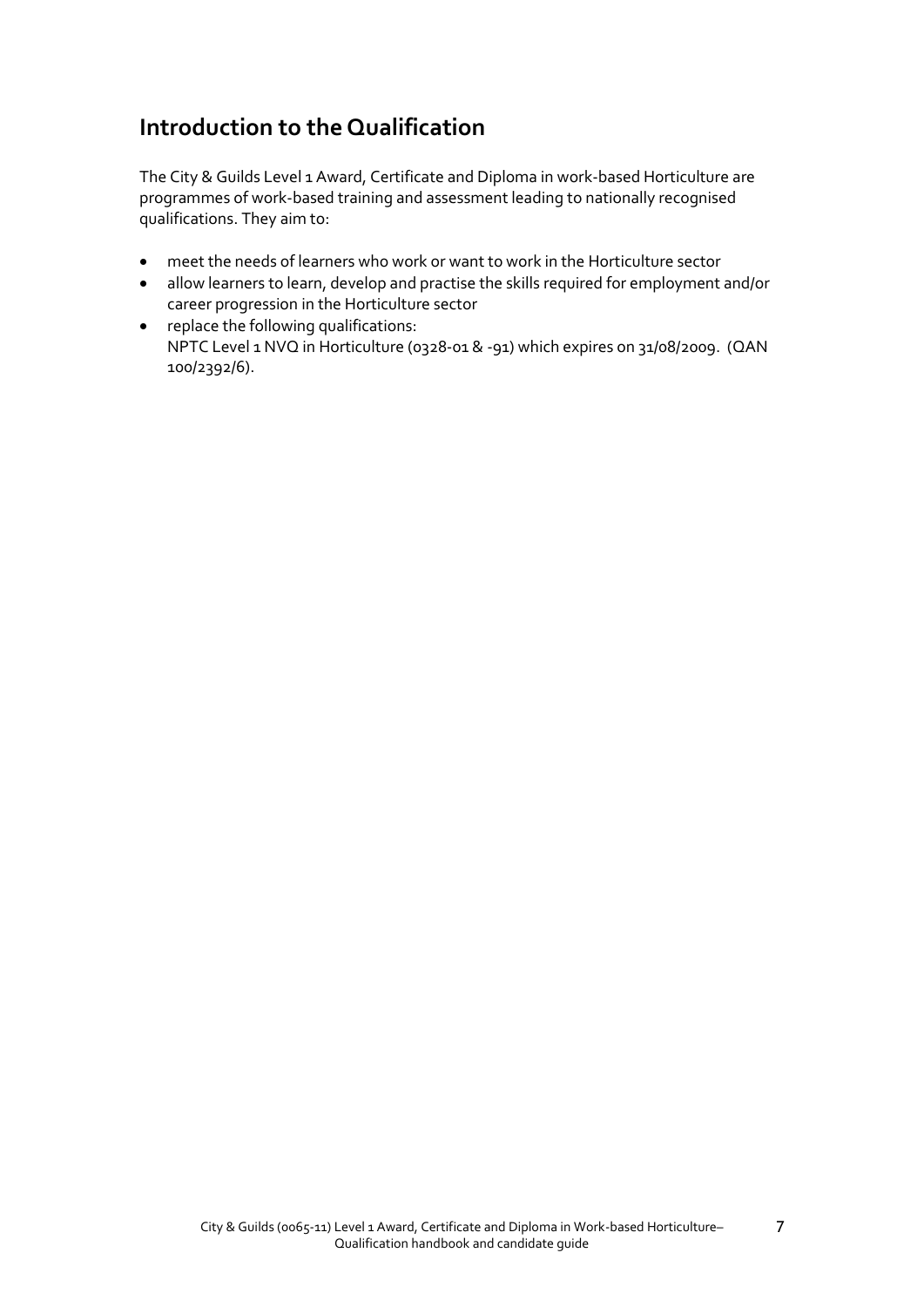## Introduction to the Qualification

The City & Guilds Level 1 Award, Certificate and Diploma in work-based Horticulture are programmes of work-based training and assessment leading to nationally recognised qualifications. They aim to:

- meet the needs of learners who work or want to work in the Horticulture sector
- allow learners to learn, develop and practise the skills required for employment and/or career progression in the Horticulture sector
- replace the following qualifications:
  NPTC Level 1 NVQ in Horticulture (0328-01 & -91) which expires on 31/08/2009. (QAN 100/2392/6).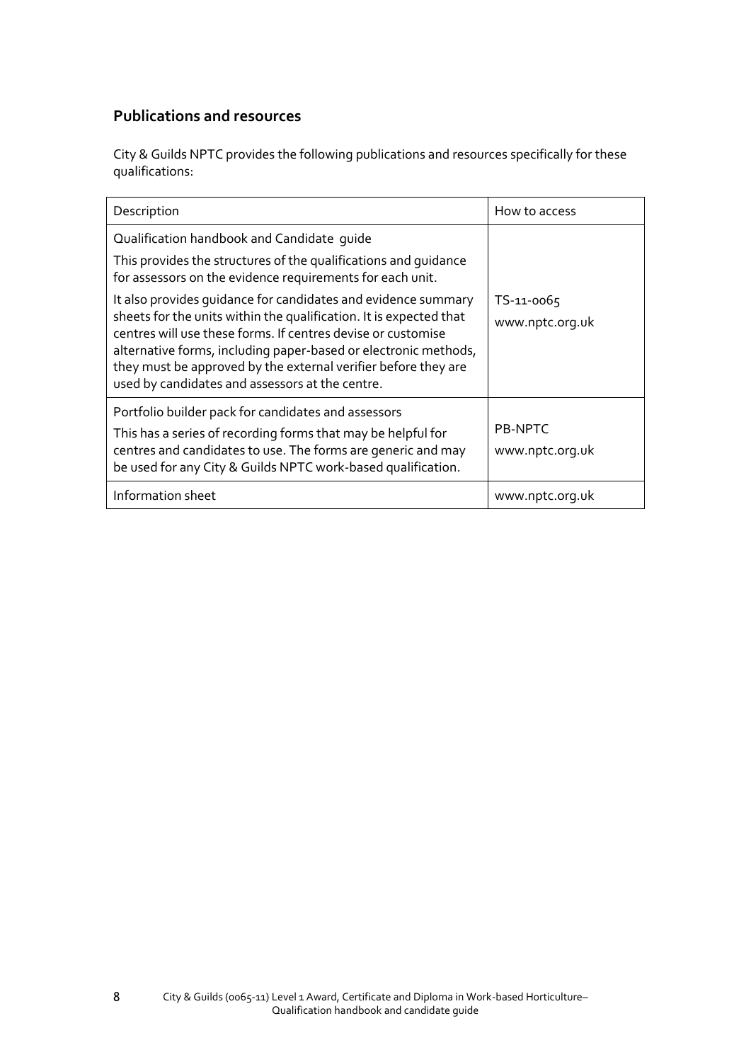## Publications and resources

City & Guilds NPTC provides the following publications and resources specifically for these qualifications:

| Description | How to access |
|---|---|
| Qualification handbook and Candidate guide<br><br>This provides the structures of the qualifications and guidance for assessors on the evidence requirements for each unit.<br><br>It also provides guidance for candidates and evidence summary sheets for the units within the qualification. It is expected that centres will use these forms. If centres devise or customise alternative forms, including paper-based or electronic methods, they must be approved by the external verifier before they are used by candidates and assessors at the centre. | TS-11-0065<br>www.nptc.org.uk |
| Portfolio builder pack for candidates and assessors<br><br>This has a series of recording forms that may be helpful for centres and candidates to use. The forms are generic and may be used for any City & Guilds NPTC work-based qualification. | PB-NPTC<br>www.nptc.org.uk |
| Information sheet | www.nptc.org.uk |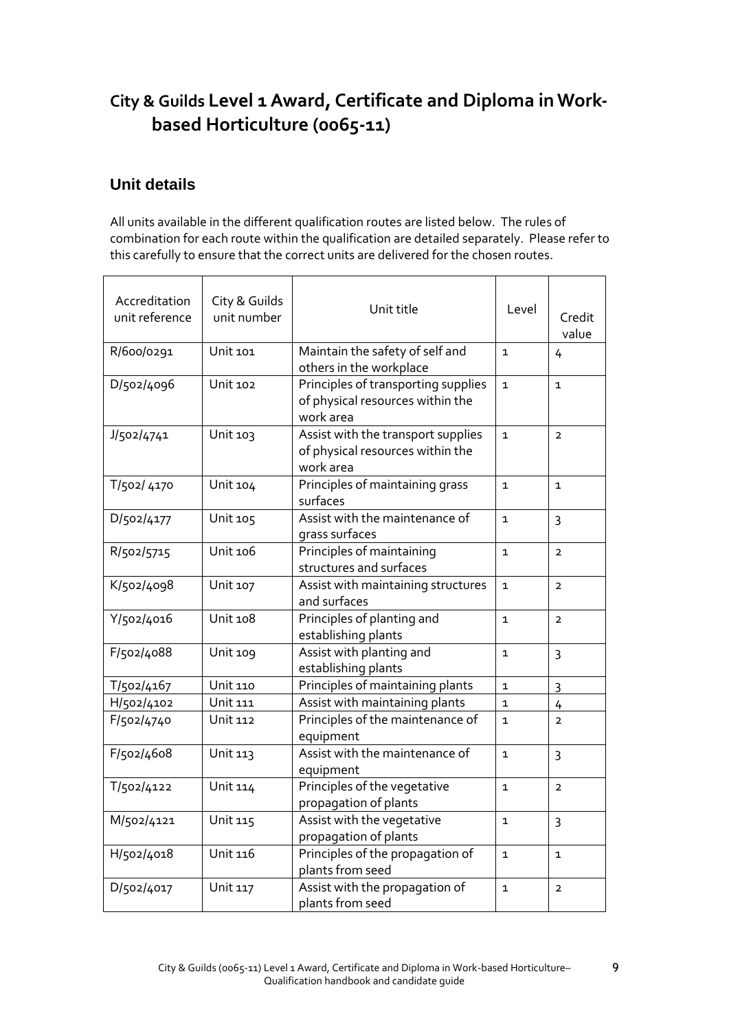# City & Guilds Level 1 Award, Certificate and Diploma in Work-based Horticulture (0065-11)

## Unit details

All units available in the different qualification routes are listed below. The rules of combination for each route within the qualification are detailed separately. Please refer to this carefully to ensure that the correct units are delivered for the chosen routes.

| Accreditation unit reference | City & Guilds unit number | Unit title | Level | Credit value |
|---|---|---|---|---|
| R/600/0291 | Unit 101 | Maintain the safety of self and others in the workplace | 1 | 4 |
| D/502/4096 | Unit 102 | Principles of transporting supplies of physical resources within the work area | 1 | 1 |
| J/502/4741 | Unit 103 | Assist with the transport supplies of physical resources within the work area | 1 | 2 |
| T/502/ 4170 | Unit 104 | Principles of maintaining grass surfaces | 1 | 1 |
| D/502/4177 | Unit 105 | Assist with the maintenance of grass surfaces | 1 | 3 |
| R/502/5715 | Unit 106 | Principles of maintaining structures and surfaces | 1 | 2 |
| K/502/4098 | Unit 107 | Assist with maintaining structures and surfaces | 1 | 2 |
| Y/502/4016 | Unit 108 | Principles of planting and establishing plants | 1 | 2 |
| F/502/4088 | Unit 109 | Assist with planting and establishing plants | 1 | 3 |
| T/502/4167 | Unit 110 | Principles of maintaining plants | 1 | 3 |
| H/502/4102 | Unit 111 | Assist with maintaining plants | 1 | 4 |
| F/502/4740 | Unit 112 | Principles of the maintenance of equipment | 1 | 2 |
| F/502/4608 | Unit 113 | Assist with the maintenance of equipment | 1 | 3 |
| T/502/4122 | Unit 114 | Principles of the vegetative propagation of plants | 1 | 2 |
| M/502/4121 | Unit 115 | Assist with the vegetative propagation of plants | 1 | 3 |
| H/502/4018 | Unit 116 | Principles of the propagation of plants from seed | 1 | 1 |
| D/502/4017 | Unit 117 | Assist with the propagation of plants from seed | 1 | 2 |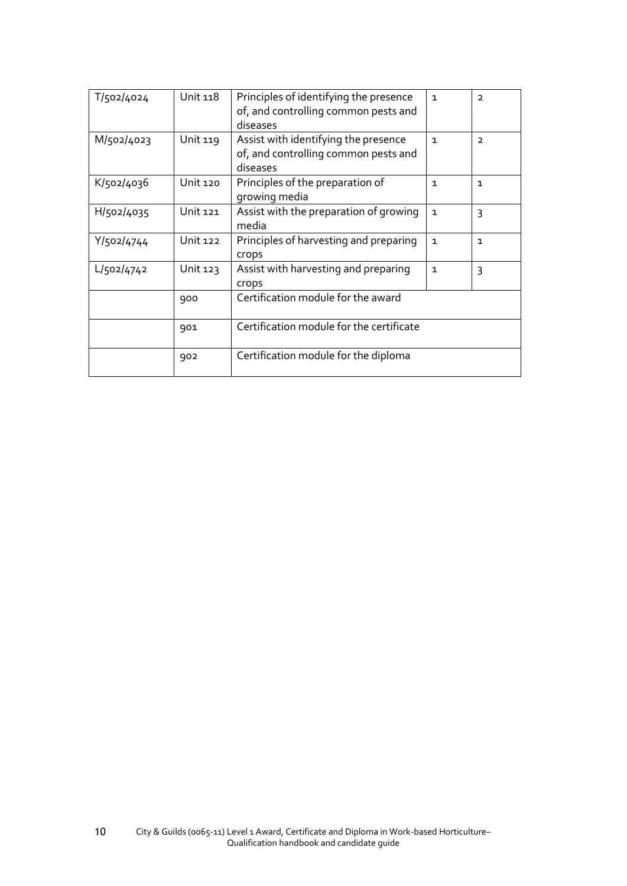| | | | | |
|---|---|---|---|---|
| T/502/4024 | Unit 118 | Principles of identifying the presence of, and controlling common pests and diseases | 1 | 2 |
| M/502/4023 | Unit 119 | Assist with identifying the presence of, and controlling common pests and diseases | 1 | 2 |
| K/502/4036 | Unit 120 | Principles of the preparation of growing media | 1 | 1 |
| H/502/4035 | Unit 121 | Assist with the preparation of growing media | 1 | 3 |
| Y/502/4744 | Unit 122 | Principles of harvesting and preparing crops | 1 | 1 |
| L/502/4742 | Unit 123 | Assist with harvesting and preparing crops | 1 | 3 |
| | 900 | Certification module for the award | | |
| | 901 | Certification module for the certificate | | |
| | 902 | Certification module for the diploma | | |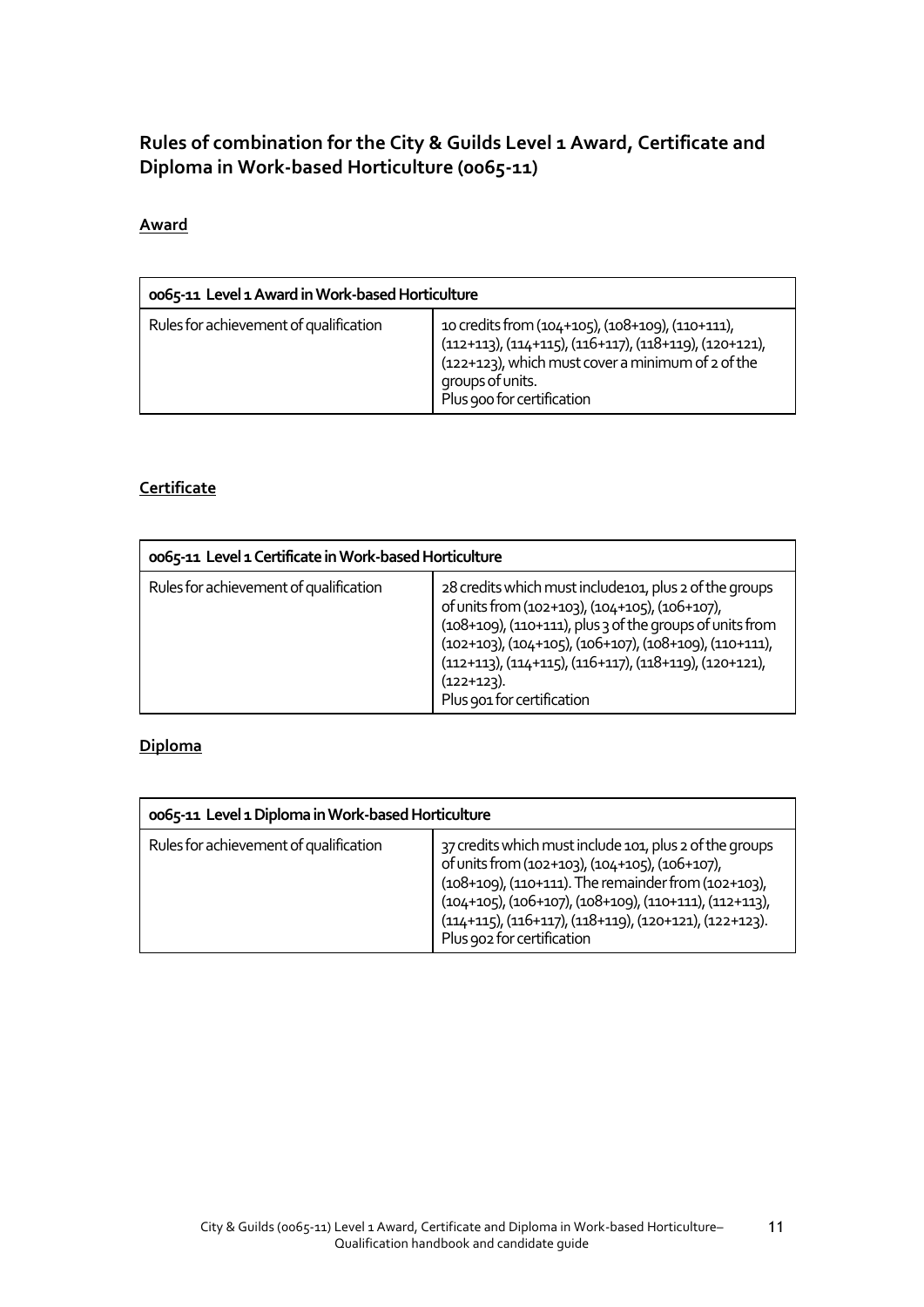## Rules of combination for the City & Guilds Level 1 Award, Certificate and Diploma in Work-based Horticulture (0065-11)

### Award

| 0065-11 Level 1 Award in Work-based Horticulture | |
|---|---|
| Rules for achievement of qualification | 10 credits from (104+105), (108+109), (110+111), (112+113), (114+115), (116+117), (118+119), (120+121), (122+123), which must cover a minimum of 2 of the groups of units.<br>Plus 900 for certification |

### Certificate

| 0065-11 Level 1 Certificate in Work-based Horticulture | |
|---|---|
| Rules for achievement of qualification | 28 credits which must include101, plus 2 of the groups of units from (102+103), (104+105), (106+107), (108+109), (110+111), plus 3 of the groups of units from (102+103), (104+105), (106+107), (108+109), (110+111), (112+113), (114+115), (116+117), (118+119), (120+121), (122+123).<br>Plus 901 for certification |

### Diploma

| 0065-11 Level 1 Diploma in Work-based Horticulture | |
|---|---|
| Rules for achievement of qualification | 37 credits which must include 101, plus 2 of the groups of units from (102+103), (104+105), (106+107), (108+109), (110+111). The remainder from (102+103), (104+105), (106+107), (108+109), (110+111), (112+113), (114+115), (116+117), (118+119), (120+121), (122+123).<br>Plus 902 for certification |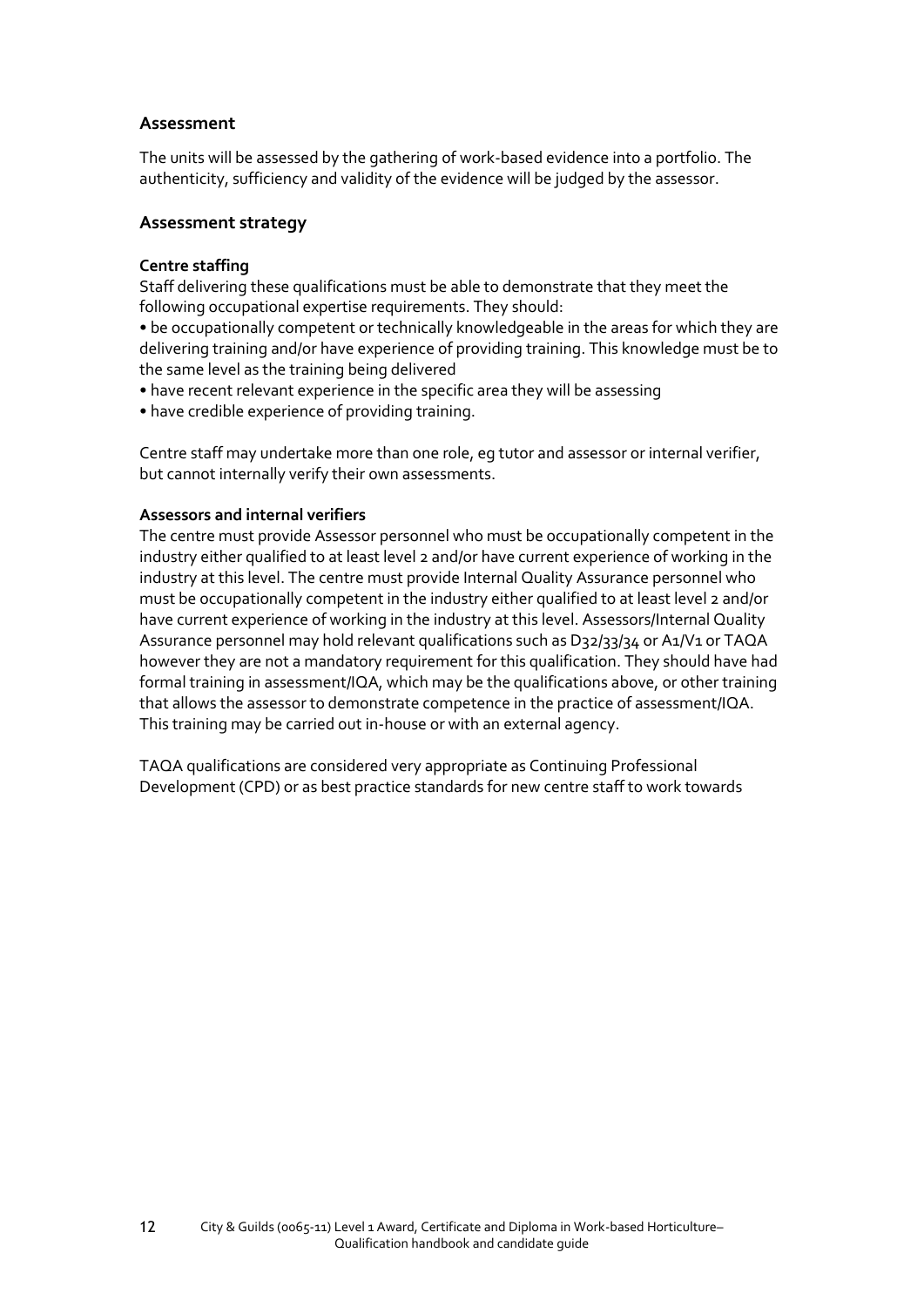## Assessment

The units will be assessed by the gathering of work-based evidence into a portfolio. The authenticity, sufficiency and validity of the evidence will be judged by the assessor.

## Assessment strategy

### Centre staffing

Staff delivering these qualifications must be able to demonstrate that they meet the following occupational expertise requirements. They should:

- be occupationally competent or technically knowledgeable in the areas for which they are delivering training and/or have experience of providing training. This knowledge must be to the same level as the training being delivered
- have recent relevant experience in the specific area they will be assessing
- have credible experience of providing training.

Centre staff may undertake more than one role, eg tutor and assessor or internal verifier, but cannot internally verify their own assessments.

### Assessors and internal verifiers

The centre must provide Assessor personnel who must be occupationally competent in the industry either qualified to at least level 2 and/or have current experience of working in the industry at this level. The centre must provide Internal Quality Assurance personnel who must be occupationally competent in the industry either qualified to at least level 2 and/or have current experience of working in the industry at this level. Assessors/Internal Quality Assurance personnel may hold relevant qualifications such as D32/33/34 or A1/V1 or TAQA however they are not a mandatory requirement for this qualification. They should have had formal training in assessment/IQA, which may be the qualifications above, or other training that allows the assessor to demonstrate competence in the practice of assessment/IQA. This training may be carried out in-house or with an external agency.

TAQA qualifications are considered very appropriate as Continuing Professional Development (CPD) or as best practice standards for new centre staff to work towards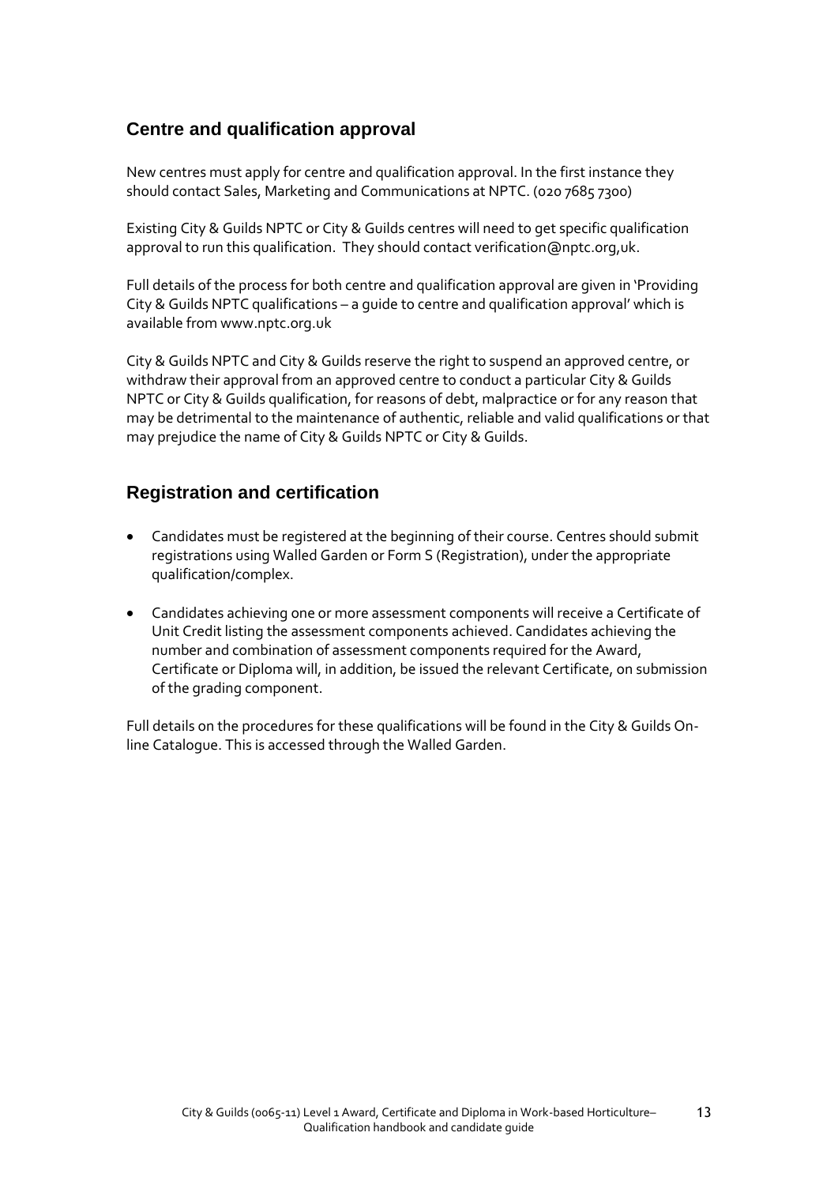## Centre and qualification approval

New centres must apply for centre and qualification approval. In the first instance they should contact Sales, Marketing and Communications at NPTC. (020 7685 7300)

Existing City & Guilds NPTC or City & Guilds centres will need to get specific qualification approval to run this qualification. They should contact verification@nptc.org,uk.

Full details of the process for both centre and qualification approval are given in 'Providing City & Guilds NPTC qualifications – a guide to centre and qualification approval' which is available from www.nptc.org.uk

City & Guilds NPTC and City & Guilds reserve the right to suspend an approved centre, or withdraw their approval from an approved centre to conduct a particular City & Guilds NPTC or City & Guilds qualification, for reasons of debt, malpractice or for any reason that may be detrimental to the maintenance of authentic, reliable and valid qualifications or that may prejudice the name of City & Guilds NPTC or City & Guilds.

## Registration and certification

- Candidates must be registered at the beginning of their course. Centres should submit registrations using Walled Garden or Form S (Registration), under the appropriate qualification/complex.
- Candidates achieving one or more assessment components will receive a Certificate of Unit Credit listing the assessment components achieved. Candidates achieving the number and combination of assessment components required for the Award, Certificate or Diploma will, in addition, be issued the relevant Certificate, on submission of the grading component.

Full details on the procedures for these qualifications will be found in the City & Guilds On-line Catalogue. This is accessed through the Walled Garden.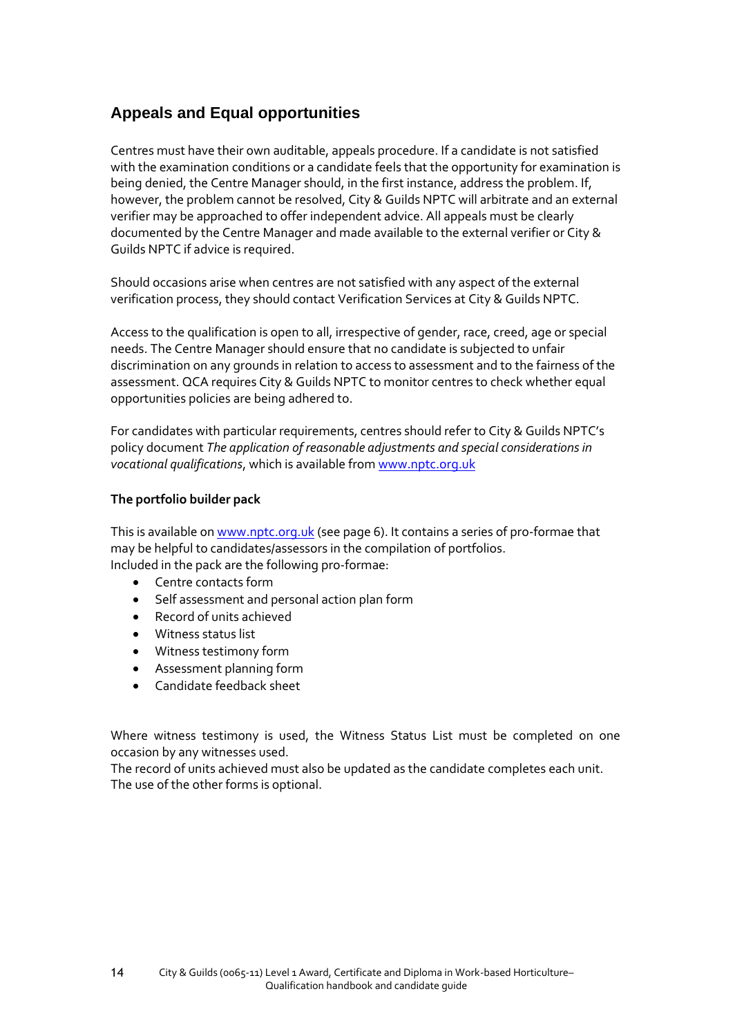## Appeals and Equal opportunities

Centres must have their own auditable, appeals procedure. If a candidate is not satisfied with the examination conditions or a candidate feels that the opportunity for examination is being denied, the Centre Manager should, in the first instance, address the problem. If, however, the problem cannot be resolved, City & Guilds NPTC will arbitrate and an external verifier may be approached to offer independent advice. All appeals must be clearly documented by the Centre Manager and made available to the external verifier or City & Guilds NPTC if advice is required.

Should occasions arise when centres are not satisfied with any aspect of the external verification process, they should contact Verification Services at City & Guilds NPTC.

Access to the qualification is open to all, irrespective of gender, race, creed, age or special needs. The Centre Manager should ensure that no candidate is subjected to unfair discrimination on any grounds in relation to access to assessment and to the fairness of the assessment. QCA requires City & Guilds NPTC to monitor centres to check whether equal opportunities policies are being adhered to.

For candidates with particular requirements, centres should refer to City & Guilds NPTC's policy document *The application of reasonable adjustments and special considerations in vocational qualifications*, which is available from www.nptc.org.uk

**The portfolio builder pack**

This is available on www.nptc.org.uk (see page 6). It contains a series of pro-formae that may be helpful to candidates/assessors in the compilation of portfolios.
Included in the pack are the following pro-formae:

- Centre contacts form
- Self assessment and personal action plan form
- Record of units achieved
- Witness status list
- Witness testimony form
- Assessment planning form
- Candidate feedback sheet

Where witness testimony is used, the Witness Status List must be completed on one occasion by any witnesses used.
The record of units achieved must also be updated as the candidate completes each unit.
The use of the other forms is optional.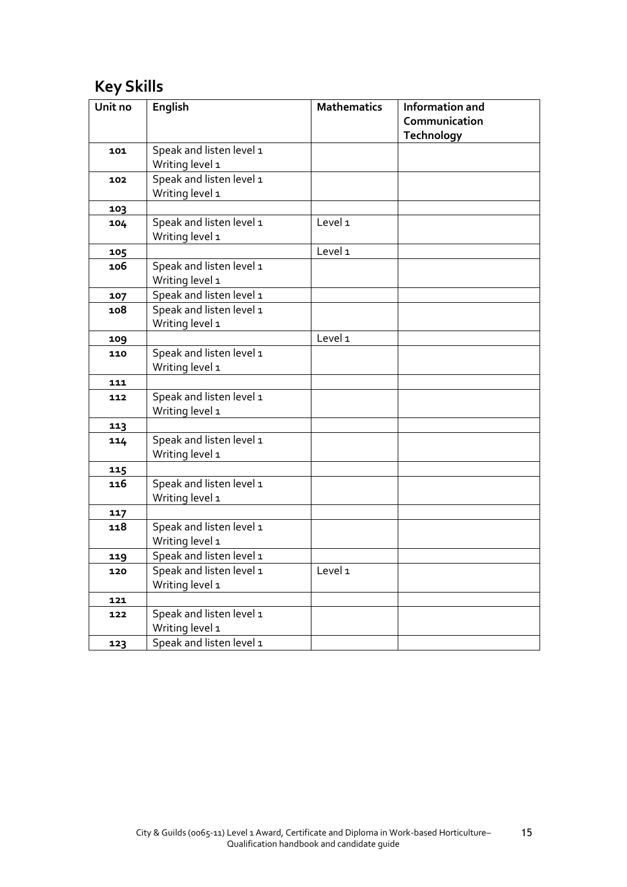## Key Skills

| Unit no | English | Mathematics | Information and Communication Technology |
|---|---|---|---|
| **101** | Speak and listen level 1<br>Writing level 1 | | |
| **102** | Speak and listen level 1<br>Writing level 1 | | |
| **103** | | | |
| **104** | Speak and listen level 1<br>Writing level 1 | Level 1 | |
| **105** | | Level 1 | |
| **106** | Speak and listen level 1<br>Writing level 1 | | |
| **107** | Speak and listen level 1 | | |
| **108** | Speak and listen level 1<br>Writing level 1 | | |
| **109** | | Level 1 | |
| **110** | Speak and listen level 1<br>Writing level 1 | | |
| **111** | | | |
| **112** | Speak and listen level 1<br>Writing level 1 | | |
| **113** | | | |
| **114** | Speak and listen level 1<br>Writing level 1 | | |
| **115** | | | |
| **116** | Speak and listen level 1<br>Writing level 1 | | |
| **117** | | | |
| **118** | Speak and listen level 1<br>Writing level 1 | | |
| **119** | Speak and listen level 1 | | |
| **120** | Speak and listen level 1<br>Writing level 1 | Level 1 | |
| **121** | | | |
| **122** | Speak and listen level 1<br>Writing level 1 | | |
| **123** | Speak and listen level 1 | | |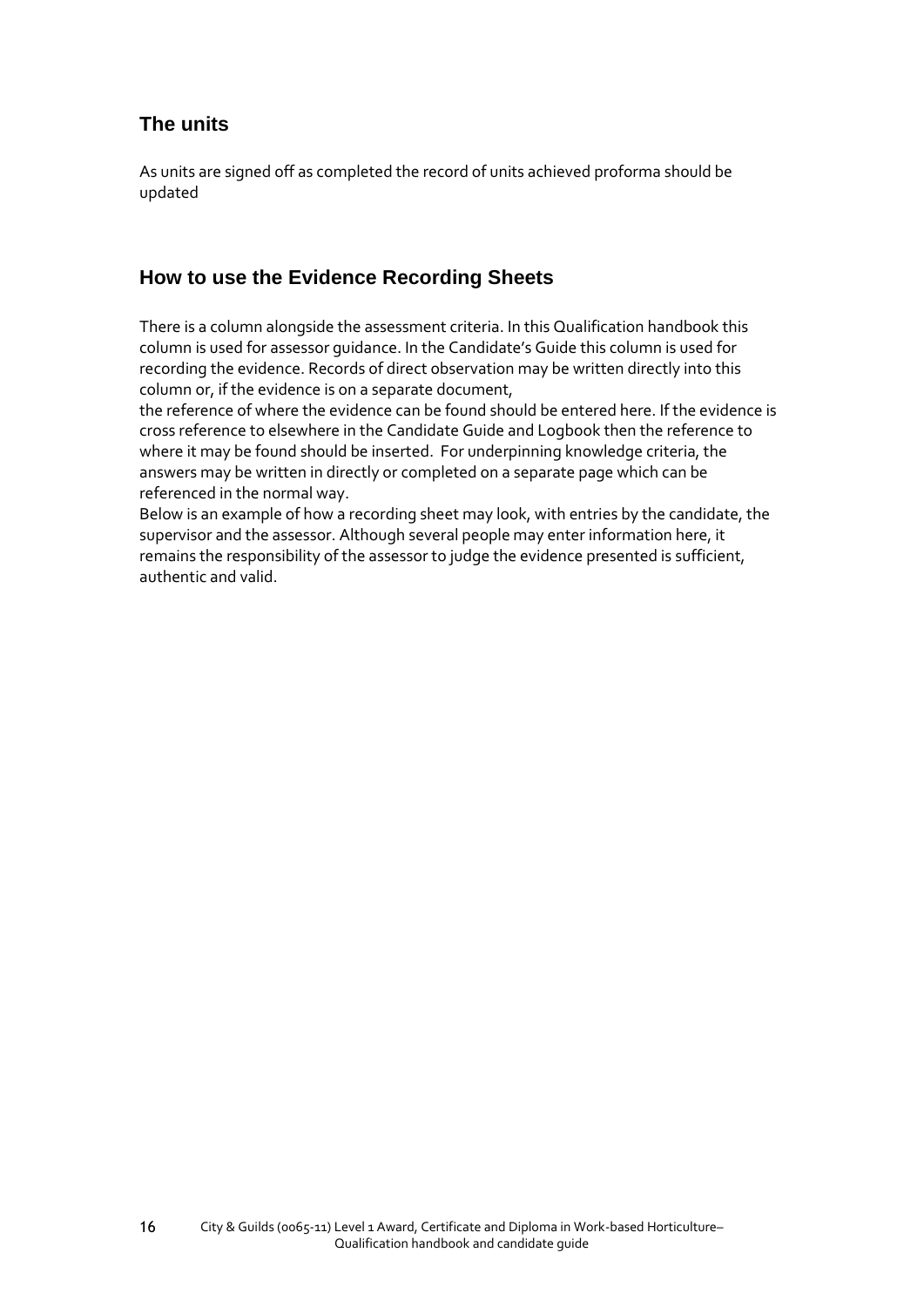## The units

As units are signed off as completed the record of units achieved proforma should be updated

## How to use the Evidence Recording Sheets

There is a column alongside the assessment criteria. In this Qualification handbook this column is used for assessor guidance. In the Candidate's Guide this column is used for recording the evidence. Records of direct observation may be written directly into this column or, if the evidence is on a separate document,
the reference of where the evidence can be found should be entered here. If the evidence is cross reference to elsewhere in the Candidate Guide and Logbook then the reference to where it may be found should be inserted. For underpinning knowledge criteria, the answers may be written in directly or completed on a separate page which can be referenced in the normal way.
Below is an example of how a recording sheet may look, with entries by the candidate, the supervisor and the assessor. Although several people may enter information here, it remains the responsibility of the assessor to judge the evidence presented is sufficient, authentic and valid.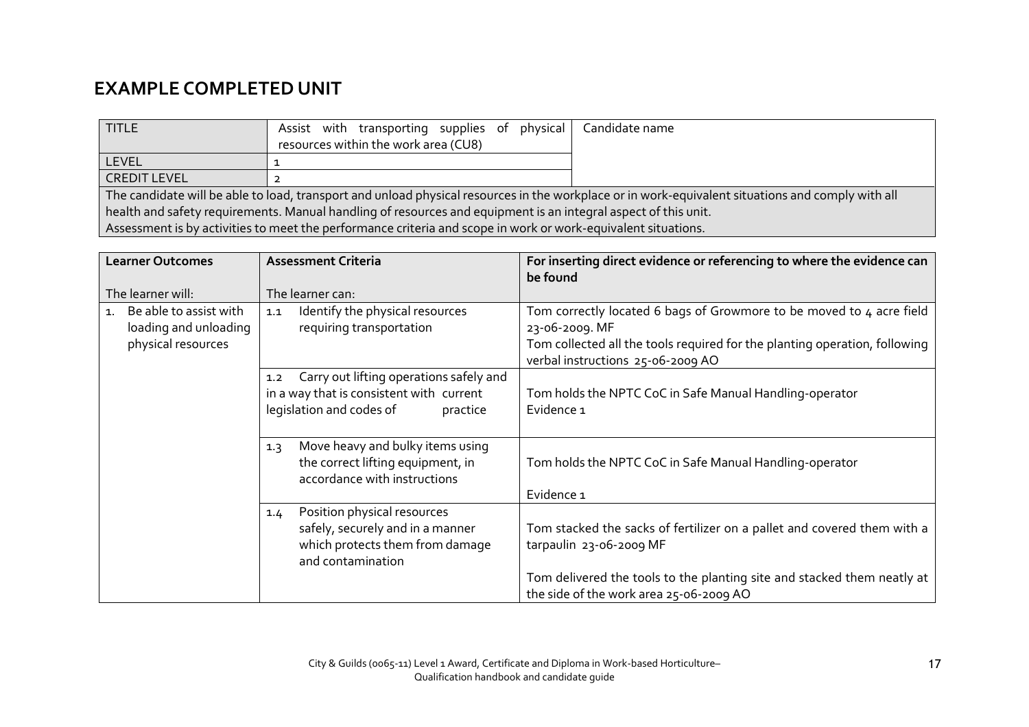# EXAMPLE COMPLETED UNIT

| TITLE | Assist with transporting supplies of physical resources within the work area (CU8) | Candidate name |
|---|---|---|
| LEVEL | 1 | |
| CREDIT LEVEL | 2 | |
| The candidate will be able to load, transport and unload physical resources in the workplace or in work-equivalent situations and comply with all health and safety requirements. Manual handling of resources and equipment is an integral aspect of this unit.<br>Assessment is by activities to meet the performance criteria and scope in work or work-equivalent situations. | | |

| Learner Outcomes<br><br>The learner will: | Assessment Criteria<br><br>The learner can: | For inserting direct evidence or referencing to where the evidence can be found |
|---|---|---|
| 1. Be able to assist with loading and unloading physical resources | 1.1 Identify the physical resources requiring transportation | Tom correctly located 6 bags of Growmore to be moved to 4 acre field 23-06-2009. MF<br>Tom collected all the tools required for the planting operation, following verbal instructions 25-06-2009 AO |
| | 1.2 Carry out lifting operations safely and in a way that is consistent with current legislation and codes of practice | Tom holds the NPTC CoC in Safe Manual Handling-operator<br>Evidence 1 |
| | 1.3 Move heavy and bulky items using the correct lifting equipment, in accordance with instructions | Tom holds the NPTC CoC in Safe Manual Handling-operator<br><br>Evidence 1 |
| | 1.4 Position physical resources safely, securely and in a manner which protects them from damage and contamination | Tom stacked the sacks of fertilizer on a pallet and covered them with a tarpaulin 23-06-2009 MF<br><br>Tom delivered the tools to the planting site and stacked them neatly at the side of the work area 25-06-2009 AO |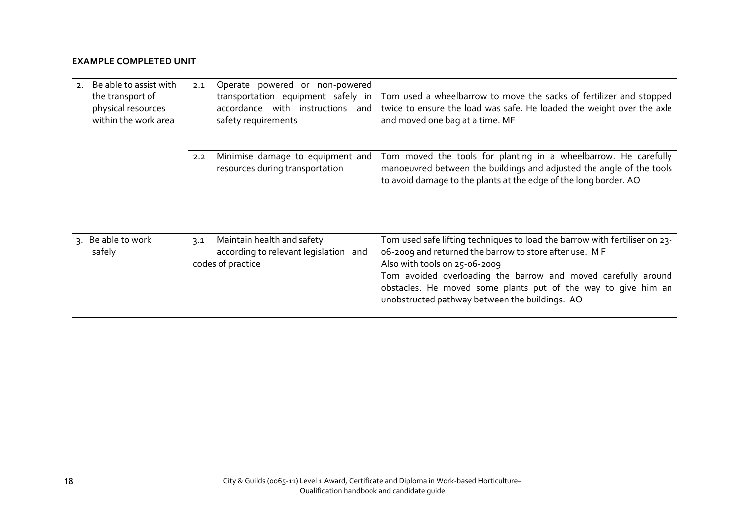**EXAMPLE COMPLETED UNIT**

| | | |
|---|---|---|
| 2. Be able to assist with the transport of physical resources within the work area | 2.1 Operate powered or non-powered transportation equipment safely in accordance with instructions and safety requirements | Tom used a wheelbarrow to move the sacks of fertilizer and stopped twice to ensure the load was safe. He loaded the weight over the axle and moved one bag at a time. MF |
| | 2.2 Minimise damage to equipment and resources during transportation | Tom moved the tools for planting in a wheelbarrow. He carefully manoeuvred between the buildings and adjusted the angle of the tools to avoid damage to the plants at the edge of the long border. AO |
| 3. Be able to work safely | 3.1 Maintain health and safety according to relevant legislation and codes of practice | Tom used safe lifting techniques to load the barrow with fertiliser on 23-06-2009 and returned the barrow to store after use. M F<br>Also with tools on 25-06-2009<br>Tom avoided overloading the barrow and moved carefully around obstacles. He moved some plants put of the way to give him an unobstructed pathway between the buildings. AO |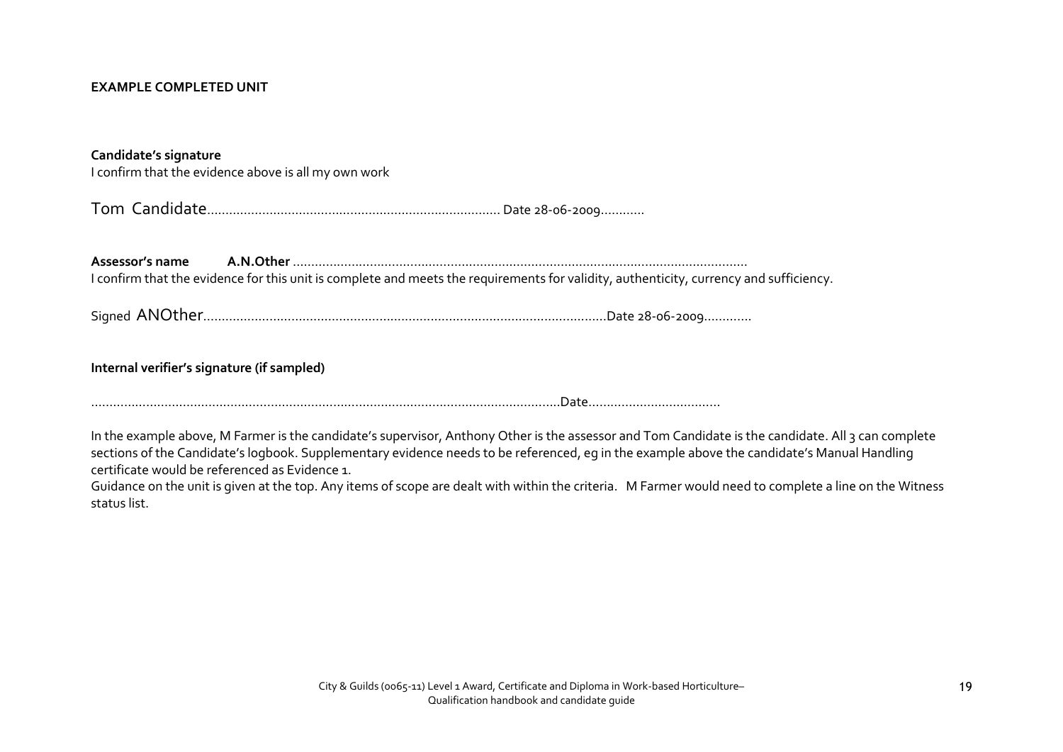**EXAMPLE COMPLETED UNIT**

**Candidate's signature**
I confirm that the evidence above is all my own work

Tom Candidate……………………………………………………………………… Date 28-06-2009…………

**Assessor's name A.N.Other** …………………………………………………………………………………………………………………
I confirm that the evidence for this unit is complete and meets the requirements for validity, authenticity, currency and sufficiency.

Signed ANOther……………………………………………………………………………………………………Date 28-06-2009…………

**Internal verifier's signature (if sampled)**

……………………………………………………………………………………………………………………Date………………………………

In the example above, M Farmer is the candidate's supervisor, Anthony Other is the assessor and Tom Candidate is the candidate. All 3 can complete sections of the Candidate's logbook. Supplementary evidence needs to be referenced, eg in the example above the candidate's Manual Handling certificate would be referenced as Evidence 1.
Guidance on the unit is given at the top. Any items of scope are dealt with within the criteria. M Farmer would need to complete a line on the Witness status list.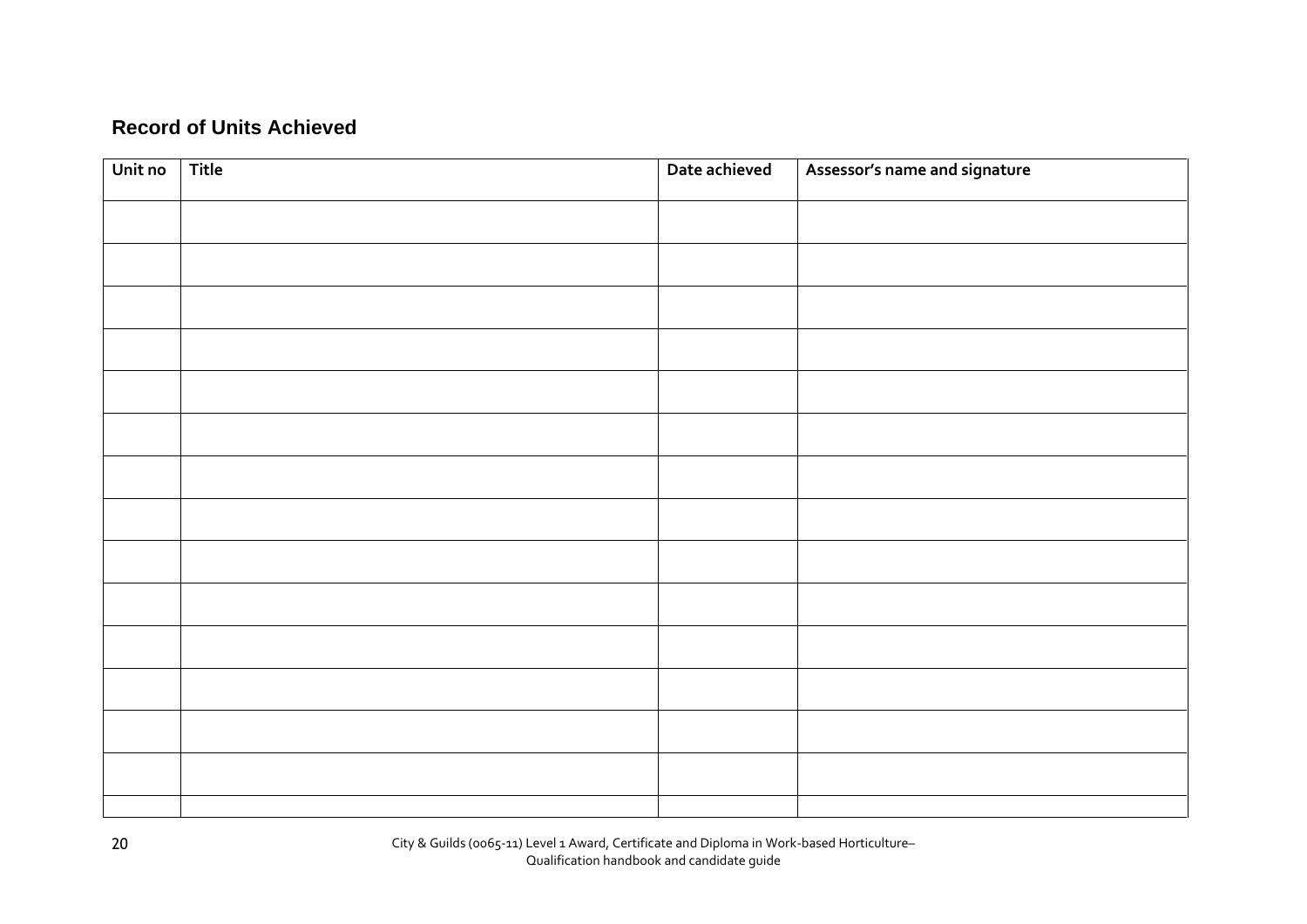## Record of Units Achieved

| Unit no | Title | Date achieved | Assessor's name and signature |
|---|---|---|---|
| | | | |
| | | | |
| | | | |
| | | | |
| | | | |
| | | | |
| | | | |
| | | | |
| | | | |
| | | | |
| | | | |
| | | | |
| | | | |
| | | | |
| | | | |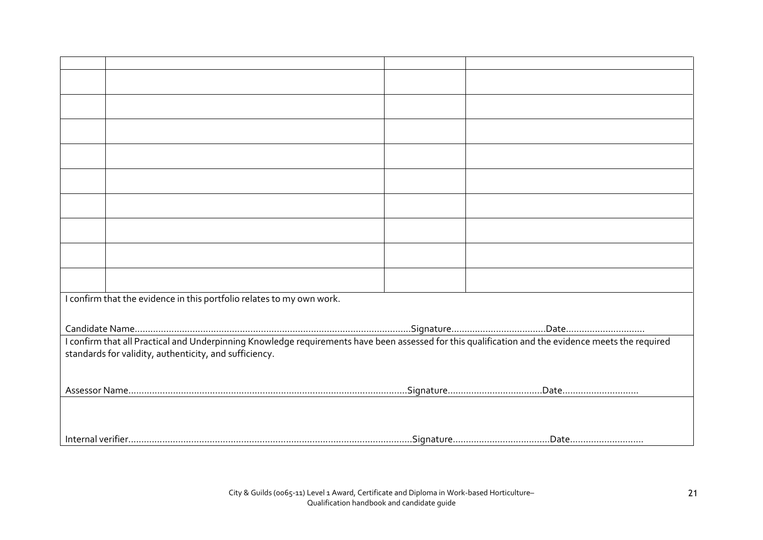| | | | |
|---|---|---|---|
| | | | |
| | | | |
| | | | |
| | | | |
| | | | |
| | | | |
| | | | |
| | | | |
| | | | |

I confirm that the evidence in this portfolio relates to my own work.

Candidate Name.........................................................................................................Signature....................................Date..............................

I confirm that all Practical and Underpinning Knowledge requirements have been assessed for this qualification and the evidence meets the required standards for validity, authenticity, and sufficiency.

Assessor Name...........................................................................................................Signature....................................Date.............................

Internal verifier.............................................................................................................Signature.....................................Date............................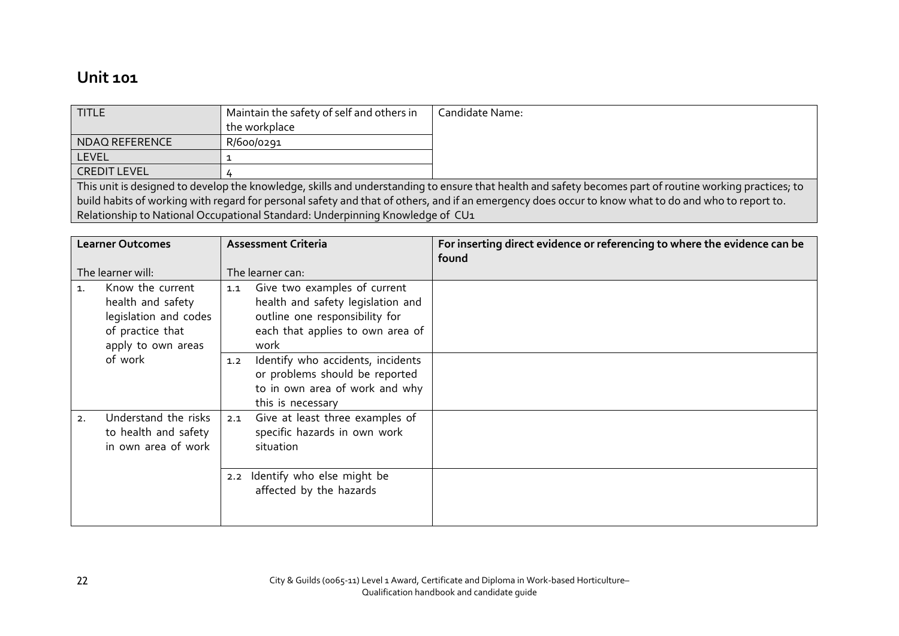## Unit 101

| TITLE | Maintain the safety of self and others in the workplace | Candidate Name: |
|---|---|---|
| NDAQ REFERENCE | R/600/0291 | |
| LEVEL | 1 | |
| CREDIT LEVEL | 4 | |

This unit is designed to develop the knowledge, skills and understanding to ensure that health and safety becomes part of routine working practices; to build habits of working with regard for personal safety and that of others, and if an emergency does occur to know what to do and who to report to.
Relationship to National Occupational Standard: Underpinning Knowledge of CU1

| Learner Outcomes<br><br>The learner will: | Assessment Criteria<br><br>The learner can: | For inserting direct evidence or referencing to where the evidence can be found |
|---|---|---|
| 1. Know the current health and safety legislation and codes of practice that apply to own areas of work | 1.1 Give two examples of current health and safety legislation and outline one responsibility for each that applies to own area of work | |
| | 1.2 Identify who accidents, incidents or problems should be reported to in own area of work and why this is necessary | |
| 2. Understand the risks to health and safety in own area of work | 2.1 Give at least three examples of specific hazards in own work situation | |
| | 2.2 Identify who else might be affected by the hazards | |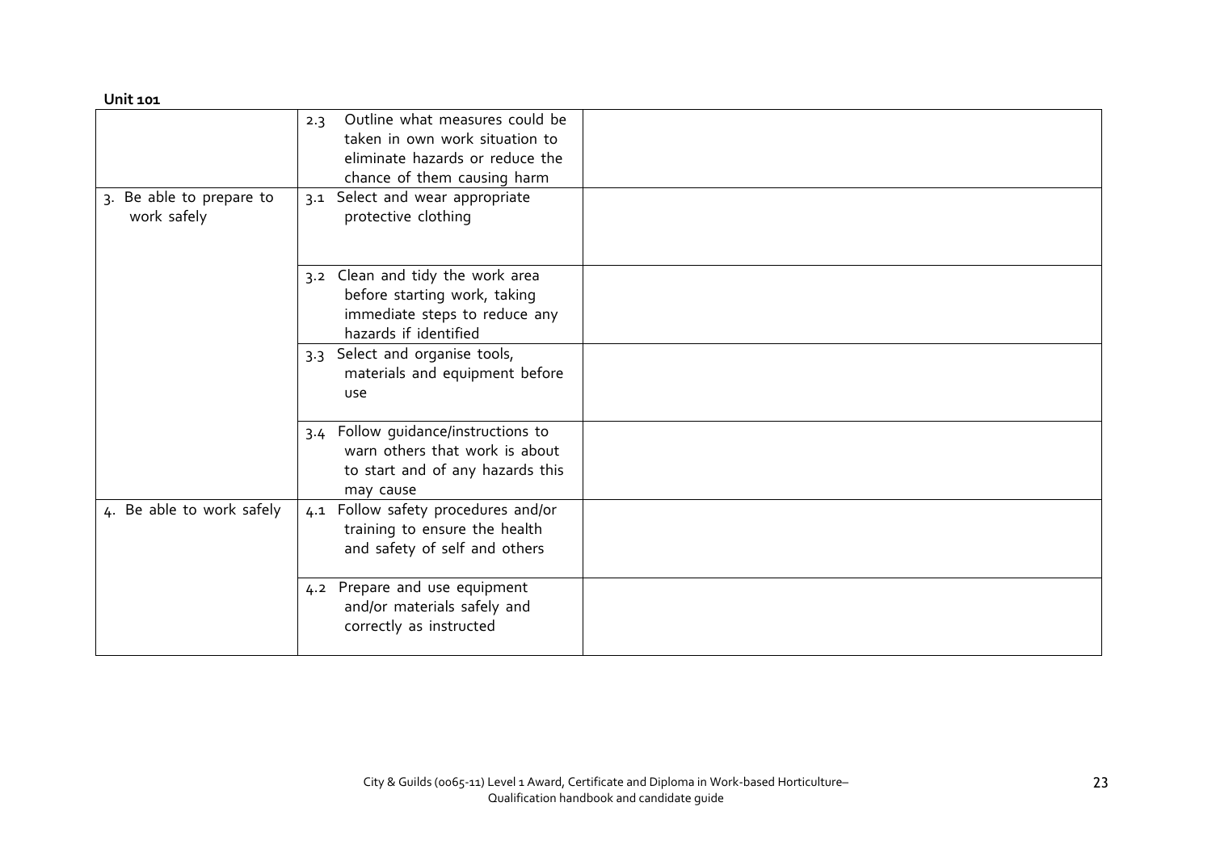**Unit 101**

| | | |
|---|---|---|
| | 2.3 Outline what measures could be taken in own work situation to eliminate hazards or reduce the chance of them causing harm | |
| 3. Be able to prepare to work safely | 3.1 Select and wear appropriate protective clothing | |
| | 3.2 Clean and tidy the work area before starting work, taking immediate steps to reduce any hazards if identified | |
| | 3.3 Select and organise tools, materials and equipment before use | |
| | 3.4 Follow guidance/instructions to warn others that work is about to start and of any hazards this may cause | |
| 4. Be able to work safely | 4.1 Follow safety procedures and/or training to ensure the health and safety of self and others | |
| | 4.2 Prepare and use equipment and/or materials safely and correctly as instructed | |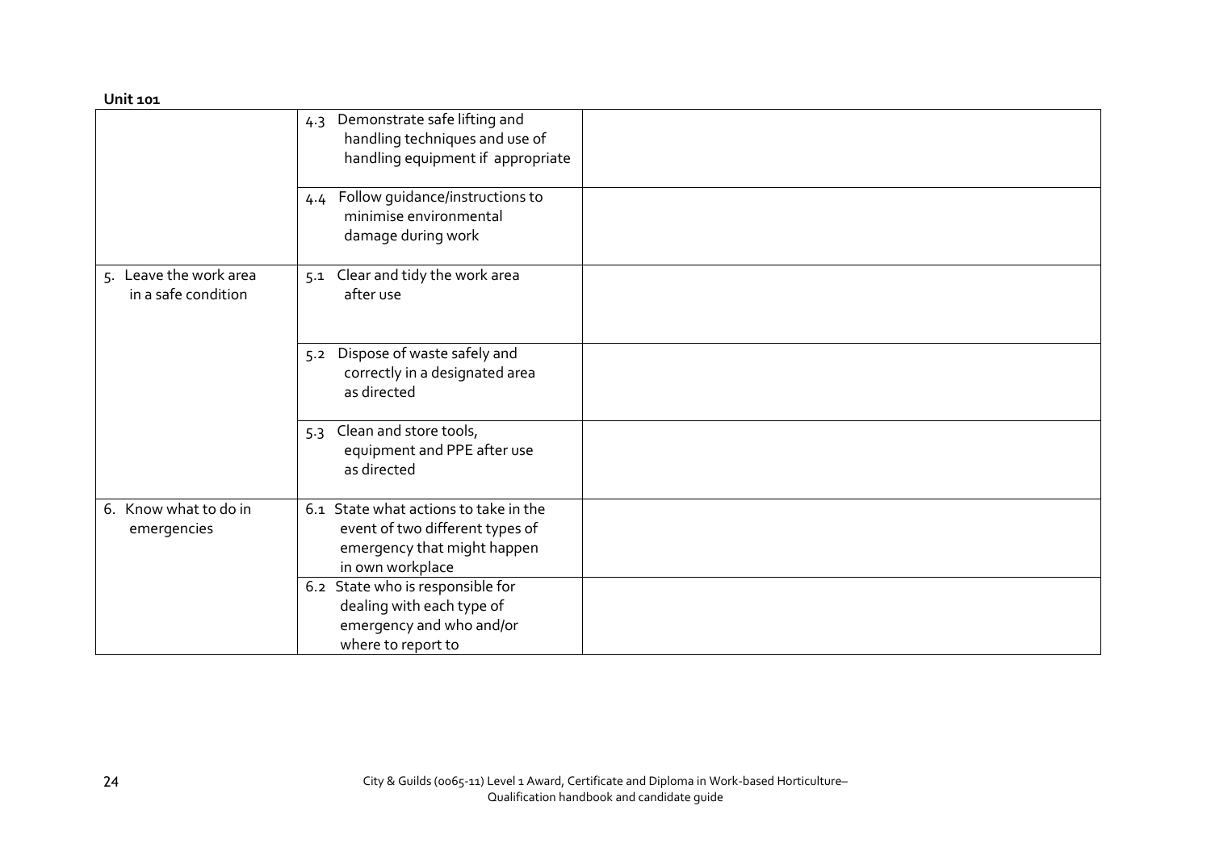**Unit 101**

| | | |
|---|---|---|
| | 4.3 Demonstrate safe lifting and handling techniques and use of handling equipment if appropriate | |
| | 4.4 Follow guidance/instructions to minimise environmental damage during work | |
| 5. Leave the work area in a safe condition | 5.1 Clear and tidy the work area after use | |
| | 5.2 Dispose of waste safely and correctly in a designated area as directed | |
| | 5.3 Clean and store tools, equipment and PPE after use as directed | |
| 6. Know what to do in emergencies | 6.1 State what actions to take in the event of two different types of emergency that might happen in own workplace | |
| | 6.2 State who is responsible for dealing with each type of emergency and who and/or where to report to | |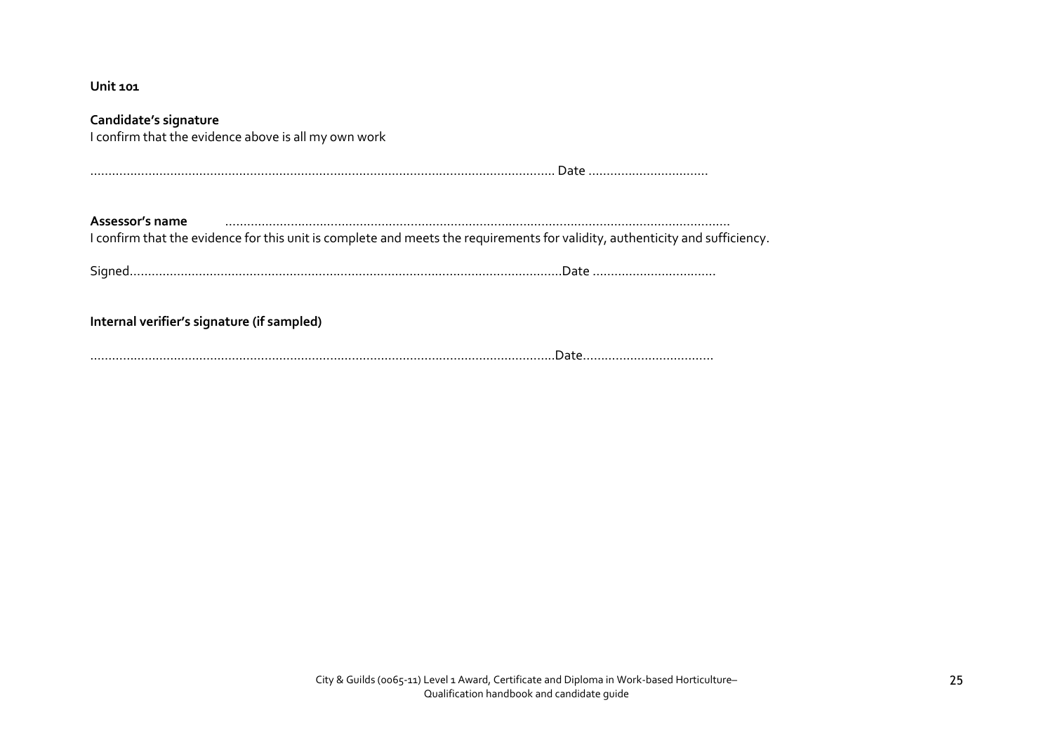**Unit 101**

**Candidate's signature**
I confirm that the evidence above is all my own work

……………………………………………………………………………………………………… Date ……………………………

**Assessor's name** ……………………………………………………………………………………………………………………
I confirm that the evidence for this unit is complete and meets the requirements for validity, authenticity and sufficiency.

Signed……………………………………………………………………………………………….Date ……………………………

**Internal verifier's signature (if sampled)**

……………………………………………………………………………………………………..Date………………………………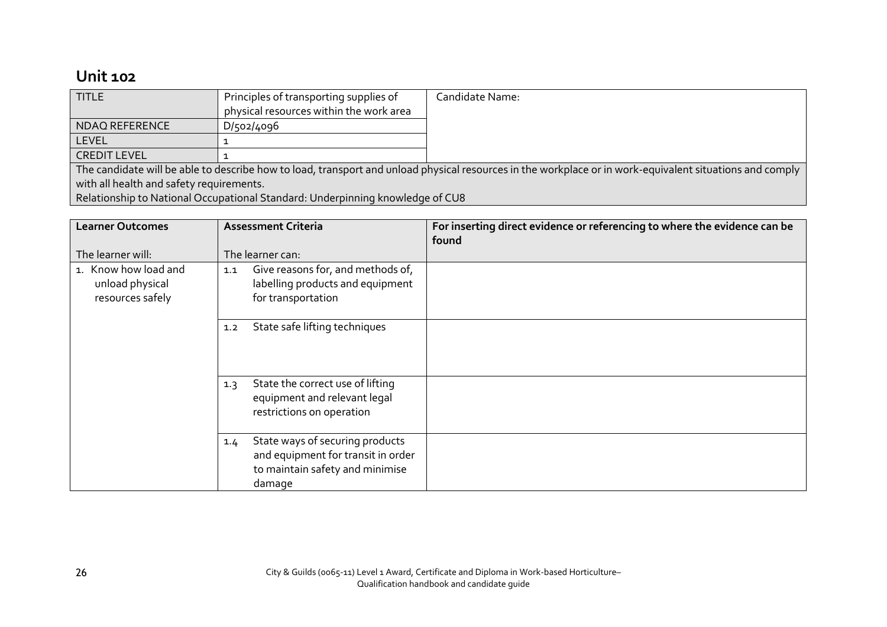## Unit 102

| TITLE | Principles of transporting supplies of physical resources within the work area | Candidate Name: |
|---|---|---|
| NDAQ REFERENCE | D/502/4096 | |
| LEVEL | 1 | |
| CREDIT LEVEL | 1 | |
| The candidate will be able to describe how to load, transport and unload physical resources in the workplace or in work-equivalent situations and comply with all health and safety requirements.<br>Relationship to National Occupational Standard: Underpinning knowledge of CU8 | | |

| Learner Outcomes<br><br>The learner will: | Assessment Criteria<br><br>The learner can: | For inserting direct evidence or referencing to where the evidence can be found |
|---|---|---|
| 1. Know how load and unload physical resources safely | 1.1 Give reasons for, and methods of, labelling products and equipment for transportation | |
| | 1.2 State safe lifting techniques | |
| | 1.3 State the correct use of lifting equipment and relevant legal restrictions on operation | |
| | 1.4 State ways of securing products and equipment for transit in order to maintain safety and minimise damage | |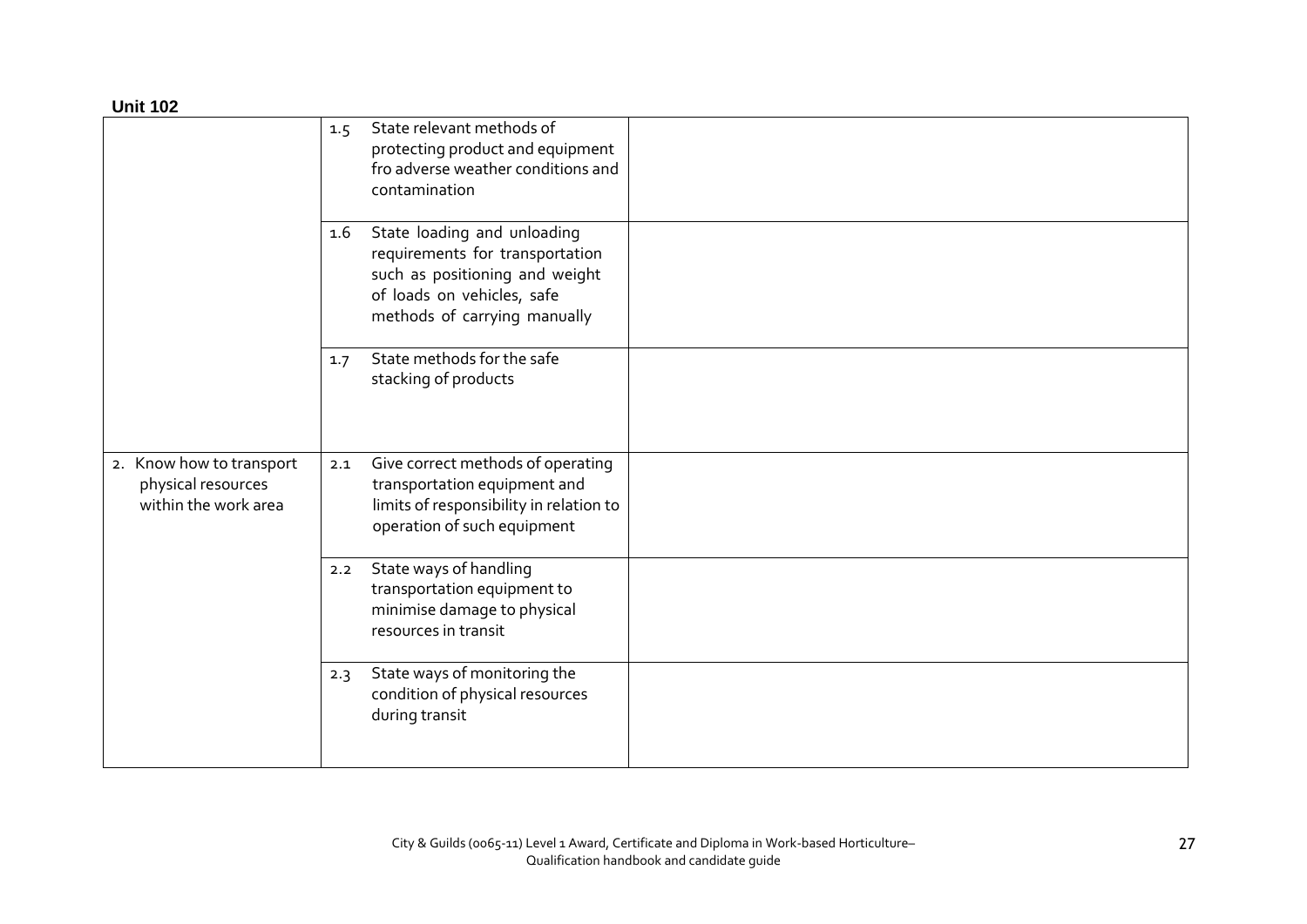**Unit 102**

| | | |
|---|---|---|
| | 1.5 State relevant methods of protecting product and equipment fro adverse weather conditions and contamination | |
| | 1.6 State loading and unloading requirements for transportation such as positioning and weight of loads on vehicles, safe methods of carrying manually | |
| | 1.7 State methods for the safe stacking of products | |
| 2. Know how to transport physical resources within the work area | 2.1 Give correct methods of operating transportation equipment and limits of responsibility in relation to operation of such equipment | |
| | 2.2 State ways of handling transportation equipment to minimise damage to physical resources in transit | |
| | 2.3 State ways of monitoring the condition of physical resources during transit | |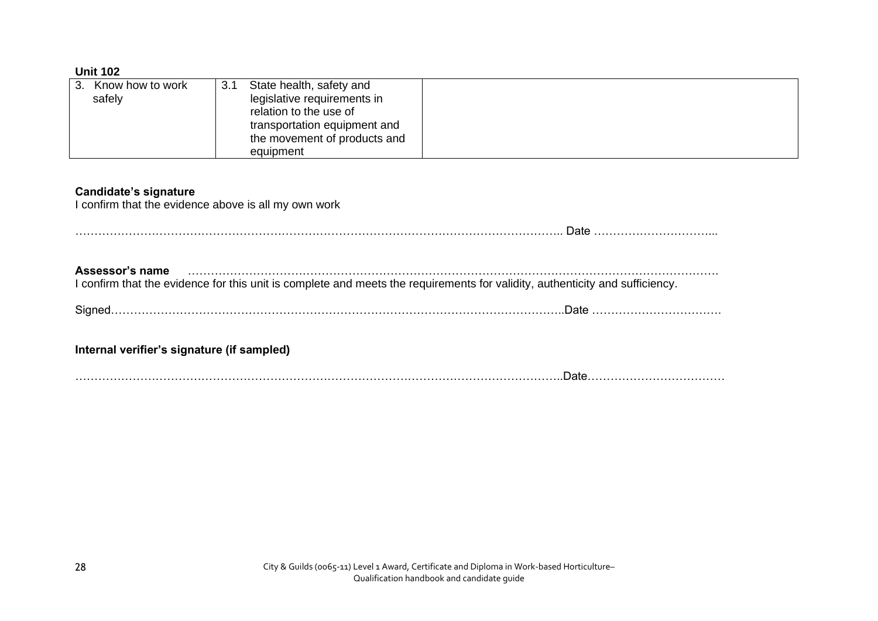**Unit 102**

| | | |
|---|---|---|
| 3. Know how to work safely | 3.1 State health, safety and legislative requirements in relation to the use of transportation equipment and the movement of products and equipment | |

**Candidate's signature**
I confirm that the evidence above is all my own work

………………………………………………………………………………………………………….. Date …………………….……...

**Assessor's name** ……………………………………………………………………………………………………………………
I confirm that the evidence for this unit is complete and meets the requirements for validity, authenticity and sufficiency.

Signed…………………………………………………………………………………………………..Date ……………………………

**Internal verifier's signature (if sampled)**

…………………………………………………………………………………………………………..Date………………………………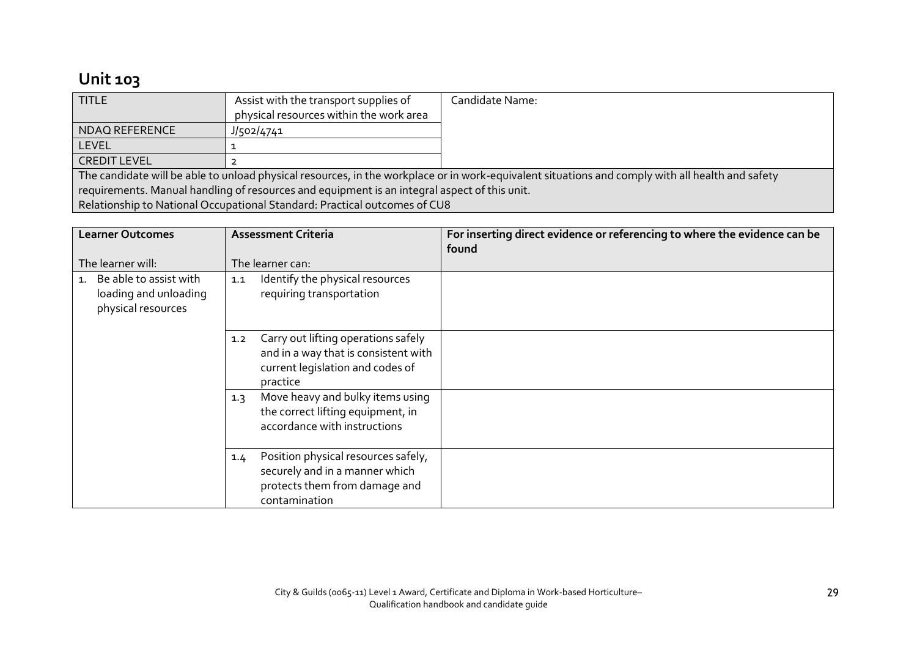## Unit 103

| TITLE | Assist with the transport supplies of physical resources within the work area | Candidate Name: |
|---|---|---|
| NDAQ REFERENCE | J/502/4741 | |
| LEVEL | 1 | |
| CREDIT LEVEL | 2 | |
| The candidate will be able to unload physical resources, in the workplace or in work-equivalent situations and comply with all health and safety requirements. Manual handling of resources and equipment is an integral aspect of this unit. Relationship to National Occupational Standard: Practical outcomes of CU8 | | |

| Learner Outcomes<br><br>The learner will: | Assessment Criteria<br><br>The learner can: | For inserting direct evidence or referencing to where the evidence can be found |
|---|---|---|
| 1. Be able to assist with loading and unloading physical resources | 1.1 Identify the physical resources requiring transportation | |
| | 1.2 Carry out lifting operations safely and in a way that is consistent with current legislation and codes of practice | |
| | 1.3 Move heavy and bulky items using the correct lifting equipment, in accordance with instructions | |
| | 1.4 Position physical resources safely, securely and in a manner which protects them from damage and contamination | |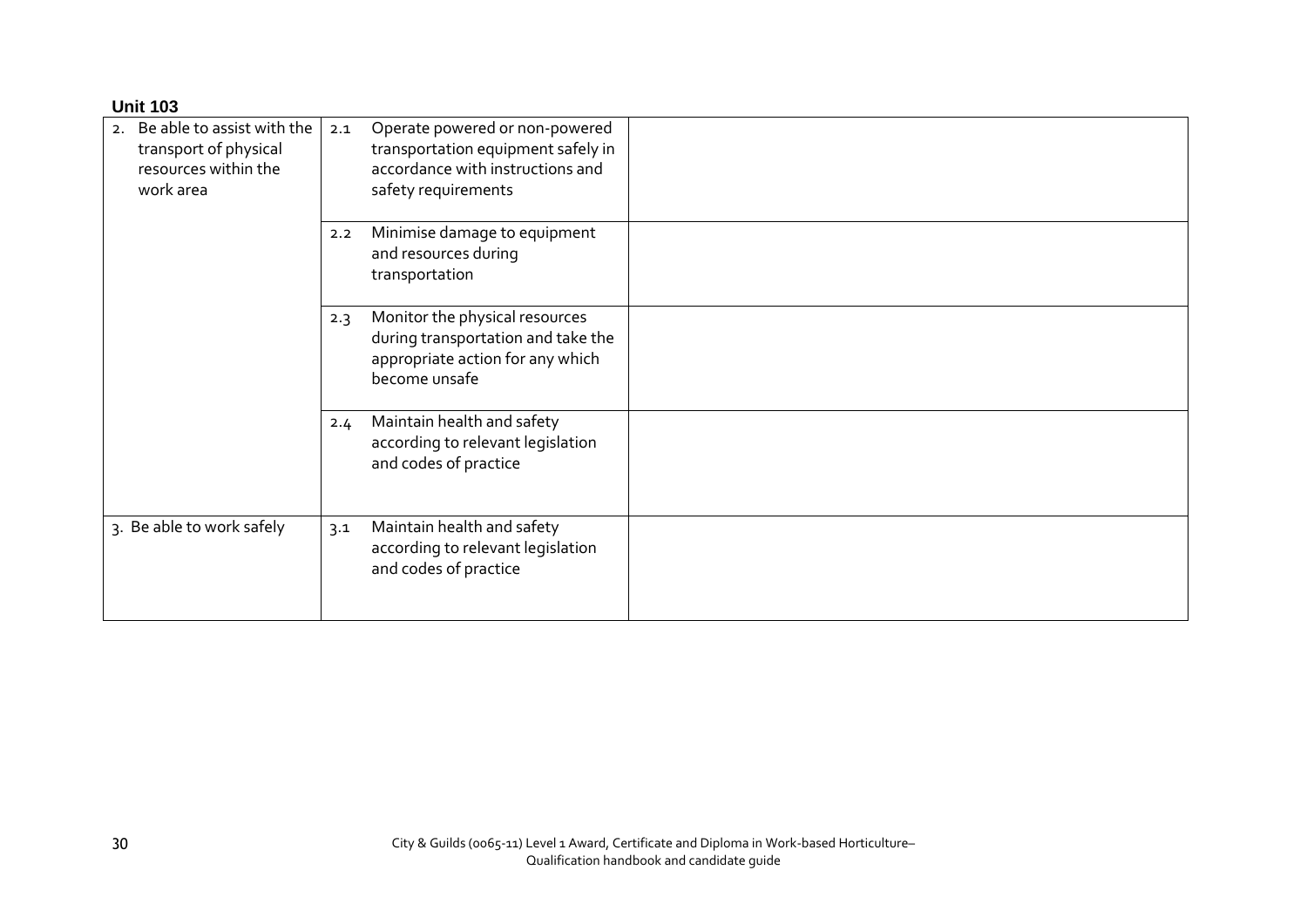**Unit 103**

| | | |
|---|---|---|
| 2. Be able to assist with the transport of physical resources within the work area | 2.1 Operate powered or non-powered transportation equipment safely in accordance with instructions and safety requirements | |
| | 2.2 Minimise damage to equipment and resources during transportation | |
| | 2.3 Monitor the physical resources during transportation and take the appropriate action for any which become unsafe | |
| | 2.4 Maintain health and safety according to relevant legislation and codes of practice | |
| 3. Be able to work safely | 3.1 Maintain health and safety according to relevant legislation and codes of practice | |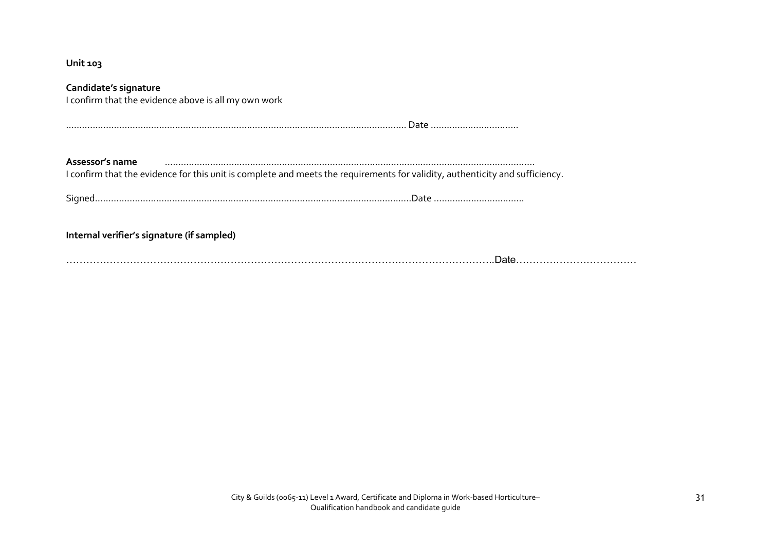**Unit 103**

**Candidate's signature**
I confirm that the evidence above is all my own work

................................................................................................................................ Date ..................................

**Assessor's name** ...........................................................................................................................................
I confirm that the evidence for this unit is complete and meets the requirements for validity, authenticity and sufficiency.

Signed..........................................................................................................................Date ..................................

**Internal verifier's signature (if sampled)**

……………………………………………………………………………………………………………..Date………………………………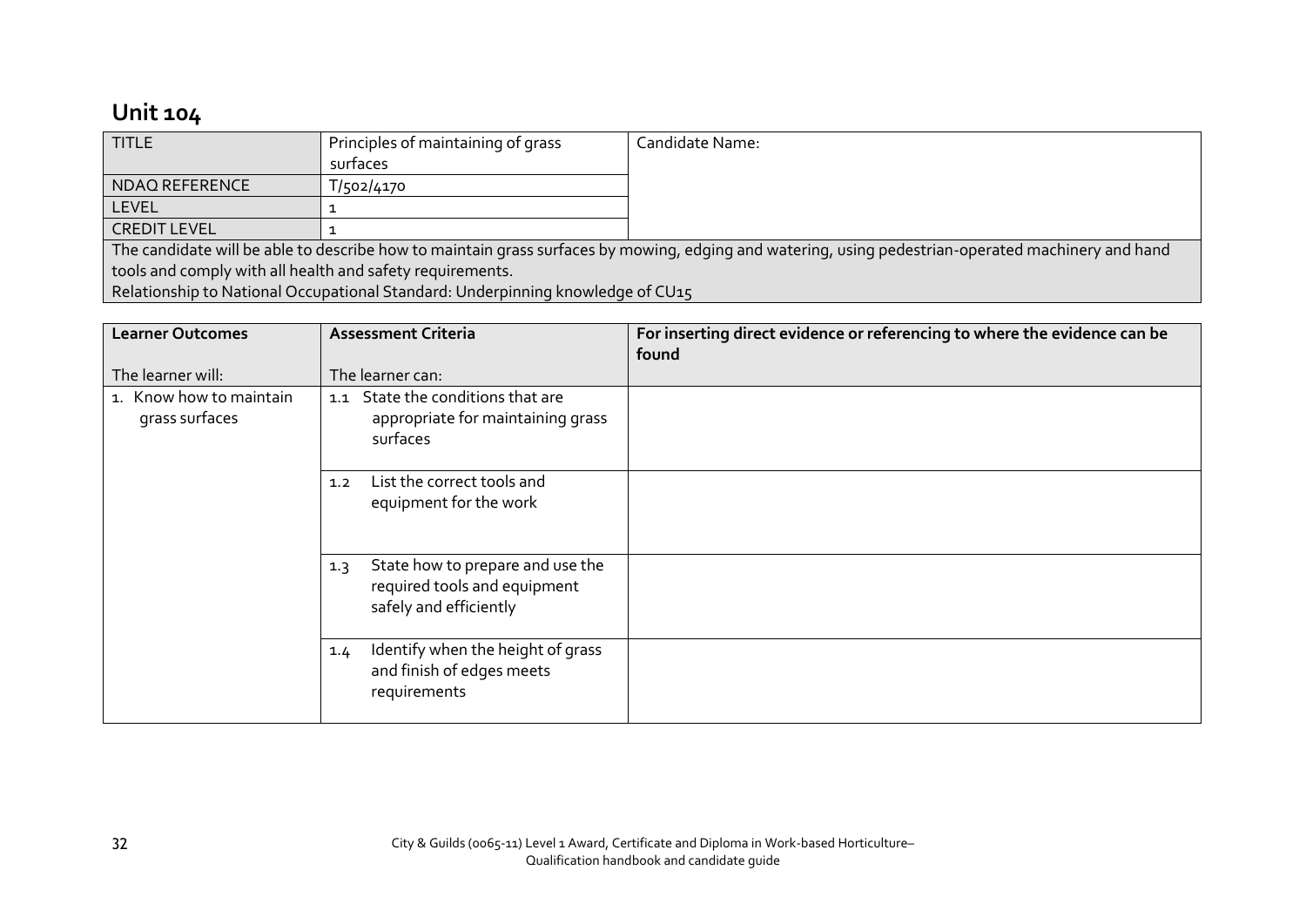# Unit 104

| TITLE | Principles of maintaining of grass surfaces | Candidate Name: |
|---|---|---|
| NDAQ REFERENCE | T/502/4170 | |
| LEVEL | 1 | |
| CREDIT LEVEL | 1 | |

The candidate will be able to describe how to maintain grass surfaces by mowing, edging and watering, using pedestrian-operated machinery and hand tools and comply with all health and safety requirements.
Relationship to National Occupational Standard: Underpinning knowledge of CU15

| **Learner Outcomes**<br><br>The learner will: | **Assessment Criteria**<br><br>The learner can: | **For inserting direct evidence or referencing to where the evidence can be found** |
|---|---|---|
| 1. Know how to maintain grass surfaces | 1.1 State the conditions that are appropriate for maintaining grass surfaces | |
| | 1.2 List the correct tools and equipment for the work | |
| | 1.3 State how to prepare and use the required tools and equipment safely and efficiently | |
| | 1.4 Identify when the height of grass and finish of edges meets requirements | |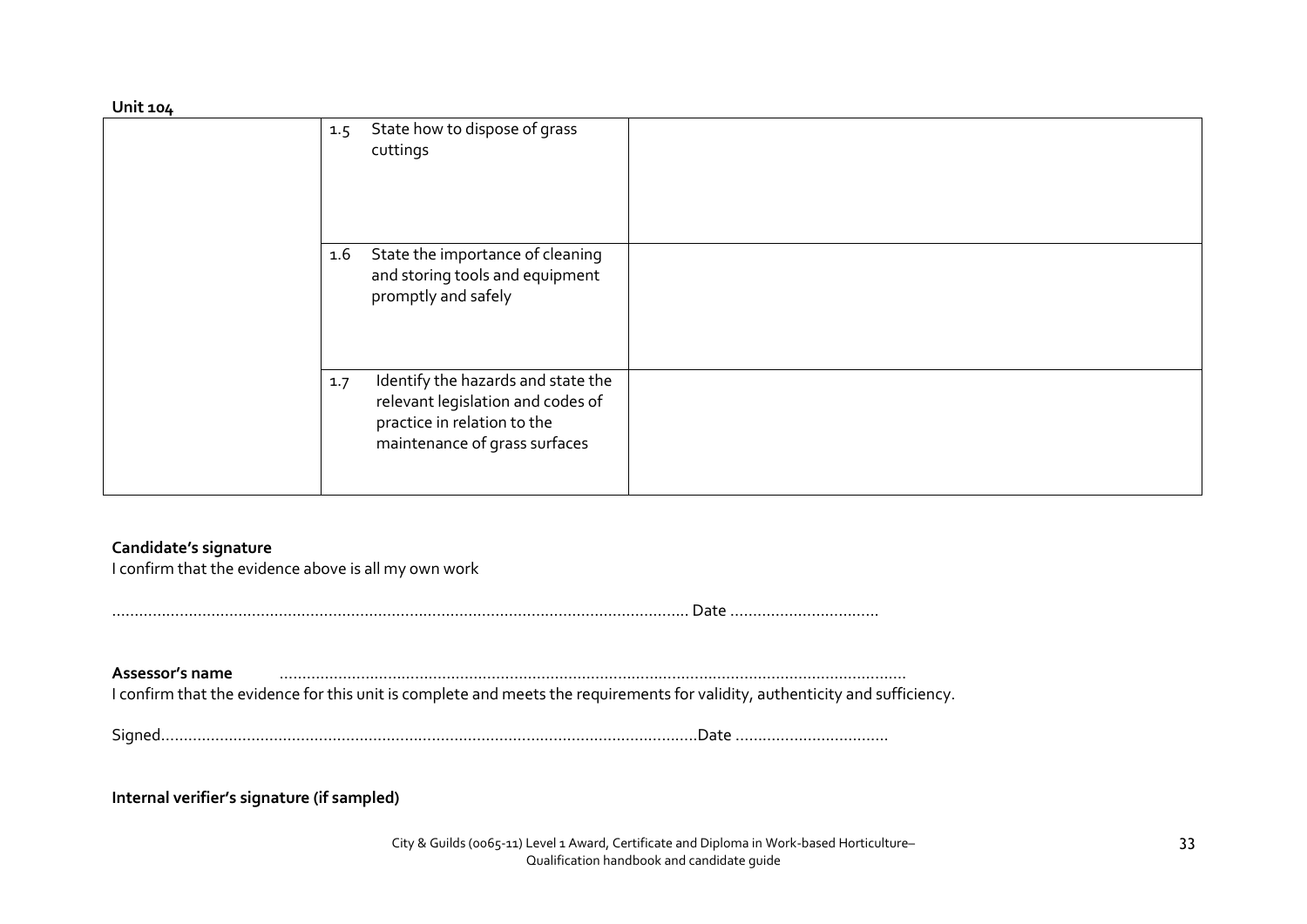**Unit 104**

| | | |
|---|---|---|
| | 1.5 State how to dispose of grass cuttings | |
| | 1.6 State the importance of cleaning and storing tools and equipment promptly and safely | |
| | 1.7 Identify the hazards and state the relevant legislation and codes of practice in relation to the maintenance of grass surfaces | |

**Candidate's signature**

I confirm that the evidence above is all my own work

……………………………………………………………………………………………………… Date ……………………………

**Assessor's name** ………………………………………………………………………………………………………………

I confirm that the evidence for this unit is complete and meets the requirements for validity, authenticity and sufficiency.

Signed………………………………………………………………………………………………Date ……………………………

**Internal verifier's signature (if sampled)**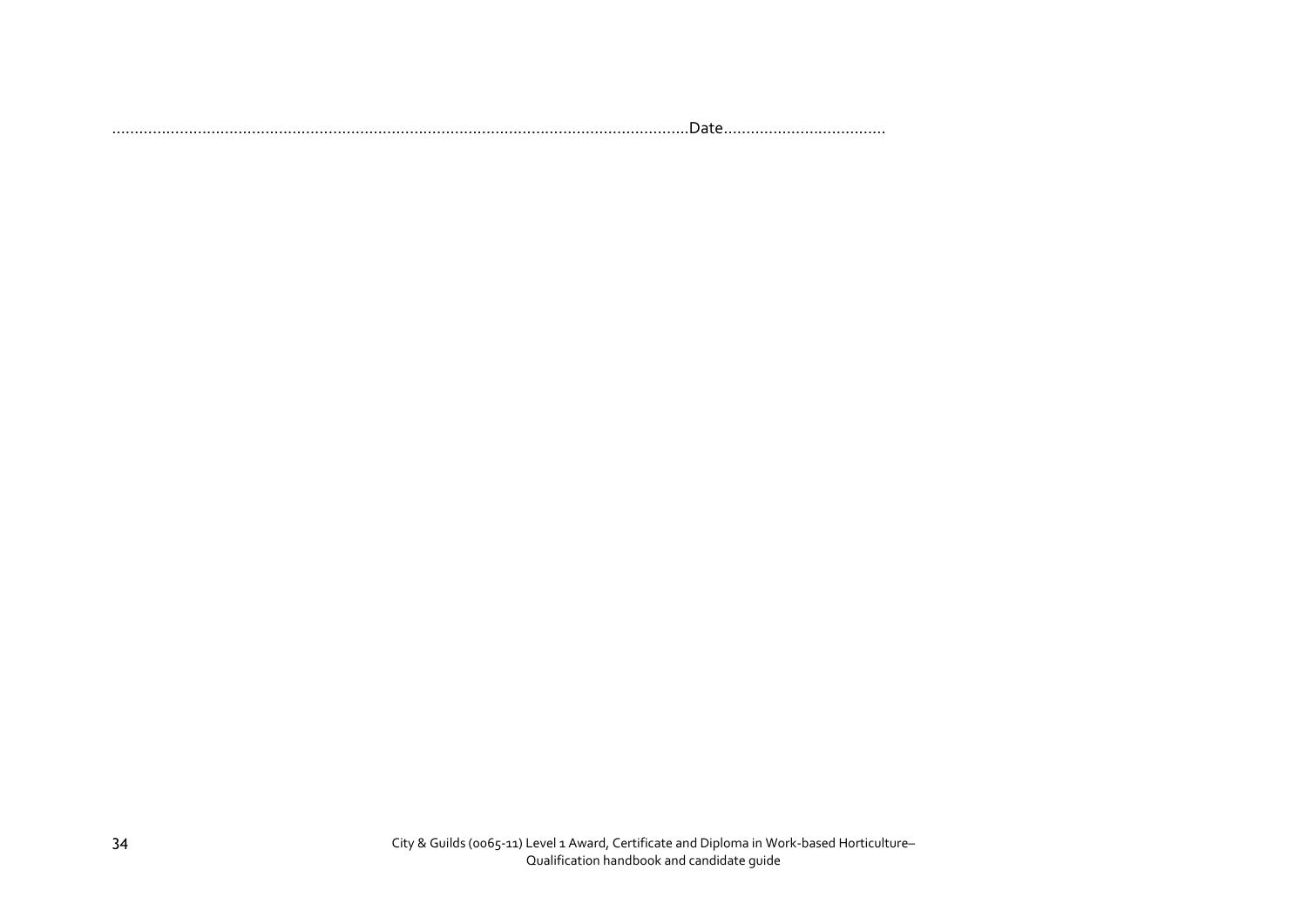……………………………………………………………………………………………………………Date………………………………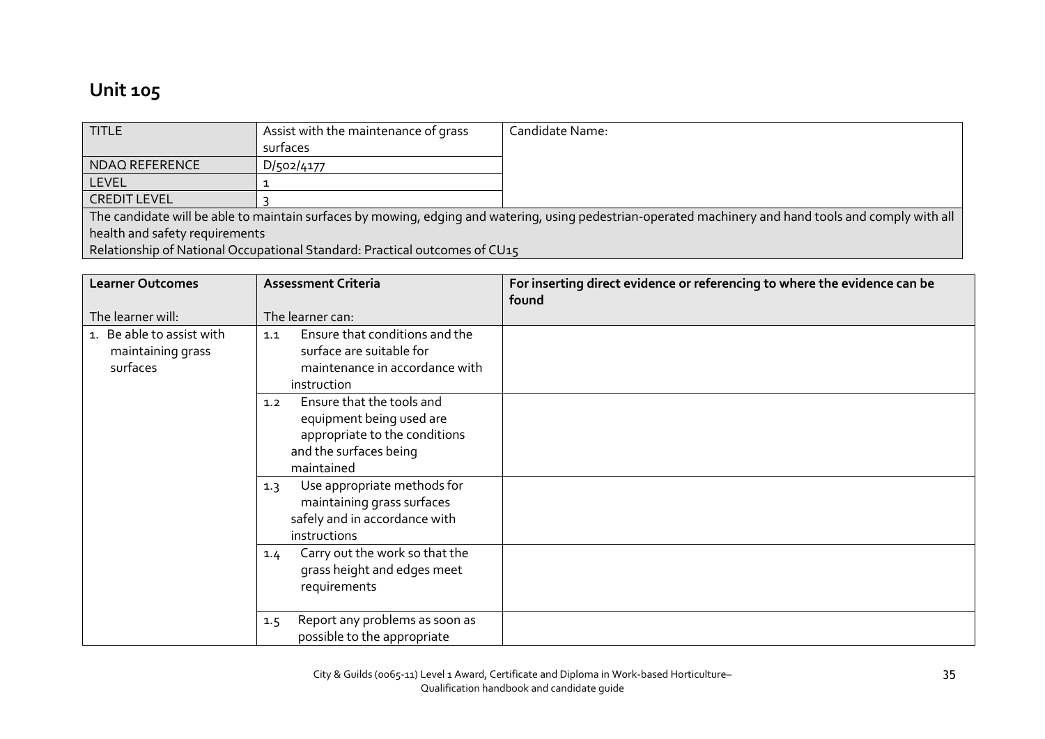# Unit 105

| TITLE | Assist with the maintenance of grass surfaces | Candidate Name: |
| --- | --- | --- |
| NDAQ REFERENCE | D/502/4177 | |
| LEVEL | 1 | |
| CREDIT LEVEL | 3 | |
| The candidate will be able to maintain surfaces by mowing, edging and watering, using pedestrian-operated machinery and hand tools and comply with all health and safety requirements<br>Relationship of National Occupational Standard: Practical outcomes of CU15 | | |

| Learner Outcomes<br><br>The learner will: | Assessment Criteria<br><br>The learner can: | For inserting direct evidence or referencing to where the evidence can be found |
| --- | --- | --- |
| 1. Be able to assist with maintaining grass surfaces | 1.1 Ensure that conditions and the surface are suitable for maintenance in accordance with instruction | |
| | 1.2 Ensure that the tools and equipment being used are appropriate to the conditions and the surfaces being maintained | |
| | 1.3 Use appropriate methods for maintaining grass surfaces safely and in accordance with instructions | |
| | 1.4 Carry out the work so that the grass height and edges meet requirements | |
| | 1.5 Report any problems as soon as possible to the appropriate | |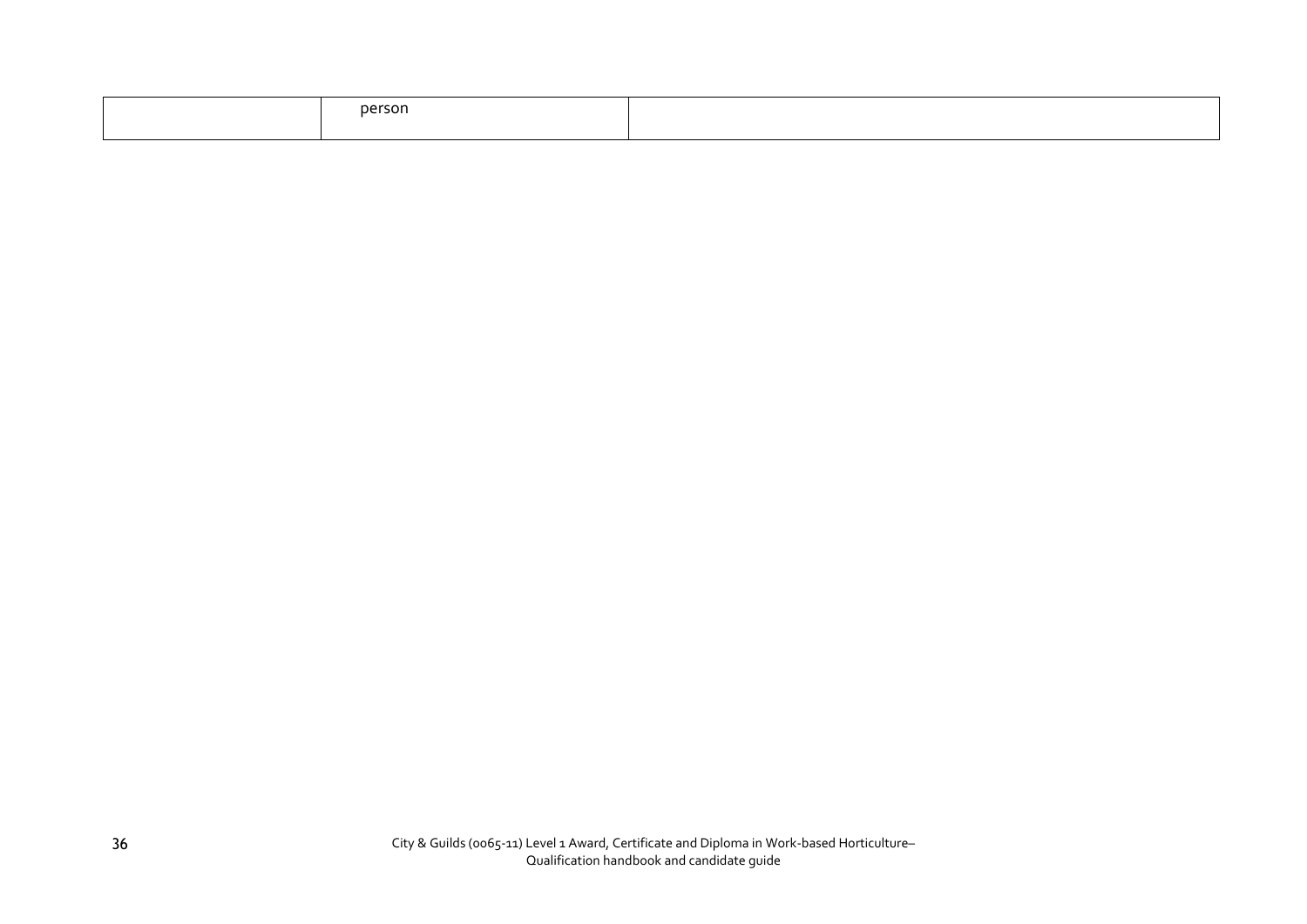| | | |
|---|---|---|
| | person | |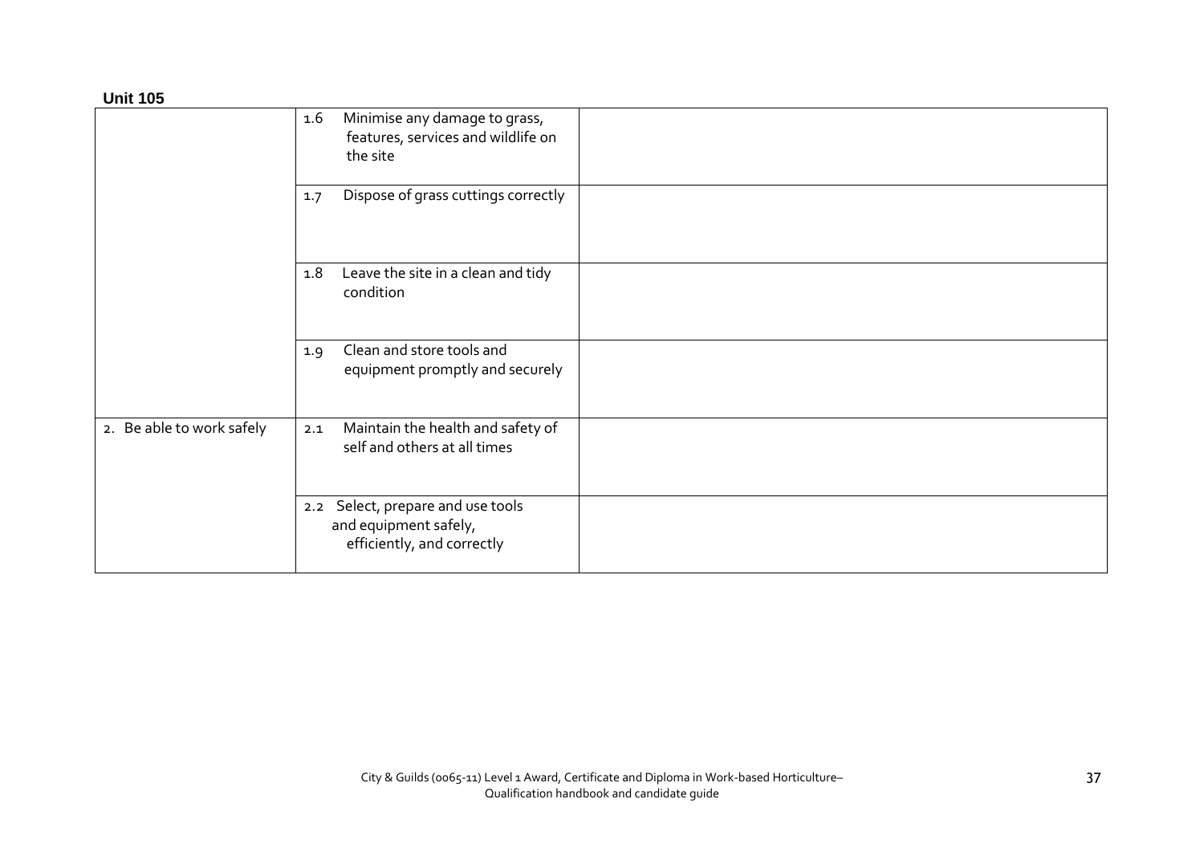**Unit 105**

| | | |
|---|---|---|
| | 1.6 Minimise any damage to grass, features, services and wildlife on the site | |
| | 1.7 Dispose of grass cuttings correctly | |
| | 1.8 Leave the site in a clean and tidy condition | |
| | 1.9 Clean and store tools and equipment promptly and securely | |
| 2. Be able to work safely | 2.1 Maintain the health and safety of self and others at all times | |
| | 2.2 Select, prepare and use tools and equipment safely, efficiently, and correctly | |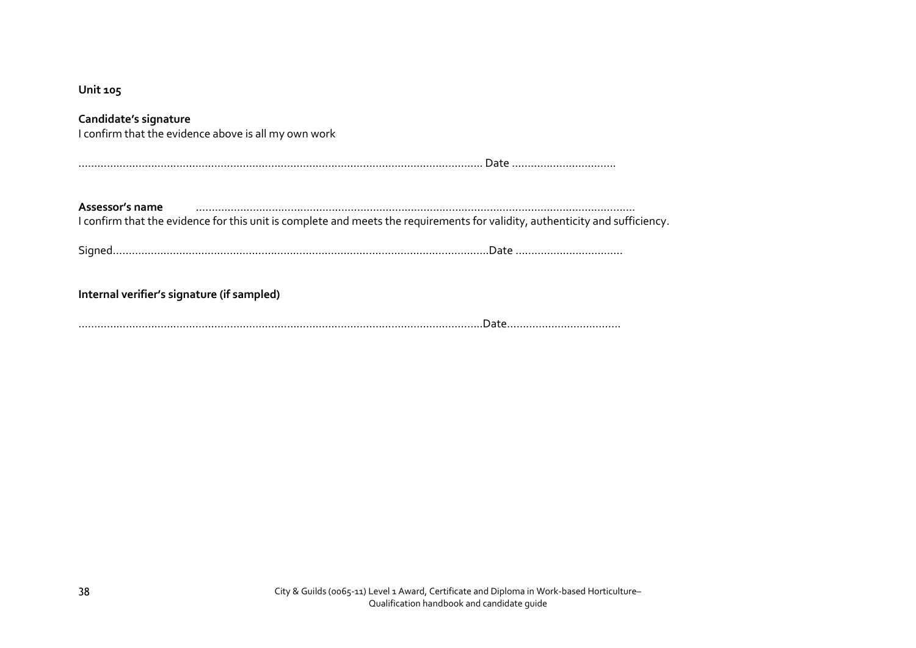**Unit 105**

**Candidate's signature**
I confirm that the evidence above is all my own work

................................................................................................................................ Date .................................

**Assessor's name** ..........................................................................................................................................
I confirm that the evidence for this unit is complete and meets the requirements for validity, authenticity and sufficiency.

Signed........................................................................................................................Date ..................................

**Internal verifier's signature (if sampled)**

.............................................................................................................................Date....................................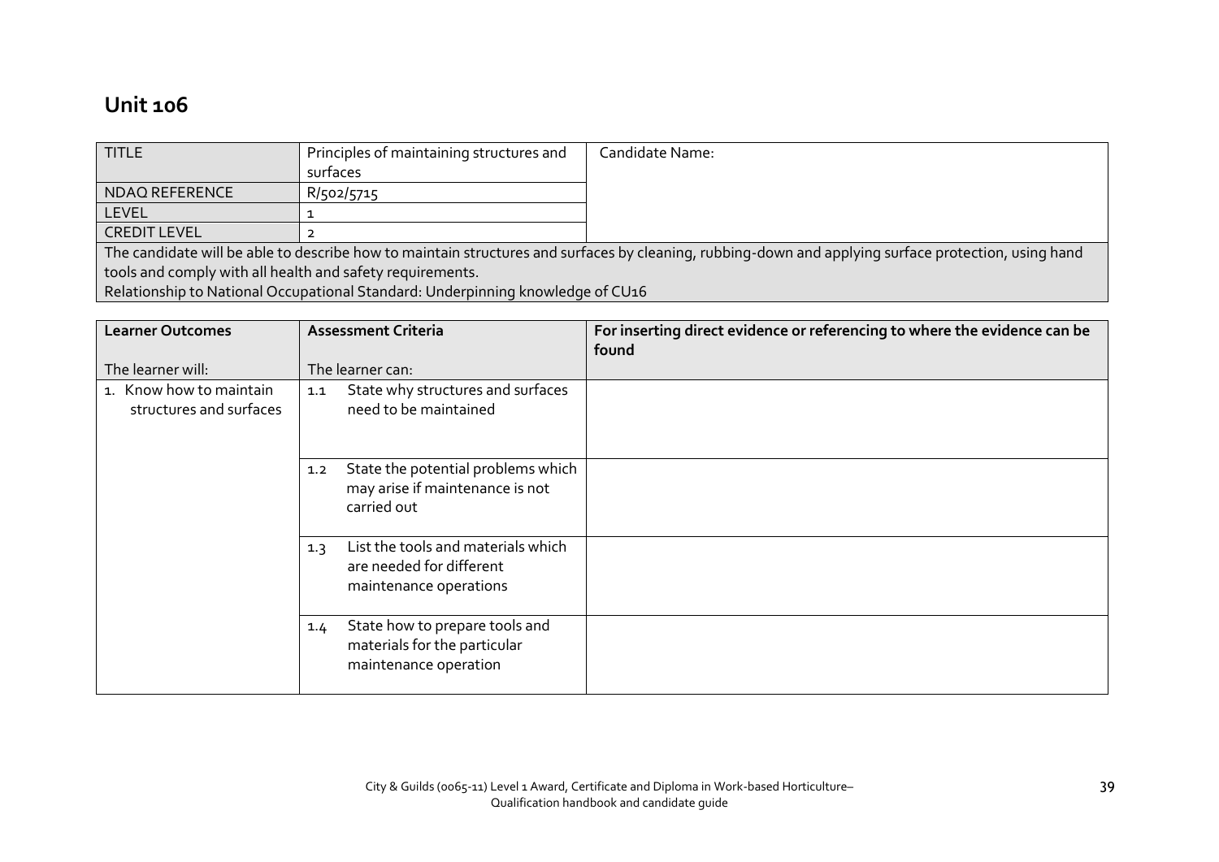# Unit 106

| TITLE | Principles of maintaining structures and surfaces | Candidate Name: |
|---|---|---|
| NDAQ REFERENCE | R/502/5715 | |
| LEVEL | 1 | |
| CREDIT LEVEL | 2 | |
| The candidate will be able to describe how to maintain structures and surfaces by cleaning, rubbing-down and applying surface protection, using hand tools and comply with all health and safety requirements.<br>Relationship to National Occupational Standard: Underpinning knowledge of CU16 | | |

| Learner Outcomes<br><br>The learner will: | Assessment Criteria<br><br>The learner can: | For inserting direct evidence or referencing to where the evidence can be found |
|---|---|---|
| 1. Know how to maintain structures and surfaces | 1.1 State why structures and surfaces need to be maintained | |
| | 1.2 State the potential problems which may arise if maintenance is not carried out | |
| | 1.3 List the tools and materials which are needed for different maintenance operations | |
| | 1.4 State how to prepare tools and materials for the particular maintenance operation | |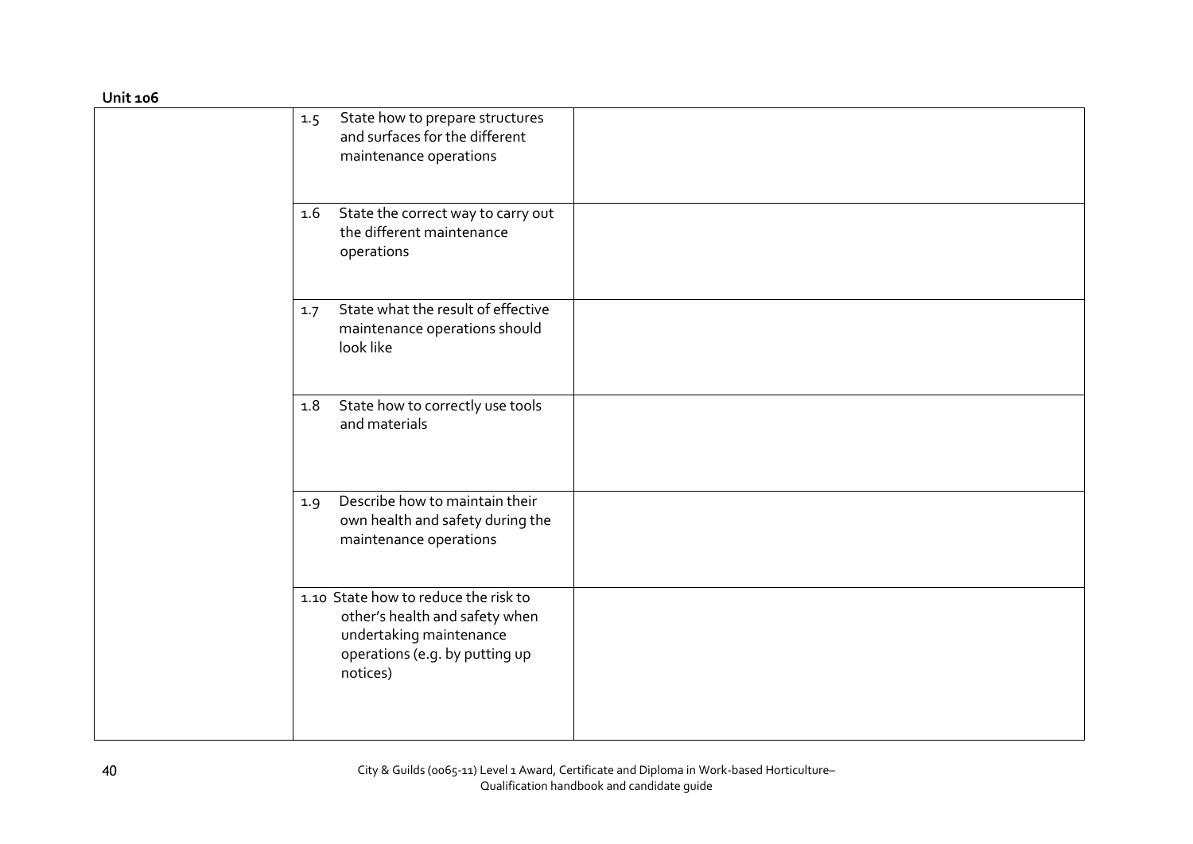**Unit 106**

| | | |
|---|---|---|
| | 1.5 State how to prepare structures and surfaces for the different maintenance operations | |
| | 1.6 State the correct way to carry out the different maintenance operations | |
| | 1.7 State what the result of effective maintenance operations should look like | |
| | 1.8 State how to correctly use tools and materials | |
| | 1.9 Describe how to maintain their own health and safety during the maintenance operations | |
| | 1.10 State how to reduce the risk to other's health and safety when undertaking maintenance operations (e.g. by putting up notices) | |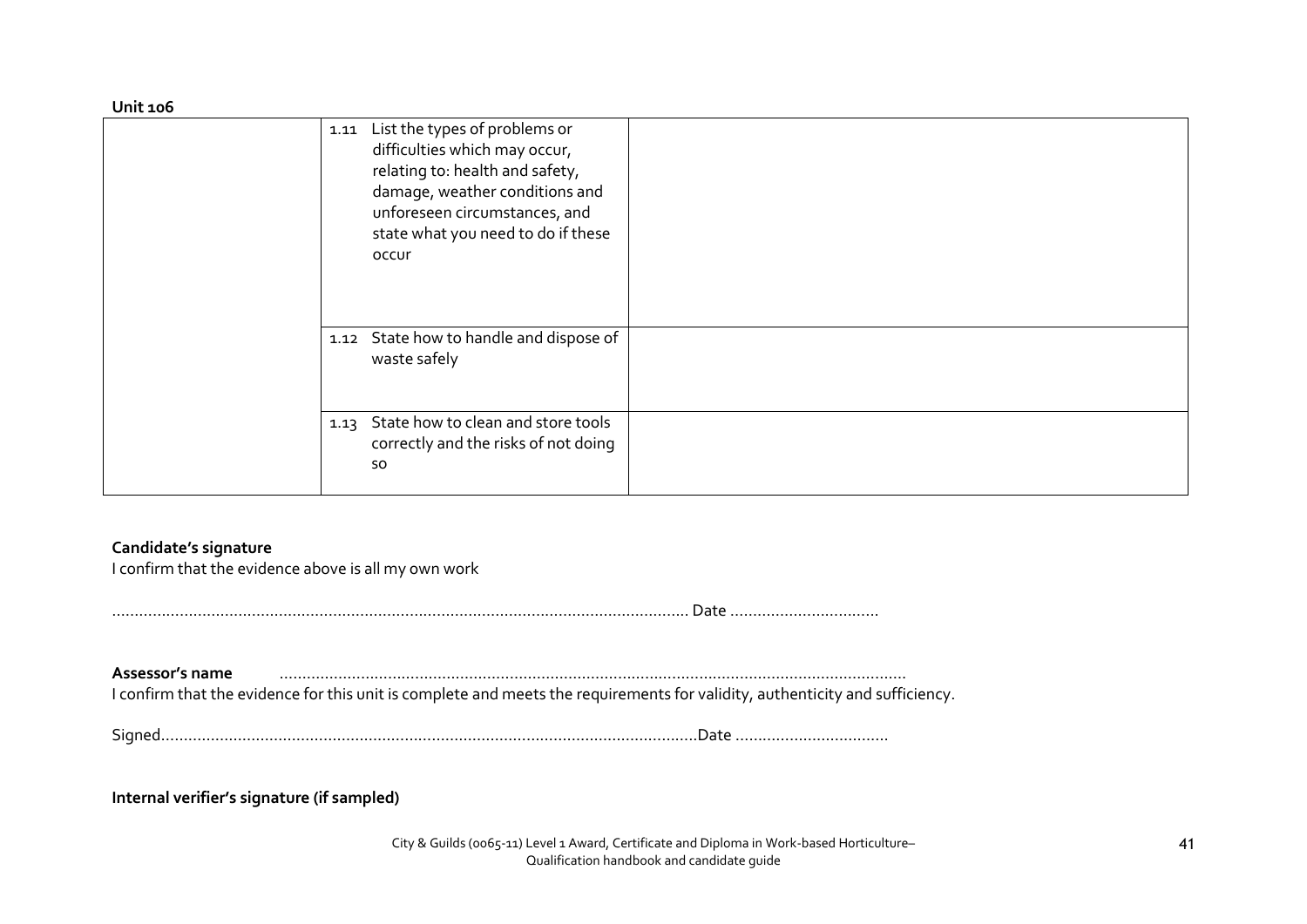**Unit 106**

| | | |
|---|---|---|
| | 1.11 List the types of problems or difficulties which may occur, relating to: health and safety, damage, weather conditions and unforeseen circumstances, and state what you need to do if these occur | |
| | 1.12 State how to handle and dispose of waste safely | |
| | 1.13 State how to clean and store tools correctly and the risks of not doing so | |

**Candidate's signature**

I confirm that the evidence above is all my own work

……………………………………………………………………………………………………… Date ……………………………

**Assessor's name** ………………………………………………………………………………………………………………

I confirm that the evidence for this unit is complete and meets the requirements for validity, authenticity and sufficiency.

Signed………………………………………………………………………………………………Date ……………………………

**Internal verifier's signature (if sampled)**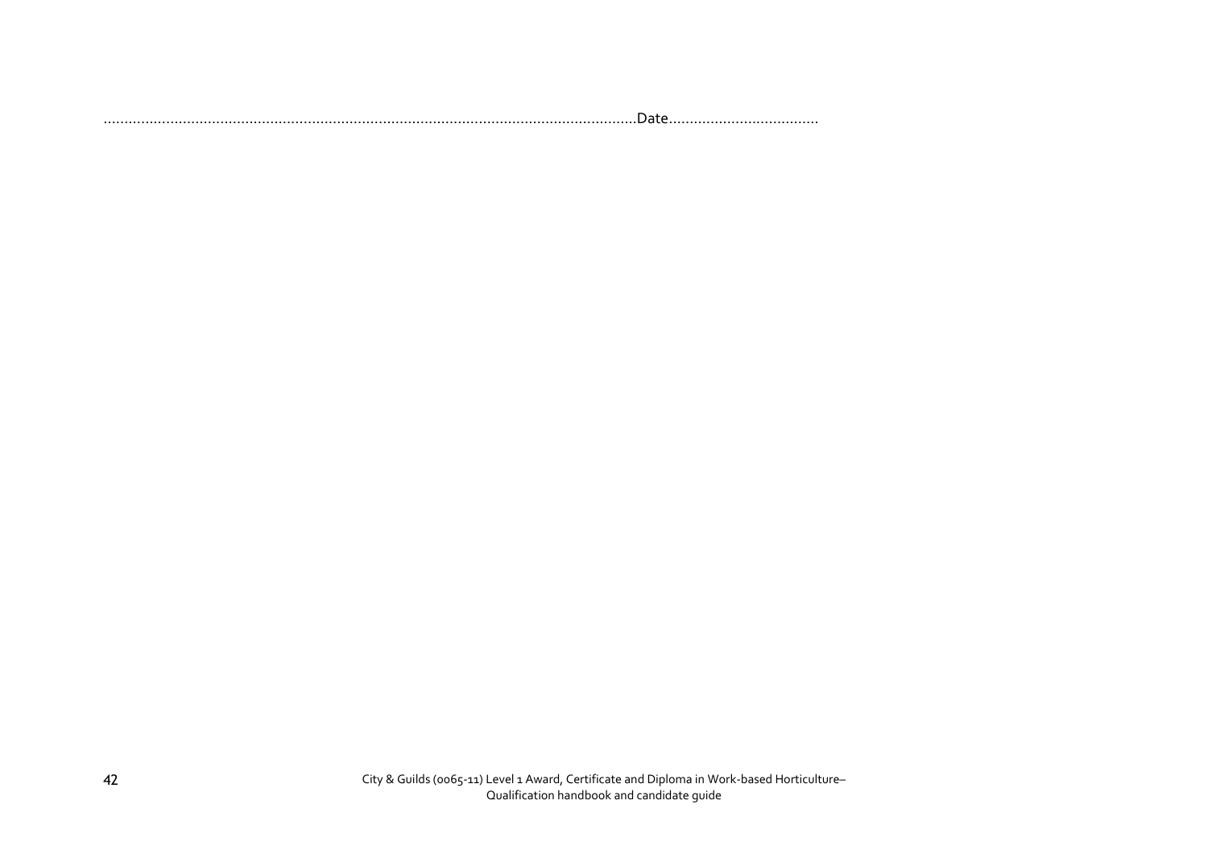…………………………………………………………………………………………………………………Date………………………………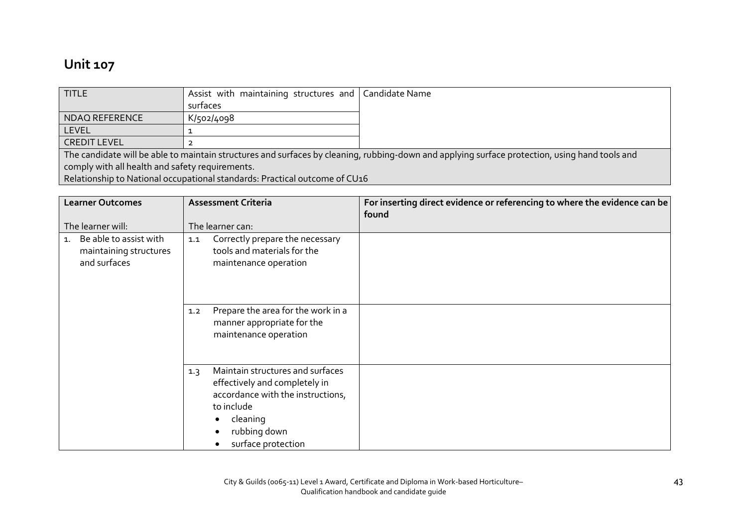# Unit 107

| TITLE | Assist with maintaining structures and surfaces | Candidate Name |
| --- | --- | --- |
| NDAQ REFERENCE | K/502/4098 | |
| LEVEL | 1 | |
| CREDIT LEVEL | 2 | |
| The candidate will be able to maintain structures and surfaces by cleaning, rubbing-down and applying surface protection, using hand tools and comply with all health and safety requirements. Relationship to National occupational standards: Practical outcome of CU16 | | |

| Learner Outcomes<br><br>The learner will: | Assessment Criteria<br><br>The learner can: | For inserting direct evidence or referencing to where the evidence can be found |
| --- | --- | --- |
| 1. Be able to assist with maintaining structures and surfaces | 1.1 Correctly prepare the necessary tools and materials for the maintenance operation | |
| | 1.2 Prepare the area for the work in a manner appropriate for the maintenance operation | |
| | 1.3 Maintain structures and surfaces effectively and completely in accordance with the instructions, to include<br>• cleaning<br>• rubbing down<br>• surface protection | |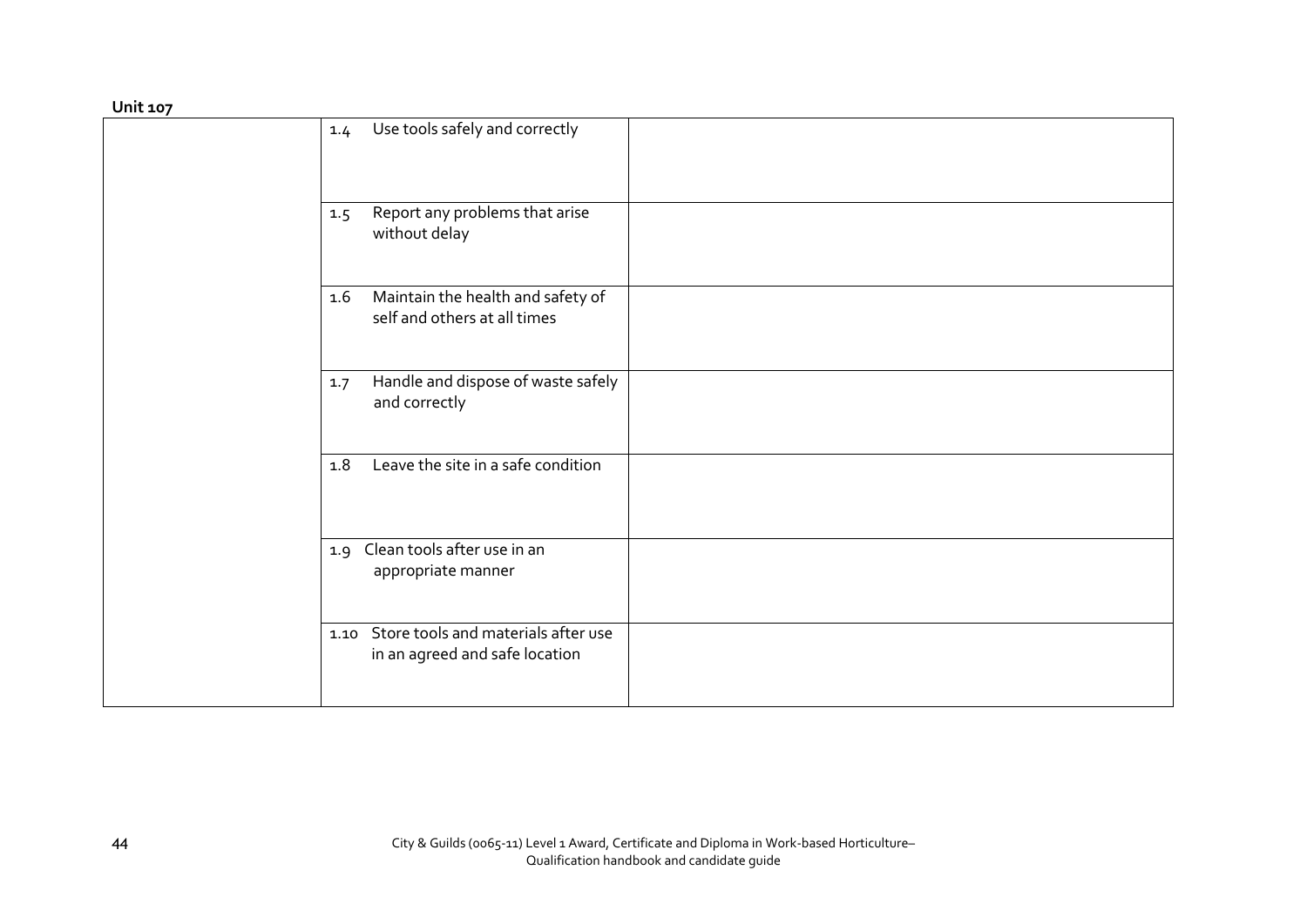**Unit 107**

| | | |
|---|---|---|
| | 1.4 Use tools safely and correctly | |
| | 1.5 Report any problems that arise without delay | |
| | 1.6 Maintain the health and safety of self and others at all times | |
| | 1.7 Handle and dispose of waste safely and correctly | |
| | 1.8 Leave the site in a safe condition | |
| | 1.9 Clean tools after use in an appropriate manner | |
| | 1.10 Store tools and materials after use in an agreed and safe location | |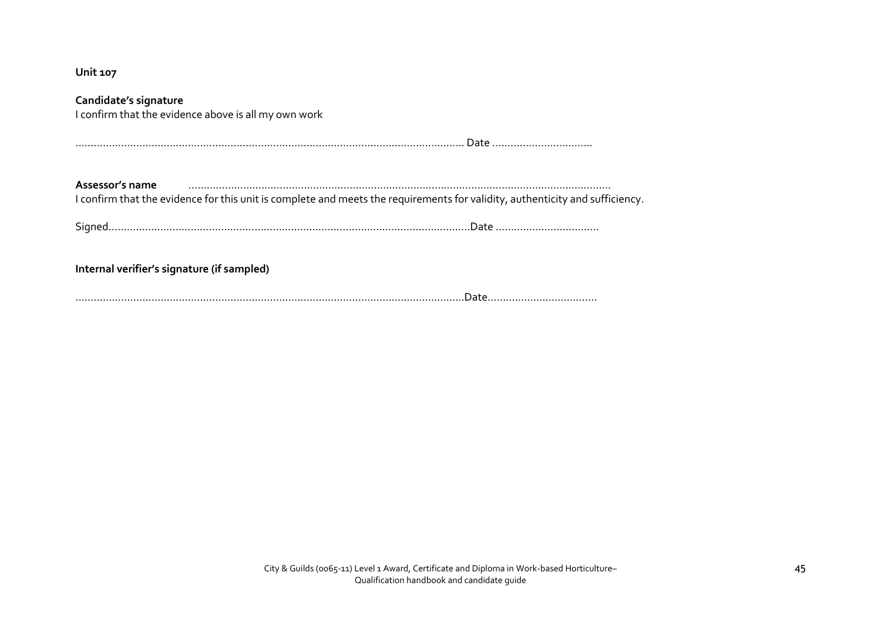**Unit 107**

**Candidate's signature**
I confirm that the evidence above is all my own work

................................................................................................................................ Date ..................................

**Assessor's name** ..........................................................................................................................................
I confirm that the evidence for this unit is complete and meets the requirements for validity, authenticity and sufficiency.

Signed.......................................................................................................................Date ..................................

**Internal verifier's signature (if sampled)**

................................................................................................................................Date....................................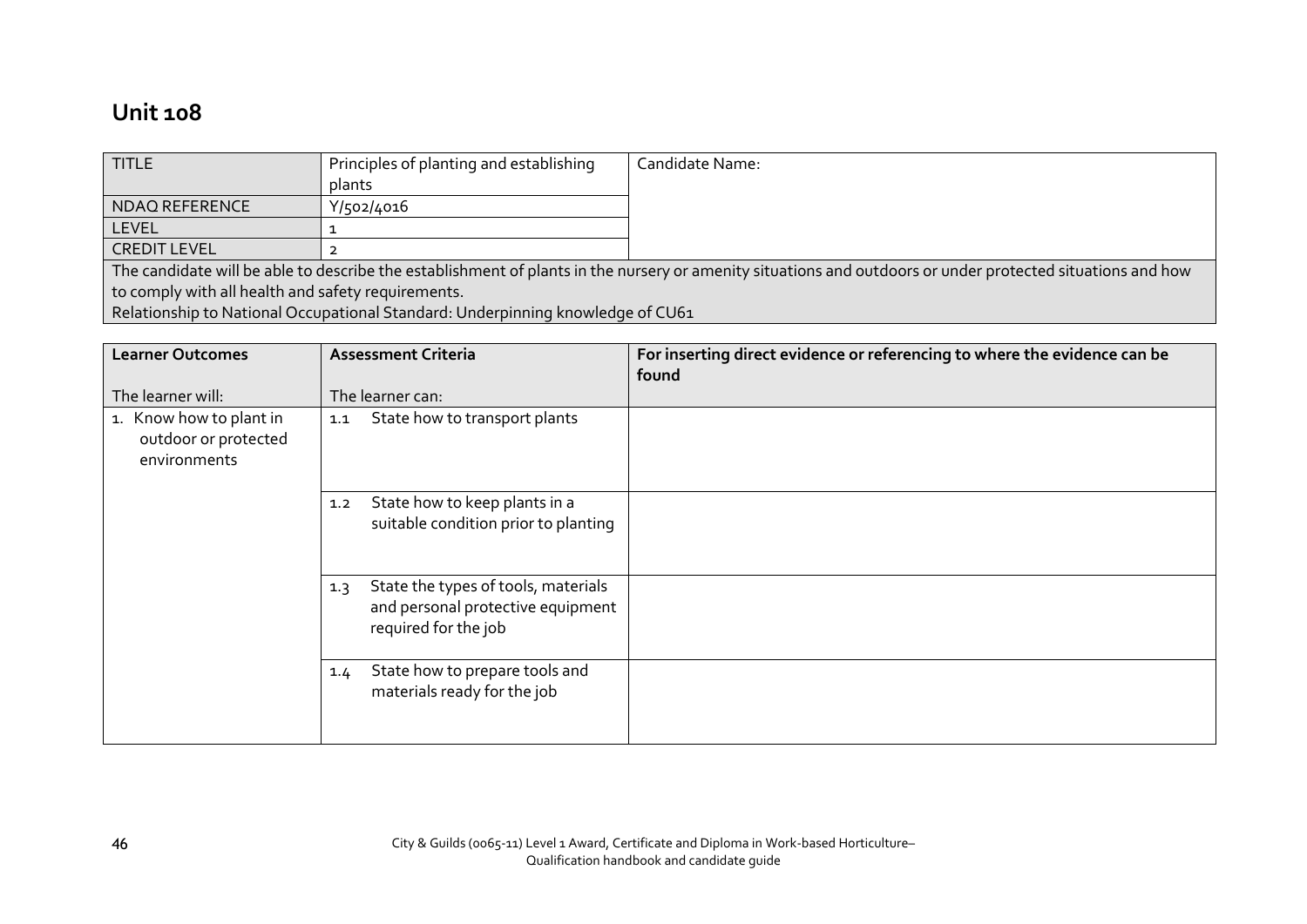## Unit 108

| TITLE | Principles of planting and establishing plants | Candidate Name: |
|---|---|---|
| NDAQ REFERENCE | Y/502/4016 | |
| LEVEL | 1 | |
| CREDIT LEVEL | 2 | |

The candidate will be able to describe the establishment of plants in the nursery or amenity situations and outdoors or under protected situations and how to comply with all health and safety requirements.
Relationship to National Occupational Standard: Underpinning knowledge of CU61

| Learner Outcomes<br><br>The learner will: | Assessment Criteria<br><br>The learner can: | For inserting direct evidence or referencing to where the evidence can be found |
|---|---|---|
| 1. Know how to plant in outdoor or protected environments | 1.1 State how to transport plants | |
| | 1.2 State how to keep plants in a suitable condition prior to planting | |
| | 1.3 State the types of tools, materials and personal protective equipment required for the job | |
| | 1.4 State how to prepare tools and materials ready for the job | |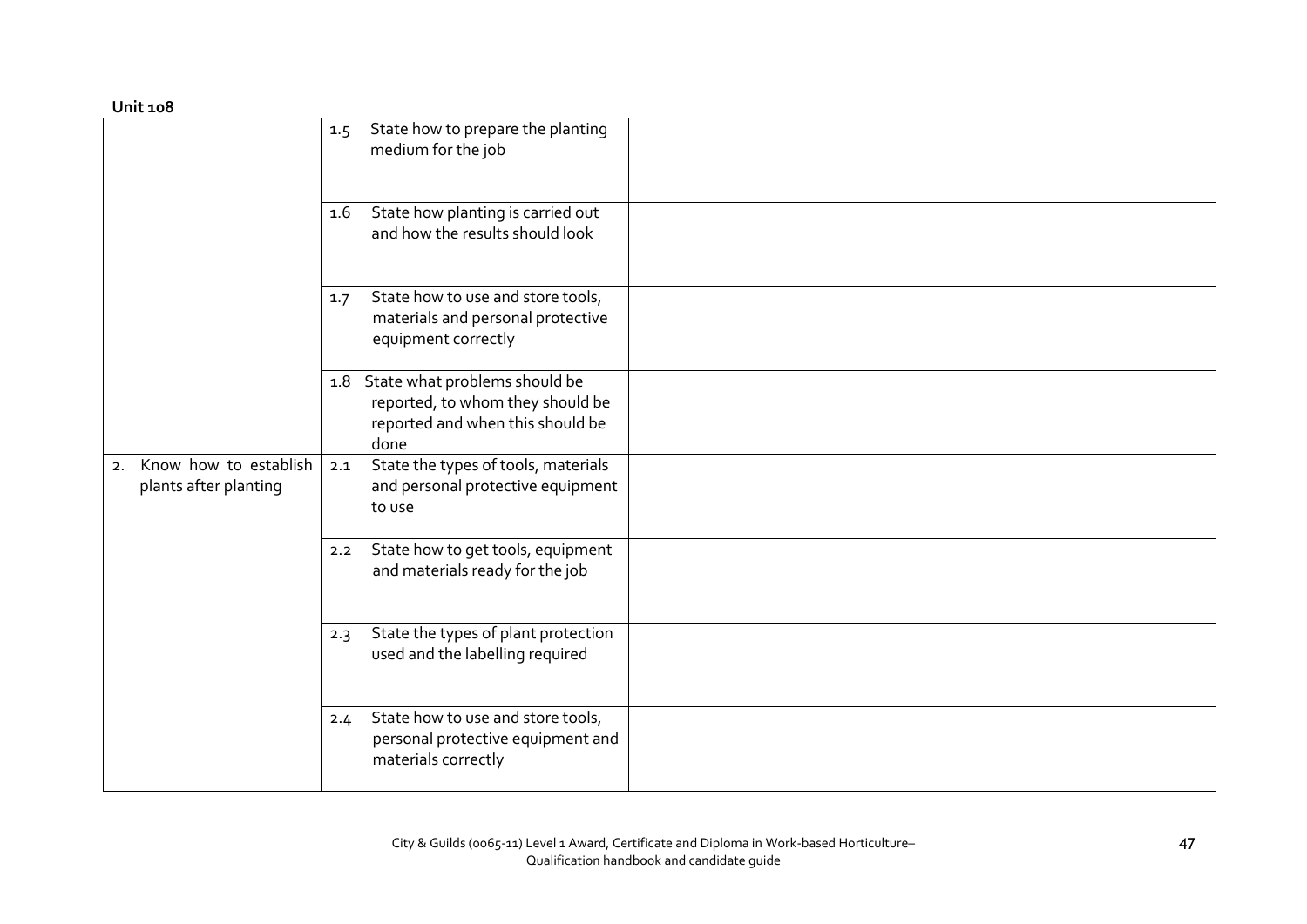**Unit 108**

| | | |
|---|---|---|
| | 1.5 State how to prepare the planting medium for the job | |
| | 1.6 State how planting is carried out and how the results should look | |
| | 1.7 State how to use and store tools, materials and personal protective equipment correctly | |
| | 1.8 State what problems should be reported, to whom they should be reported and when this should be done | |
| 2. Know how to establish plants after planting | 2.1 State the types of tools, materials and personal protective equipment to use | |
| | 2.2 State how to get tools, equipment and materials ready for the job | |
| | 2.3 State the types of plant protection used and the labelling required | |
| | 2.4 State how to use and store tools, personal protective equipment and materials correctly | |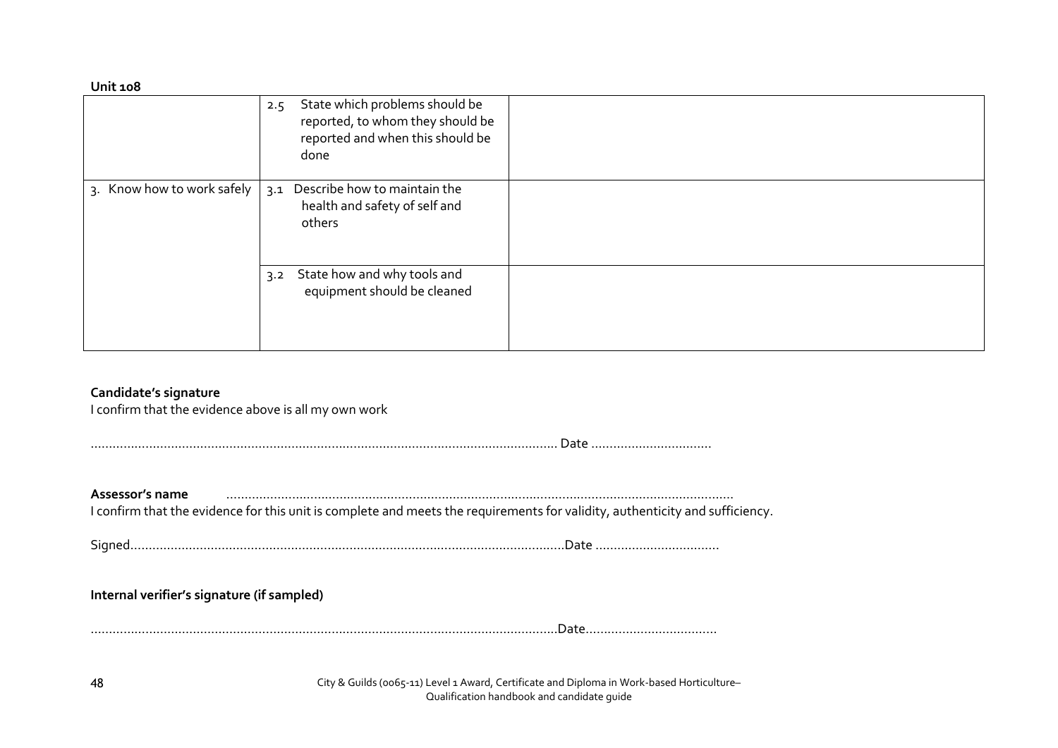**Unit 108**

| | | |
|---|---|---|
| | 2.5 State which problems should be reported, to whom they should be reported and when this should be done | |
| 3. Know how to work safely | 3.1 Describe how to maintain the health and safety of self and others | |
| | 3.2 State how and why tools and equipment should be cleaned | |

**Candidate's signature**

I confirm that the evidence above is all my own work

................................................................................................................................ Date ..................................

**Assessor's name** ..........................................................................................................................................

I confirm that the evidence for this unit is complete and meets the requirements for validity, authenticity and sufficiency.

Signed.........................................................................................................................Date ..................................

**Internal verifier's signature (if sampled)**

................................................................................................................................Date....................................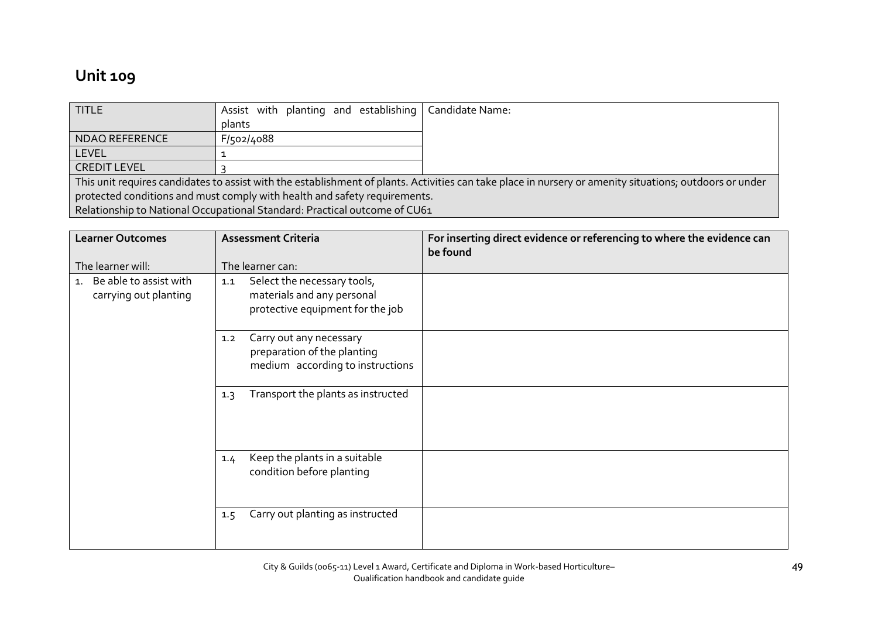# Unit 109

| TITLE | Assist with planting and establishing plants | Candidate Name: |
|---|---|---|
| NDAQ REFERENCE | F/502/4088 | |
| LEVEL | 1 | |
| CREDIT LEVEL | 3 | |
| This unit requires candidates to assist with the establishment of plants. Activities can take place in nursery or amenity situations; outdoors or under protected conditions and must comply with health and safety requirements.<br>Relationship to National Occupational Standard: Practical outcome of CU61 | | |

| Learner Outcomes<br><br>The learner will: | Assessment Criteria<br><br>The learner can: | For inserting direct evidence or referencing to where the evidence can be found |
|---|---|---|
| 1. Be able to assist with carrying out planting | 1.1 Select the necessary tools, materials and any personal protective equipment for the job | |
| | 1.2 Carry out any necessary preparation of the planting medium according to instructions | |
| | 1.3 Transport the plants as instructed | |
| | 1.4 Keep the plants in a suitable condition before planting | |
| | 1.5 Carry out planting as instructed | |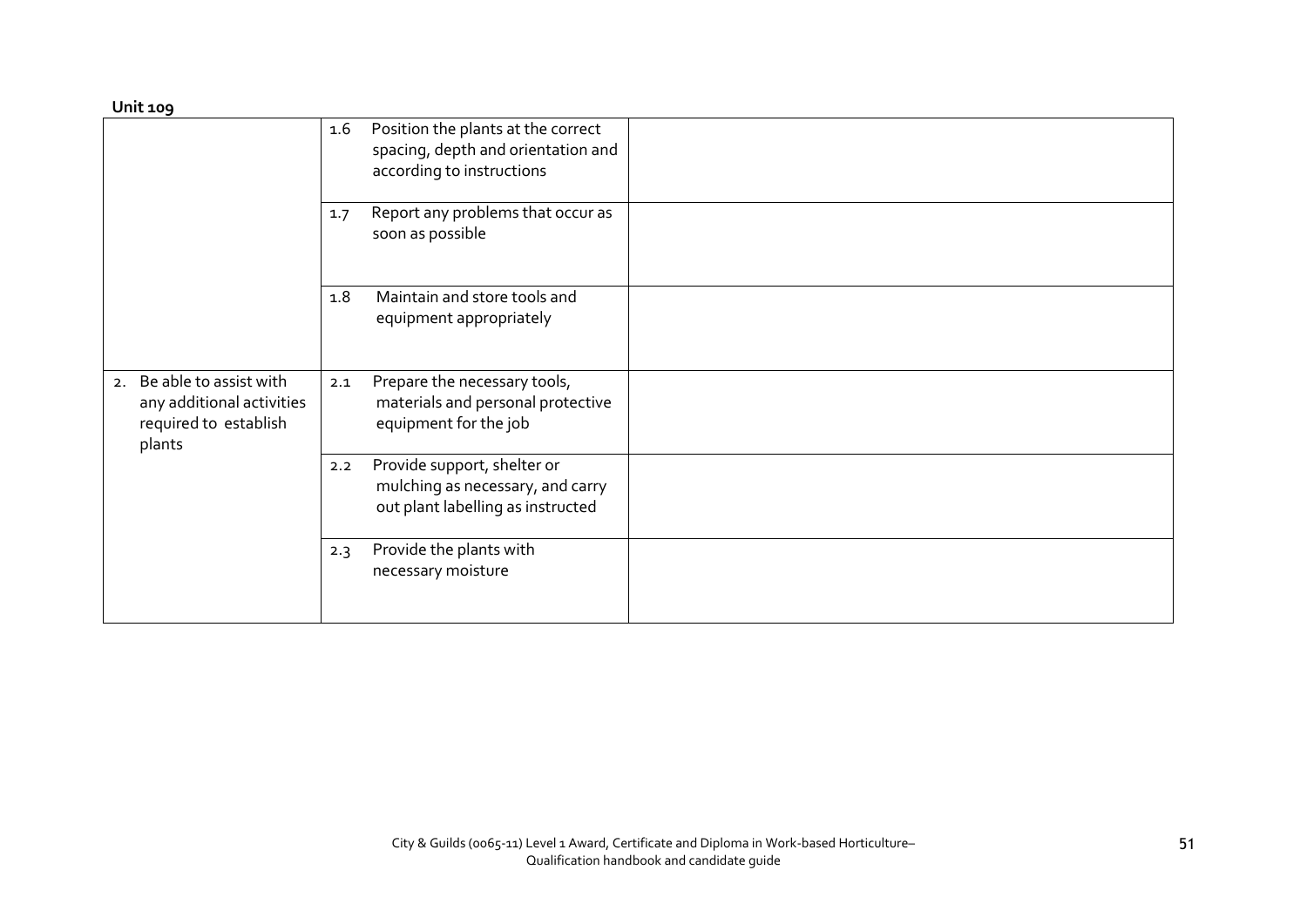**Unit 109**

| | | |
|---|---|---|
| | 1.6 Position the plants at the correct spacing, depth and orientation and according to instructions | |
| | 1.7 Report any problems that occur as soon as possible | |
| | 1.8 Maintain and store tools and equipment appropriately | |
| 2. Be able to assist with any additional activities required to establish plants | 2.1 Prepare the necessary tools, materials and personal protective equipment for the job | |
| | 2.2 Provide support, shelter or mulching as necessary, and carry out plant labelling as instructed | |
| | 2.3 Provide the plants with necessary moisture | |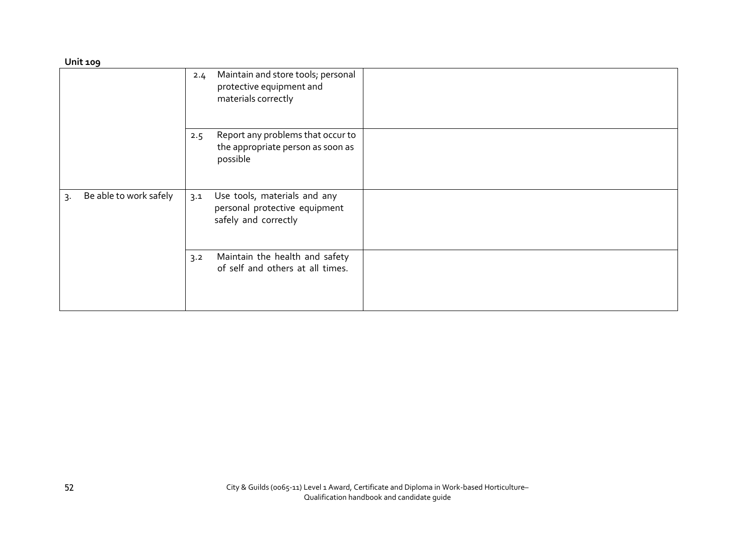**Unit 109**

| | | |
|---|---|---|
| | 2.4 Maintain and store tools; personal protective equipment and materials correctly | |
| | 2.5 Report any problems that occur to the appropriate person as soon as possible | |
| 3. Be able to work safely | 3.1 Use tools, materials and any personal protective equipment safely and correctly | |
| | 3.2 Maintain the health and safety of self and others at all times. | |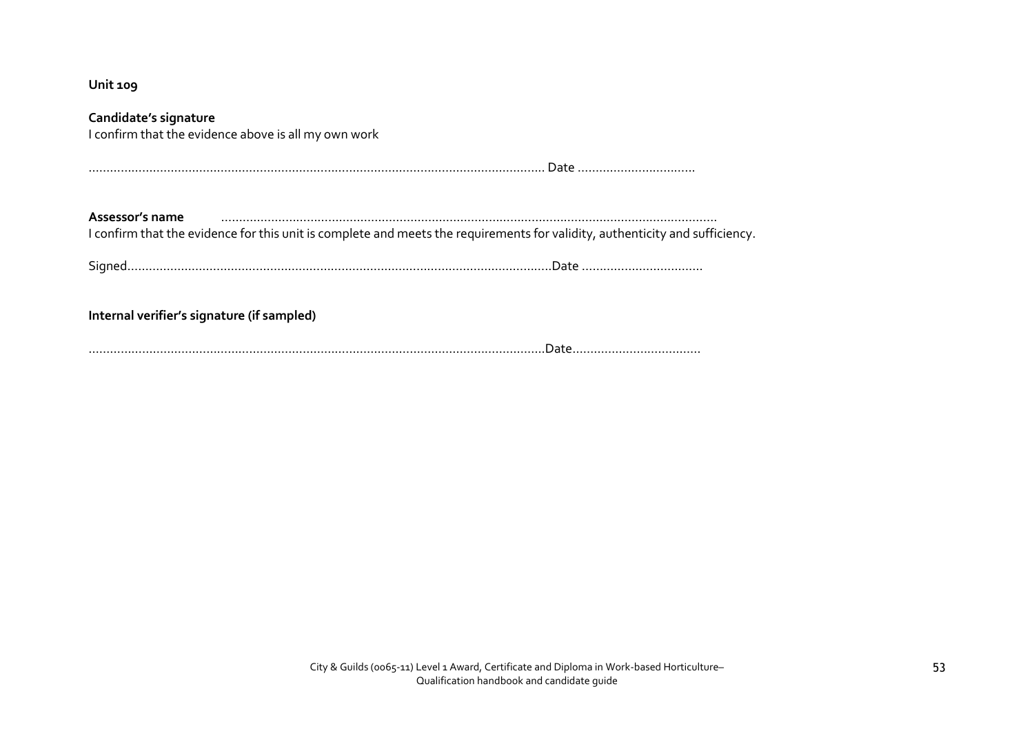**Unit 109**

**Candidate's signature**
I confirm that the evidence above is all my own work

……………………………………………………………………………………………………………………. Date ……………………………

**Assessor's name** ……………………………………………………………………………………………………………………………
I confirm that the evidence for this unit is complete and meets the requirements for validity, authenticity and sufficiency.

Signed……………………………………………………………………………………………………Date ……………………………

**Internal verifier's signature (if sampled)**

……………………………………………………………………………………………………………………Date………………………………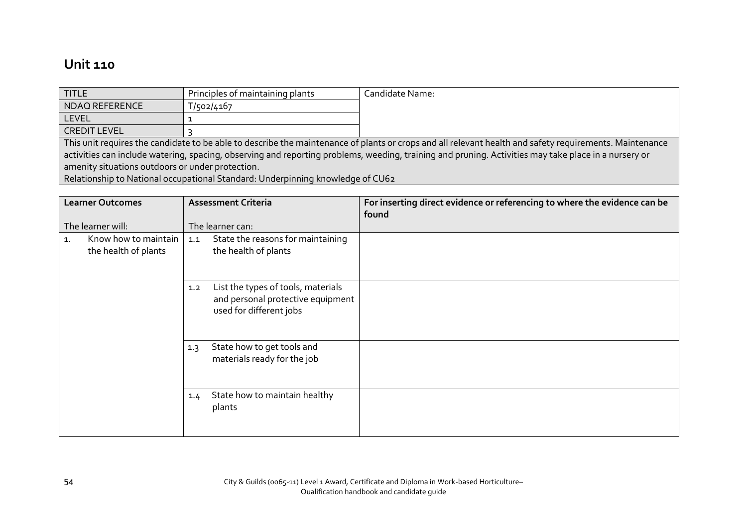## Unit 110

| TITLE | Principles of maintaining plants | Candidate Name: |
|---|---|---|
| NDAQ REFERENCE | T/502/4167 | |
| LEVEL | 1 | |
| CREDIT LEVEL | 3 | |

This unit requires the candidate to be able to describe the maintenance of plants or crops and all relevant health and safety requirements. Maintenance activities can include watering, spacing, observing and reporting problems, weeding, training and pruning. Activities may take place in a nursery or amenity situations outdoors or under protection.

Relationship to National occupational Standard: Underpinning knowledge of CU62

| Learner Outcomes<br><br>The learner will: | Assessment Criteria<br><br>The learner can: | For inserting direct evidence or referencing to where the evidence can be found |
|---|---|---|
| 1. Know how to maintain the health of plants | 1.1 State the reasons for maintaining the health of plants | |
| | 1.2 List the types of tools, materials and personal protective equipment used for different jobs | |
| | 1.3 State how to get tools and materials ready for the job | |
| | 1.4 State how to maintain healthy plants | |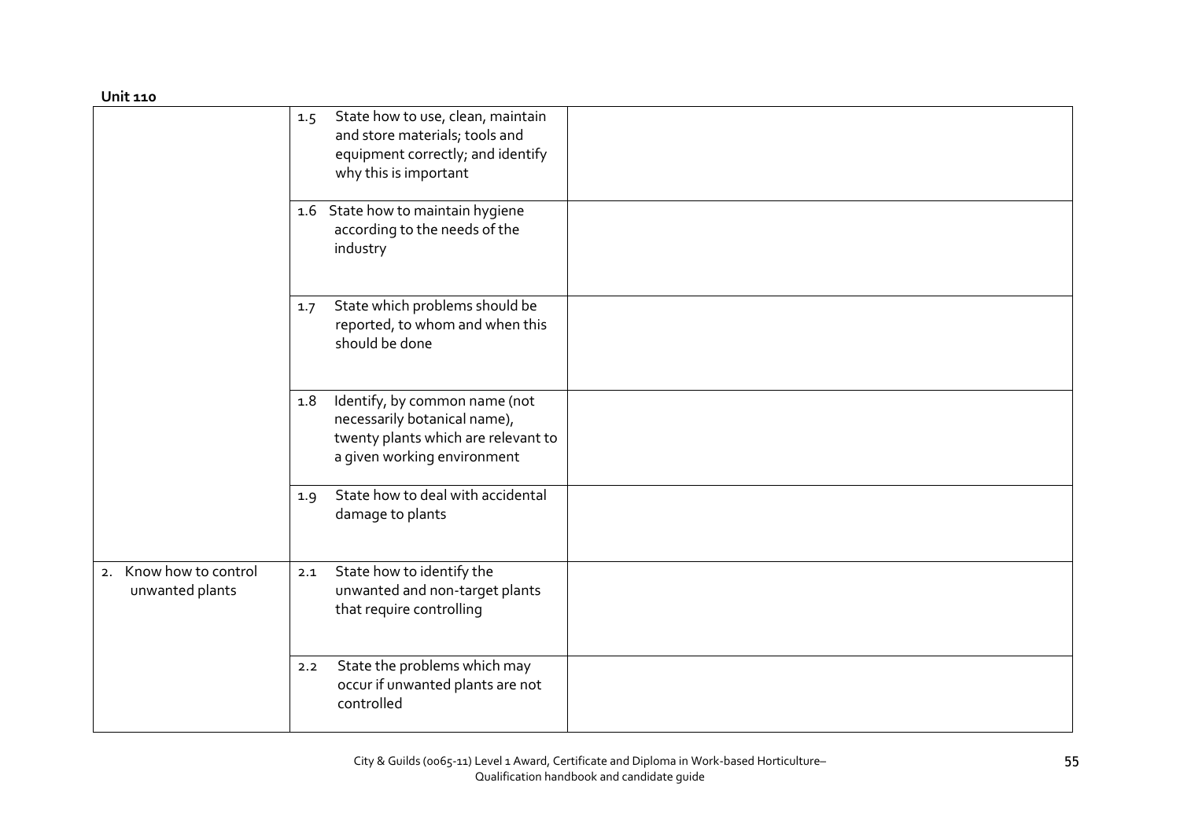**Unit 110**

| | | |
|---|---|---|
| | 1.5 State how to use, clean, maintain and store materials; tools and equipment correctly; and identify why this is important | |
| | 1.6 State how to maintain hygiene according to the needs of the industry | |
| | 1.7 State which problems should be reported, to whom and when this should be done | |
| | 1.8 Identify, by common name (not necessarily botanical name), twenty plants which are relevant to a given working environment | |
| | 1.9 State how to deal with accidental damage to plants | |
| 2. Know how to control unwanted plants | 2.1 State how to identify the unwanted and non-target plants that require controlling | |
| | 2.2 State the problems which may occur if unwanted plants are not controlled | |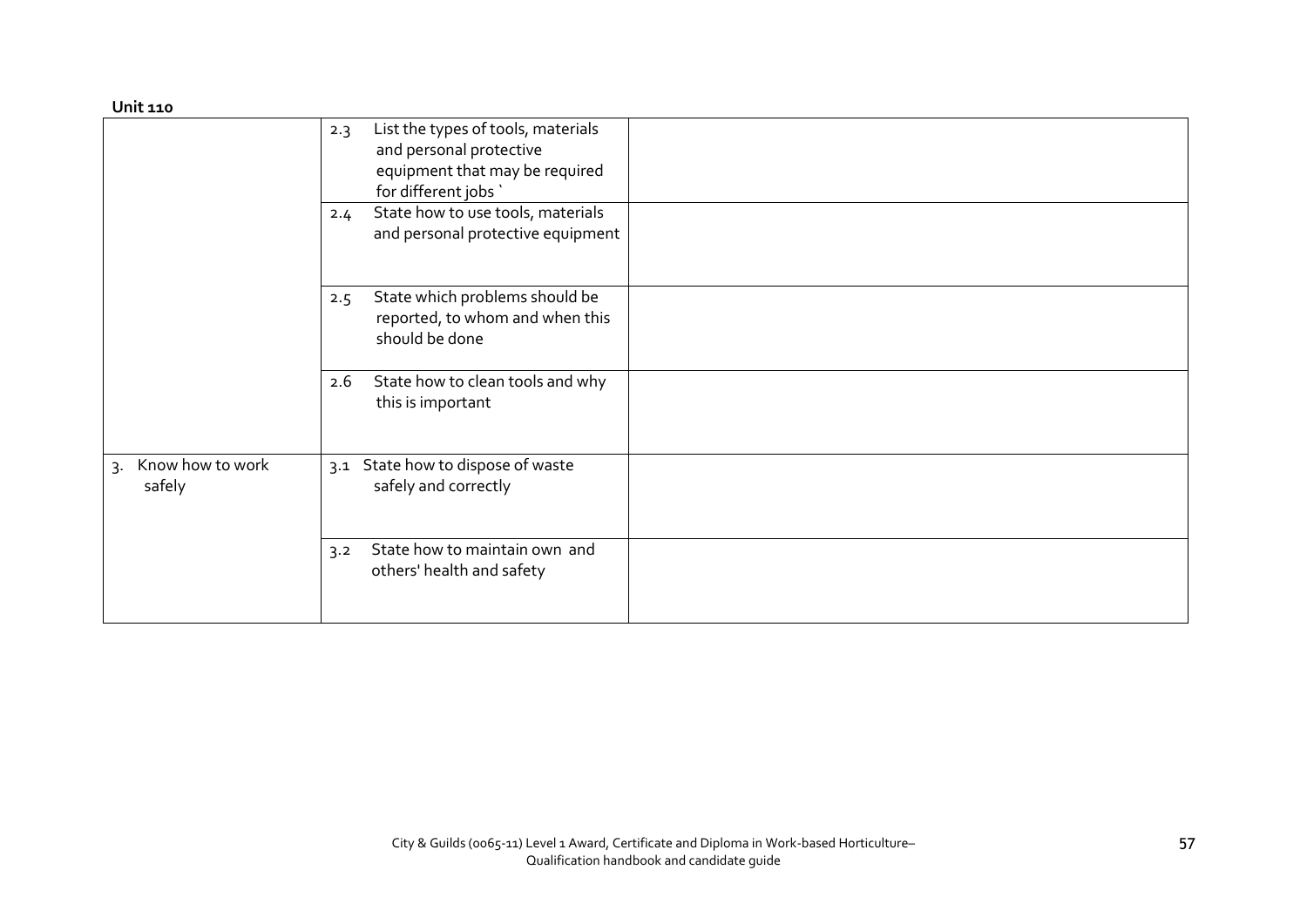**Unit 110**

| | | |
|---|---|---|
| | 2.3 List the types of tools, materials and personal protective equipment that may be required for different jobs ` | |
| | 2.4 State how to use tools, materials and personal protective equipment | |
| | 2.5 State which problems should be reported, to whom and when this should be done | |
| | 2.6 State how to clean tools and why this is important | |
| 3. Know how to work safely | 3.1 State how to dispose of waste safely and correctly | |
| | 3.2 State how to maintain own and others' health and safety | |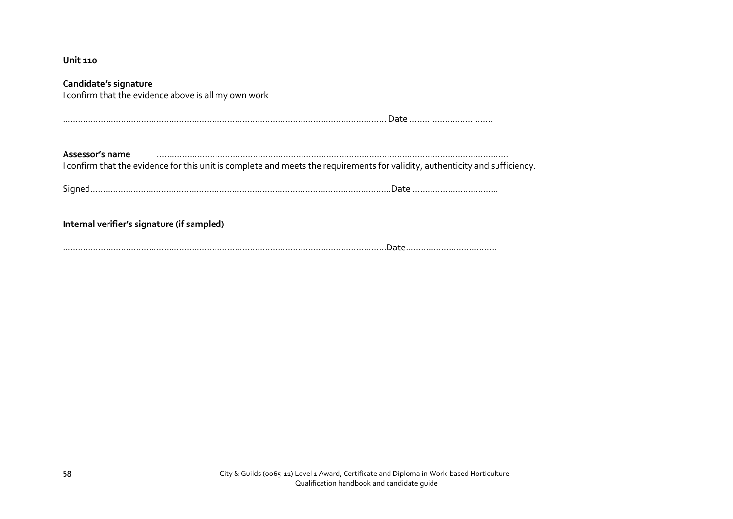**Unit 110**

**Candidate's signature**
I confirm that the evidence above is all my own work

............................................................................................................................ Date ................................

**Assessor's name** ............................................................................................................................
I confirm that the evidence for this unit is complete and meets the requirements for validity, authenticity and sufficiency.

Signed.......................................................................................................................Date ..................................

**Internal verifier's signature (if sampled)**

............................................................................................................................Date...................................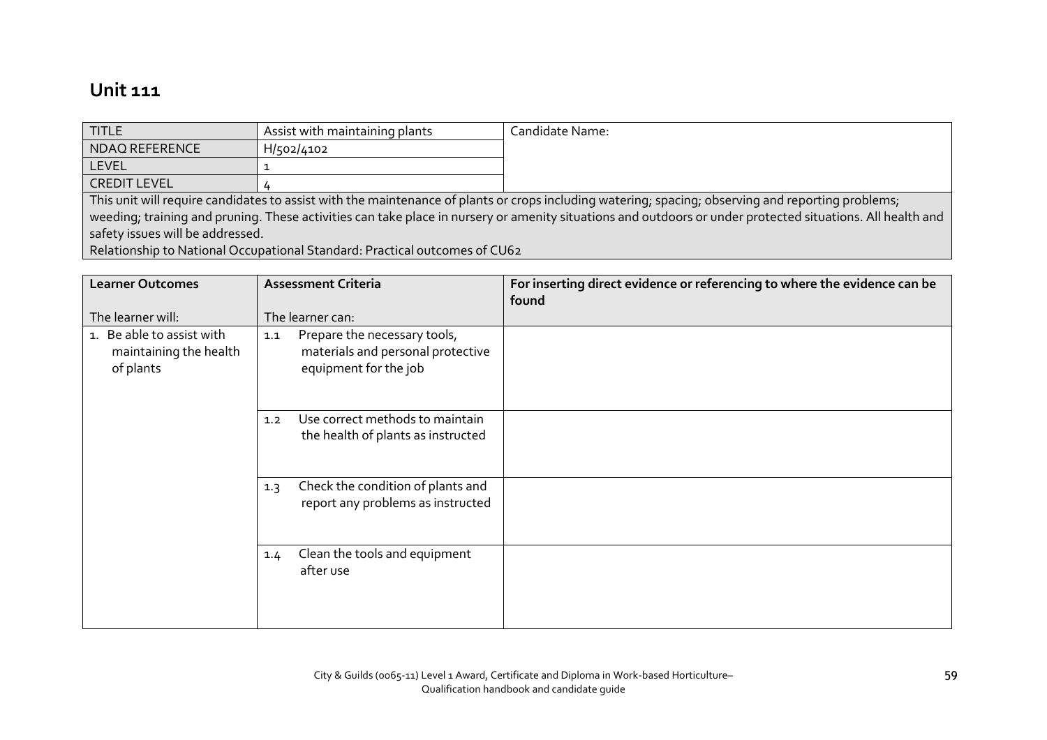## Unit 111

| TITLE | Assist with maintaining plants | Candidate Name: |
|---|---|---|
| NDAQ REFERENCE | H/502/4102 | |
| LEVEL | 1 | |
| CREDIT LEVEL | 4 | |

This unit will require candidates to assist with the maintenance of plants or crops including watering; spacing; observing and reporting problems; weeding; training and pruning. These activities can take place in nursery or amenity situations and outdoors or under protected situations. All health and safety issues will be addressed.

Relationship to National Occupational Standard: Practical outcomes of CU62

| **Learner Outcomes**<br><br>The learner will: | **Assessment Criteria**<br><br>The learner can: | **For inserting direct evidence or referencing to where the evidence can be found** |
|---|---|---|
| 1. Be able to assist with maintaining the health of plants | 1.1 Prepare the necessary tools, materials and personal protective equipment for the job | |
| | 1.2 Use correct methods to maintain the health of plants as instructed | |
| | 1.3 Check the condition of plants and report any problems as instructed | |
| | 1.4 Clean the tools and equipment after use | |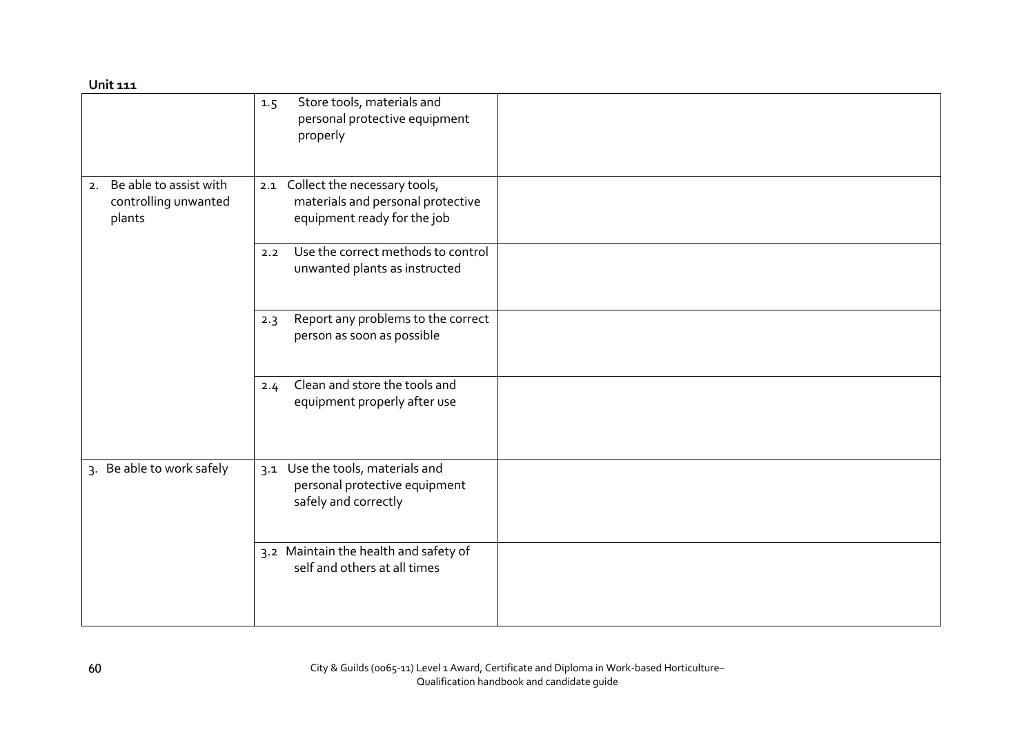**Unit 111**

| | | |
|---|---|---|
| | 1.5 Store tools, materials and personal protective equipment properly | |
| 2. Be able to assist with controlling unwanted plants | 2.1 Collect the necessary tools, materials and personal protective equipment ready for the job | |
| | 2.2 Use the correct methods to control unwanted plants as instructed | |
| | 2.3 Report any problems to the correct person as soon as possible | |
| | 2.4 Clean and store the tools and equipment properly after use | |
| 3. Be able to work safely | 3.1 Use the tools, materials and personal protective equipment safely and correctly | |
| | 3.2 Maintain the health and safety of self and others at all times | |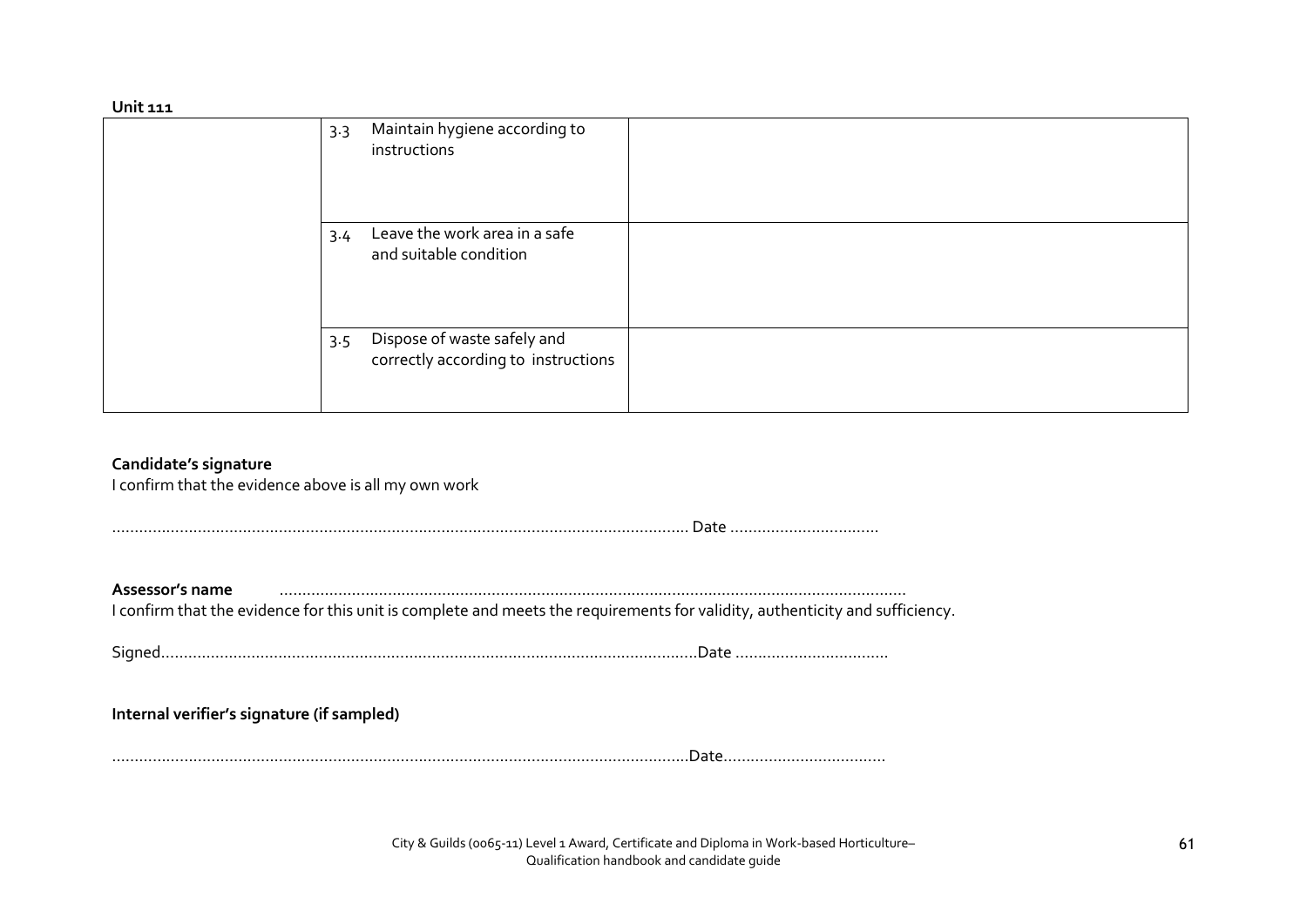**Unit 111**

| | | |
|---|---|---|
| | 3.3 Maintain hygiene according to instructions | |
| | 3.4 Leave the work area in a safe and suitable condition | |
| | 3.5 Dispose of waste safely and correctly according to instructions | |

**Candidate's signature**

I confirm that the evidence above is all my own work

……………………………………………………………………………………………………… Date ……………………………

**Assessor's name** ………………………………………………………………………………………………………………

I confirm that the evidence for this unit is complete and meets the requirements for validity, authenticity and sufficiency.

Signed……………………………………………………………………………………………………Date ……………………………

**Internal verifier's signature (if sampled)**

………………………………………………………………………………………………………Date………………………………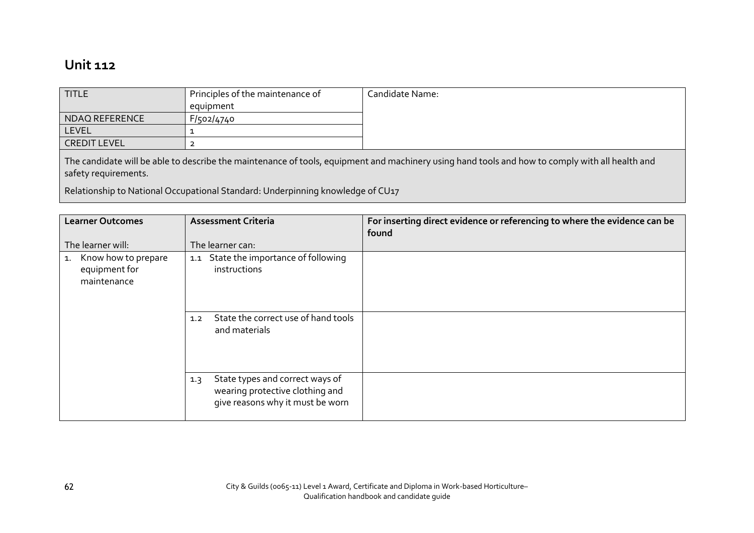# Unit 112

| TITLE | Principles of the maintenance of equipment | Candidate Name: |
|---|---|---|
| NDAQ REFERENCE | F/502/4740 | |
| LEVEL | 1 | |
| CREDIT LEVEL | 2 | |

The candidate will be able to describe the maintenance of tools, equipment and machinery using hand tools and how to comply with all health and safety requirements.

Relationship to National Occupational Standard: Underpinning knowledge of CU17

| **Learner Outcomes**<br><br>The learner will: | **Assessment Criteria**<br><br>The learner can: | **For inserting direct evidence or referencing to where the evidence can be found** |
|---|---|---|
| 1. Know how to prepare equipment for maintenance | 1.1 State the importance of following instructions | |
| | 1.2 State the correct use of hand tools and materials | |
| | 1.3 State types and correct ways of wearing protective clothing and give reasons why it must be worn | |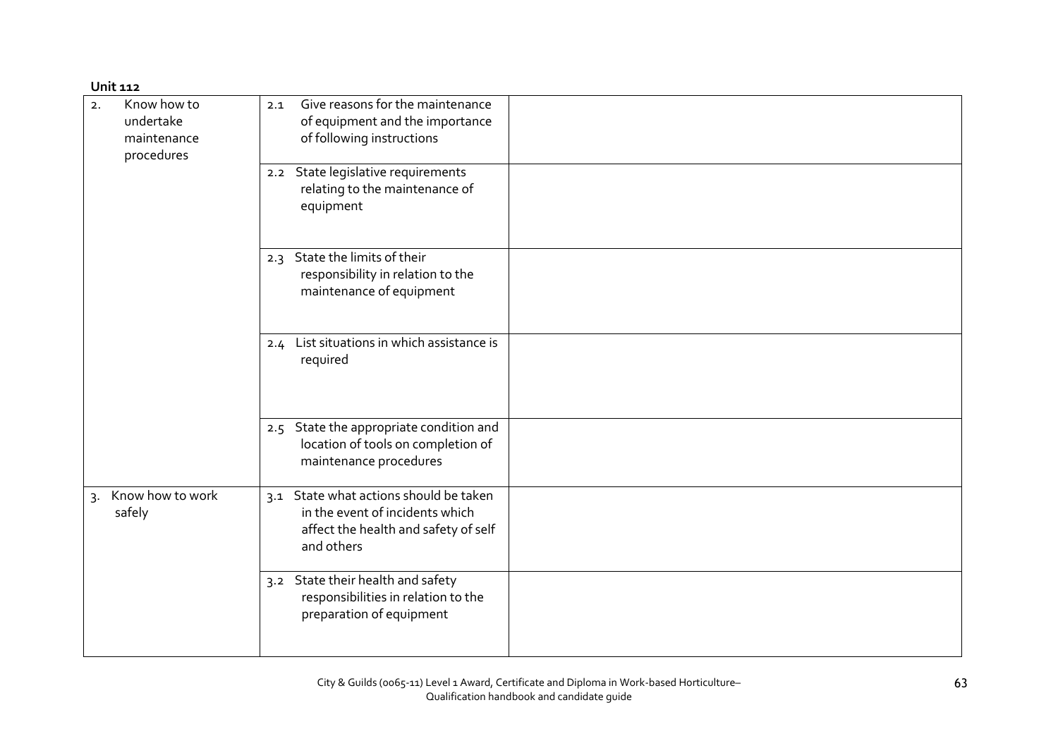**Unit 112**

| | | |
|---|---|---|
| 2. Know how to undertake maintenance procedures | 2.1 Give reasons for the maintenance of equipment and the importance of following instructions | |
| | 2.2 State legislative requirements relating to the maintenance of equipment | |
| | 2.3 State the limits of their responsibility in relation to the maintenance of equipment | |
| | 2.4 List situations in which assistance is required | |
| | 2.5 State the appropriate condition and location of tools on completion of maintenance procedures | |
| 3. Know how to work safely | 3.1 State what actions should be taken in the event of incidents which affect the health and safety of self and others | |
| | 3.2 State their health and safety responsibilities in relation to the preparation of equipment | |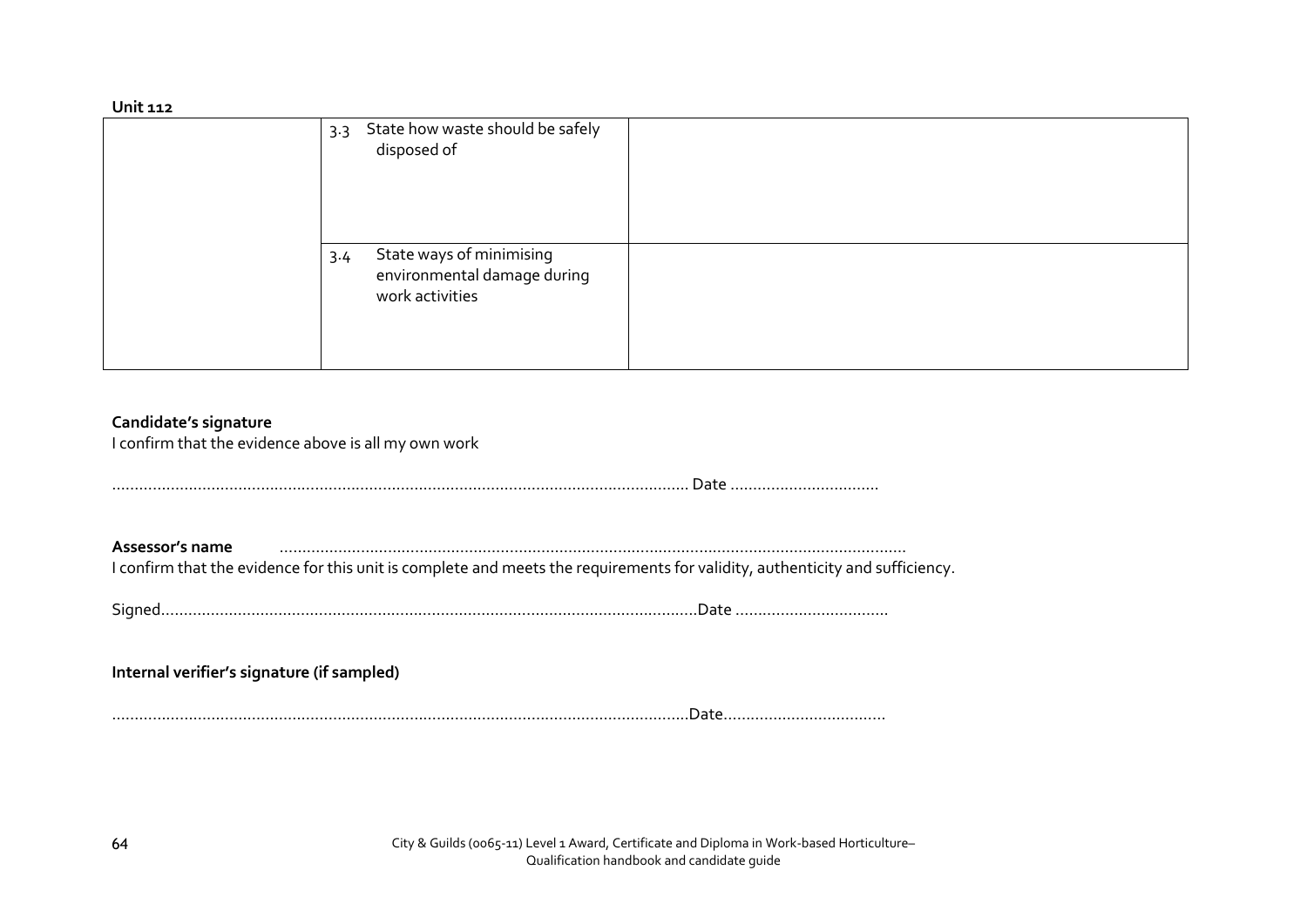**Unit 112**

| | | |
|---|---|---|
| | 3.3 State how waste should be safely disposed of | |
| | 3.4 State ways of minimising environmental damage during work activities | |

**Candidate's signature**

I confirm that the evidence above is all my own work

................................................................................................................................ Date .................................

**Assessor's name** ..........................................................................................................................................

I confirm that the evidence for this unit is complete and meets the requirements for validity, authenticity and sufficiency.

Signed......................................................................................................................Date ..................................

**Internal verifier's signature (if sampled)**

................................................................................................................................Date....................................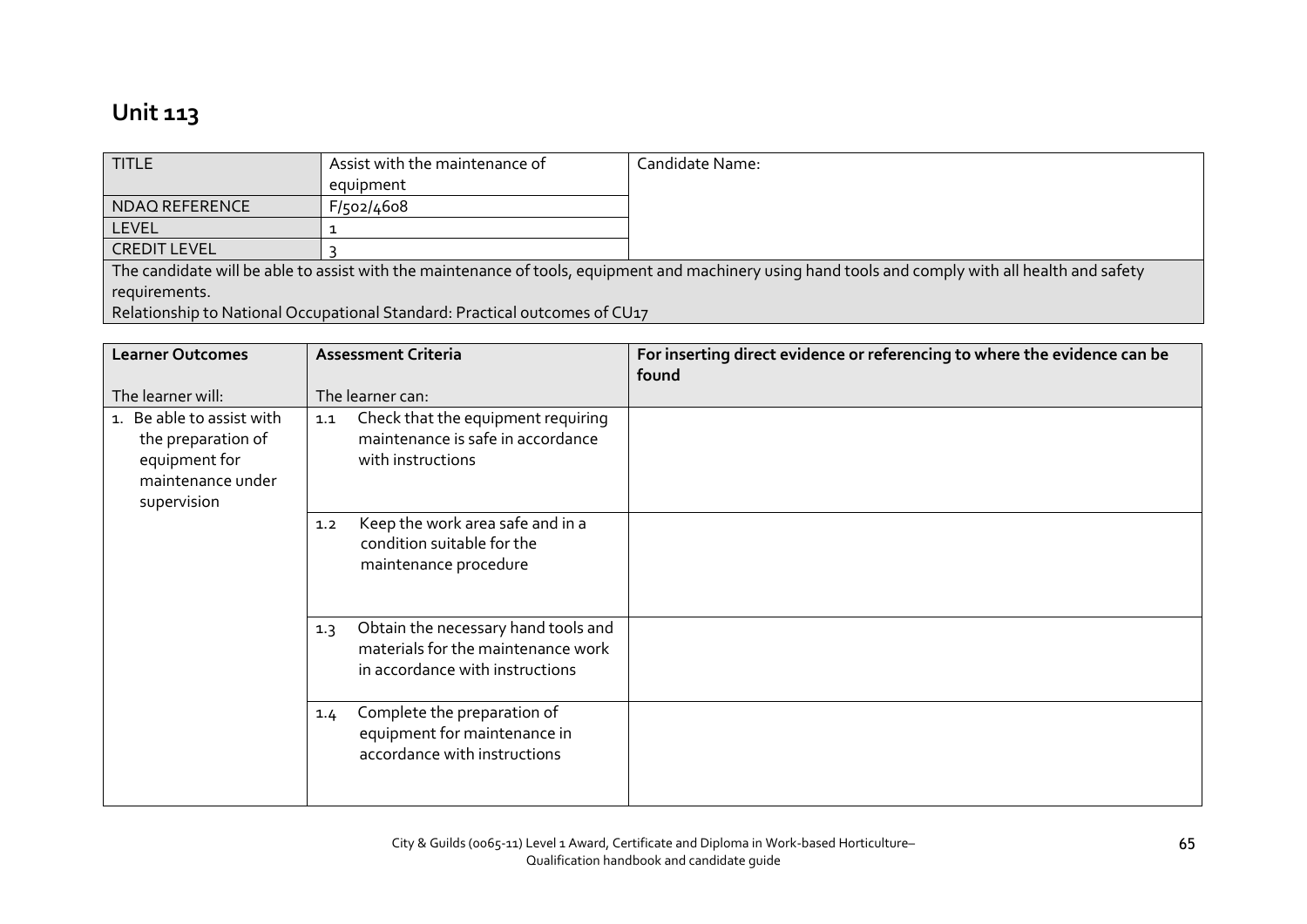# Unit 113

| TITLE | Assist with the maintenance of equipment | Candidate Name: |
|---|---|---|
| NDAQ REFERENCE | F/502/4608 | |
| LEVEL | 1 | |
| CREDIT LEVEL | 3 | |
| The candidate will be able to assist with the maintenance of tools, equipment and machinery using hand tools and comply with all health and safety requirements.<br>Relationship to National Occupational Standard: Practical outcomes of CU17 | | |

| Learner Outcomes<br><br>The learner will: | Assessment Criteria<br><br>The learner can: | For inserting direct evidence or referencing to where the evidence can be found |
|---|---|---|
| 1. Be able to assist with the preparation of equipment for maintenance under supervision | 1.1 Check that the equipment requiring maintenance is safe in accordance with instructions | |
| | 1.2 Keep the work area safe and in a condition suitable for the maintenance procedure | |
| | 1.3 Obtain the necessary hand tools and materials for the maintenance work in accordance with instructions | |
| | 1.4 Complete the preparation of equipment for maintenance in accordance with instructions | |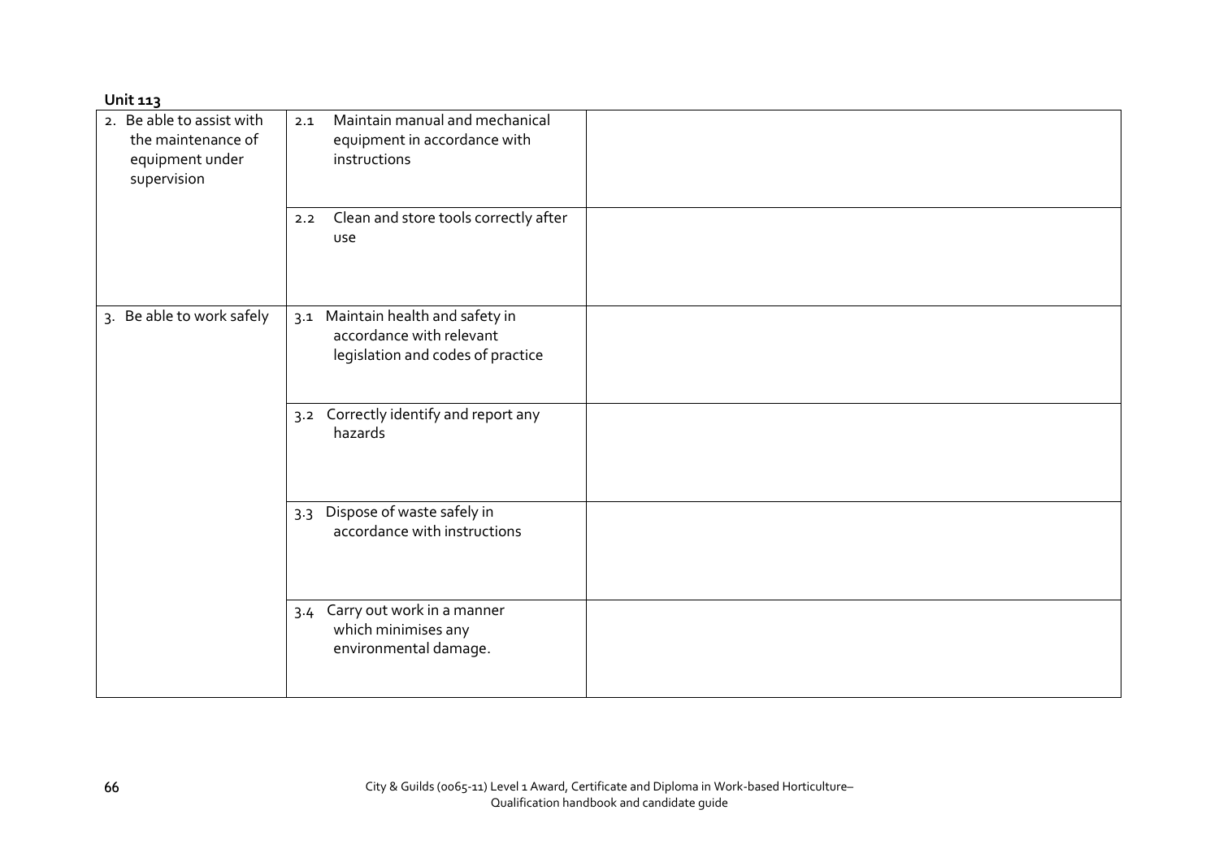**Unit 113**

| | | |
|---|---|---|
| 2. Be able to assist with the maintenance of equipment under supervision | 2.1 Maintain manual and mechanical equipment in accordance with instructions | |
| | 2.2 Clean and store tools correctly after use | |
| 3. Be able to work safely | 3.1 Maintain health and safety in accordance with relevant legislation and codes of practice | |
| | 3.2 Correctly identify and report any hazards | |
| | 3.3 Dispose of waste safely in accordance with instructions | |
| | 3.4 Carry out work in a manner which minimises any environmental damage. | |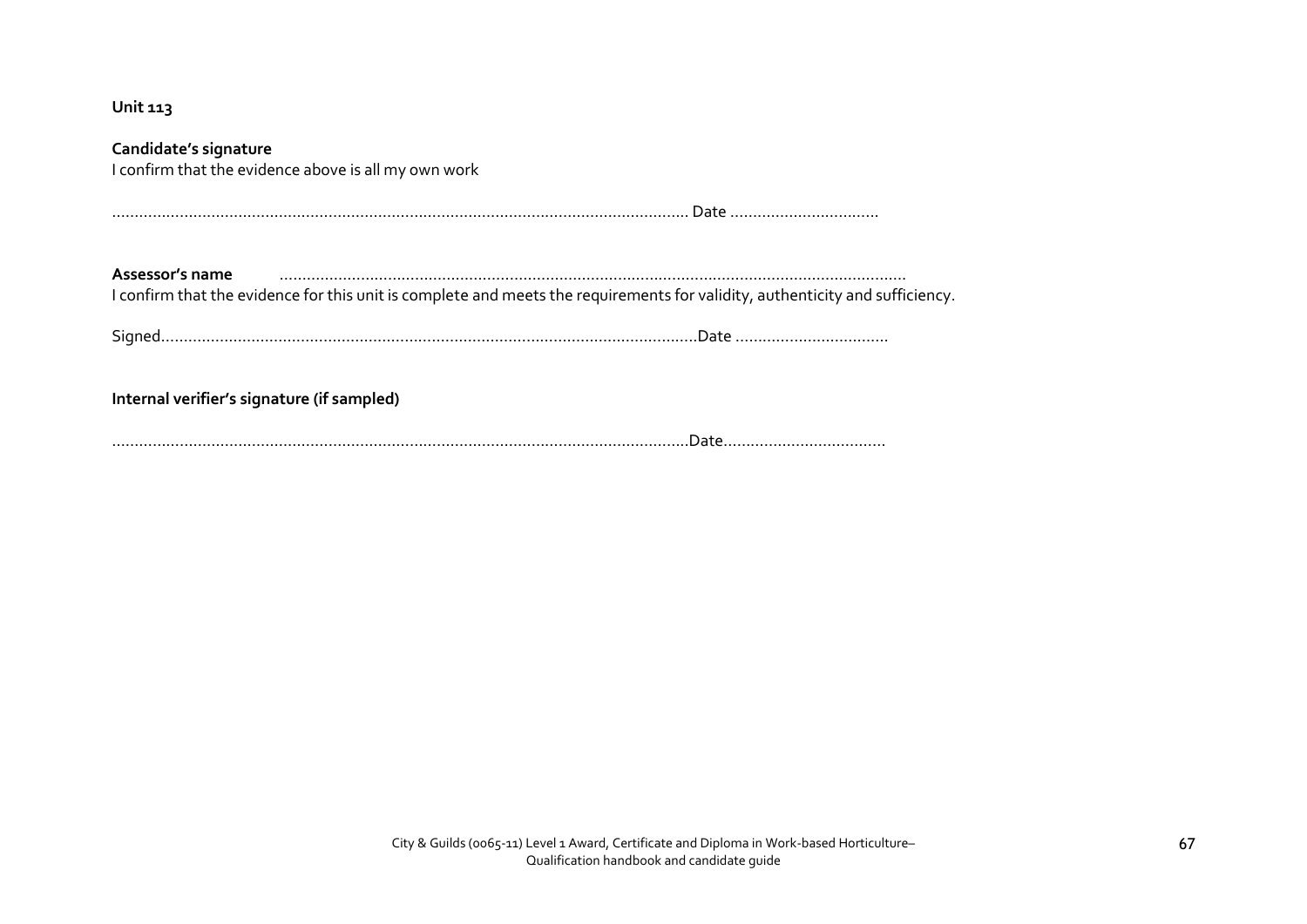**Unit 113**

**Candidate's signature**
I confirm that the evidence above is all my own work

................................................................................................................................ Date .................................

**Assessor's name** ..........................................................................................................................................
I confirm that the evidence for this unit is complete and meets the requirements for validity, authenticity and sufficiency.

Signed.......................................................................................................................Date ..................................

**Internal verifier's signature (if sampled)**

...............................................................................................................................Date...................................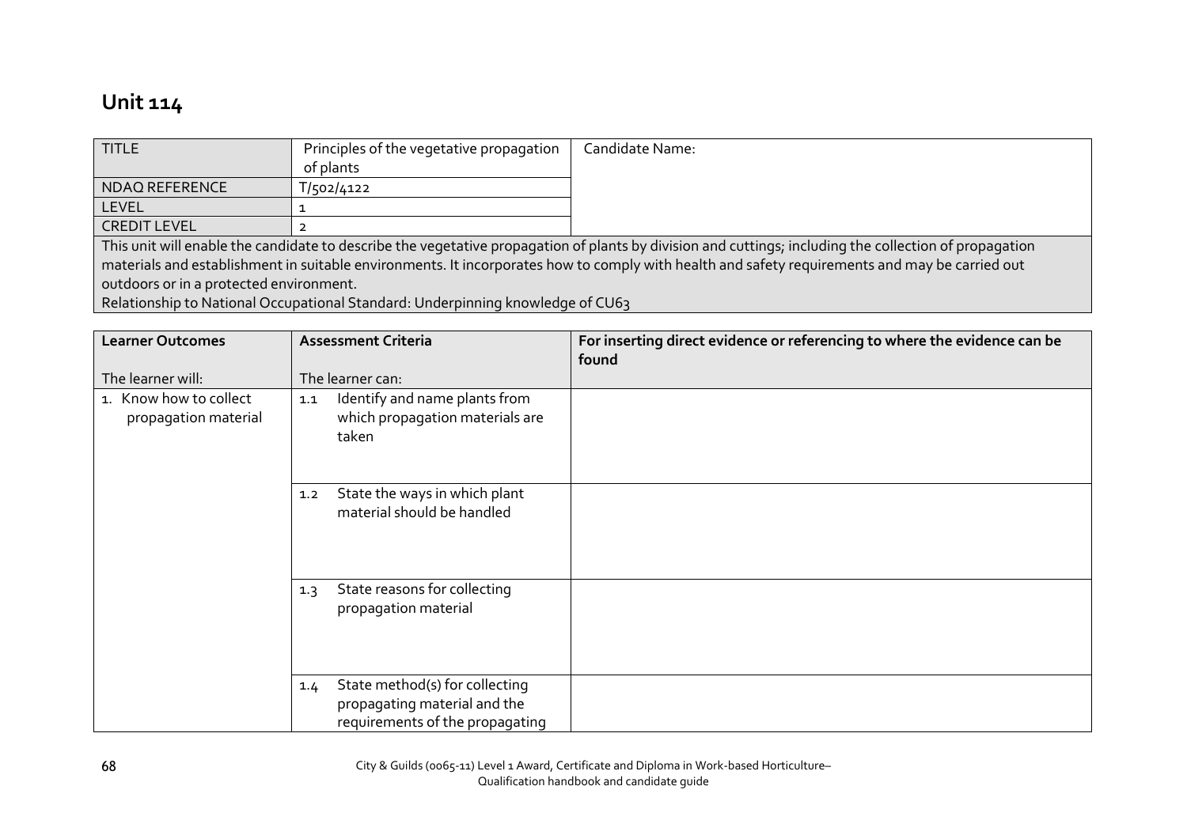# Unit 114

| TITLE | Principles of the vegetative propagation of plants | Candidate Name: |
|---|---|---|
| NDAQ REFERENCE | T/502/4122 | |
| LEVEL | 1 | |
| CREDIT LEVEL | 2 | |

This unit will enable the candidate to describe the vegetative propagation of plants by division and cuttings; including the collection of propagation materials and establishment in suitable environments. It incorporates how to comply with health and safety requirements and may be carried out outdoors or in a protected environment.

Relationship to National Occupational Standard: Underpinning knowledge of CU63

| **Learner Outcomes**<br><br>The learner will: | **Assessment Criteria**<br><br>The learner can: | **For inserting direct evidence or referencing to where the evidence can be found** |
|---|---|---|
| 1. Know how to collect propagation material | 1.1 Identify and name plants from which propagation materials are taken | |
| | 1.2 State the ways in which plant material should be handled | |
| | 1.3 State reasons for collecting propagation material | |
| | 1.4 State method(s) for collecting propagating material and the requirements of the propagating | |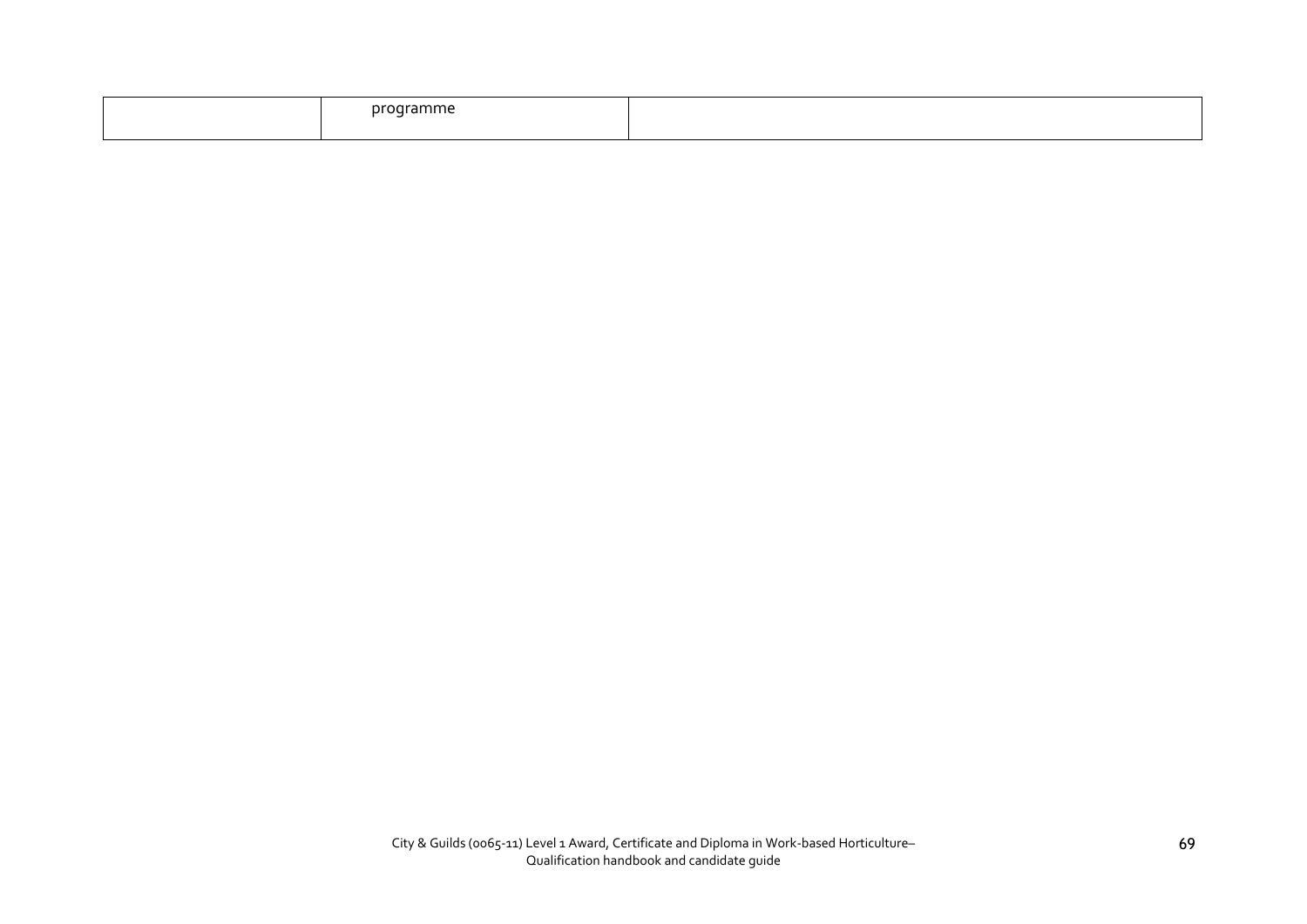| | | |
|---|---|---|
| | programme | |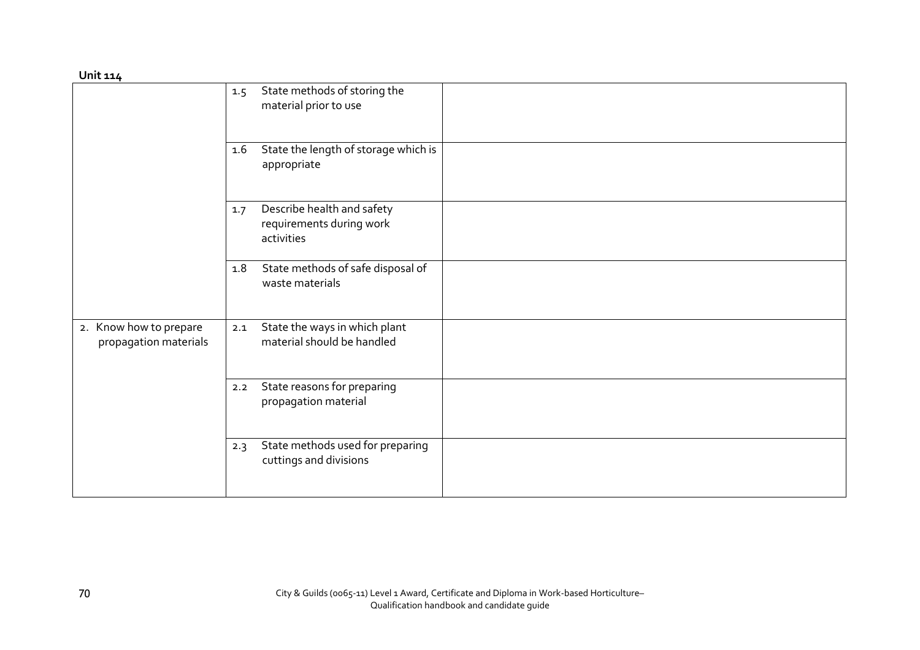**Unit 114**

| | | |
|---|---|---|
| | 1.5 State methods of storing the material prior to use | |
| | 1.6 State the length of storage which is appropriate | |
| | 1.7 Describe health and safety requirements during work activities | |
| | 1.8 State methods of safe disposal of waste materials | |
| 2. Know how to prepare propagation materials | 2.1 State the ways in which plant material should be handled | |
| | 2.2 State reasons for preparing propagation material | |
| | 2.3 State methods used for preparing cuttings and divisions | |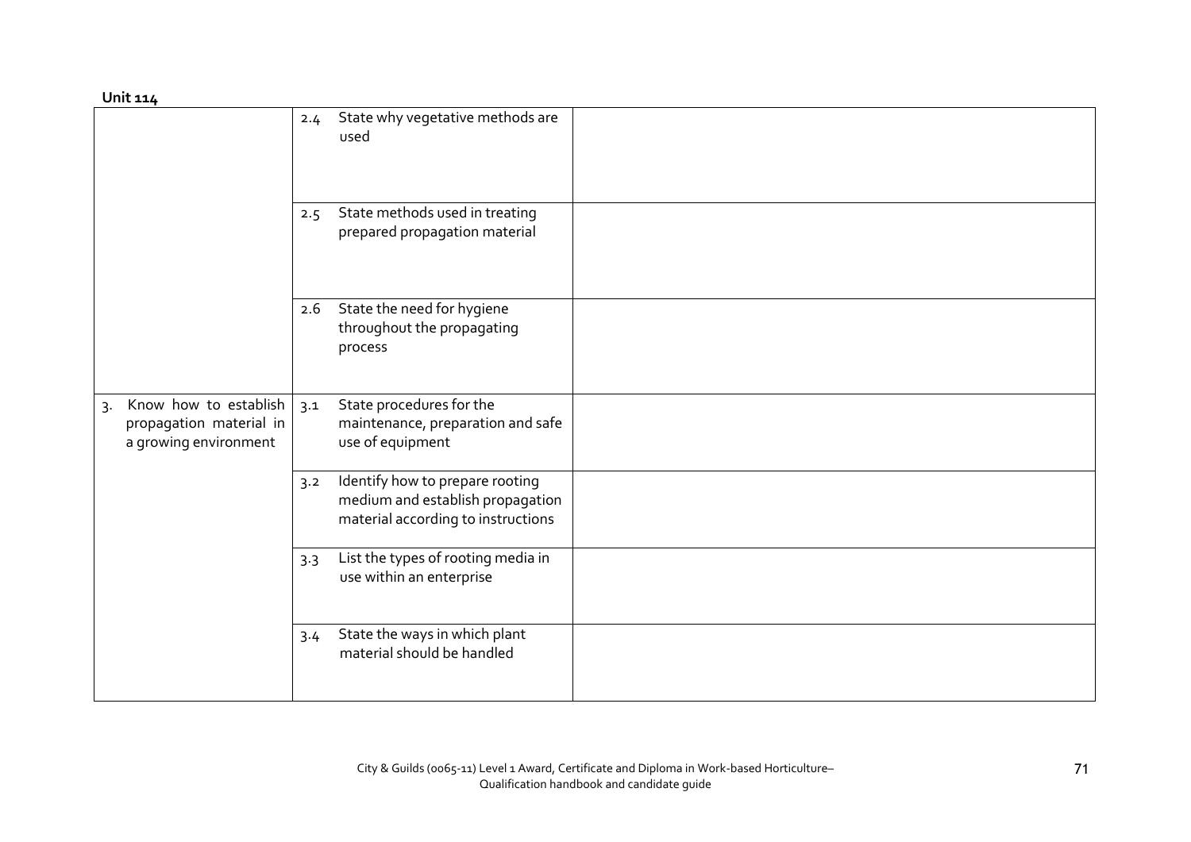**Unit 114**

| | | |
|---|---|---|
| | 2.4 State why vegetative methods are used | |
| | 2.5 State methods used in treating prepared propagation material | |
| | 2.6 State the need for hygiene throughout the propagating process | |
| 3. Know how to establish propagation material in a growing environment | 3.1 State procedures for the maintenance, preparation and safe use of equipment | |
| | 3.2 Identify how to prepare rooting medium and establish propagation material according to instructions | |
| | 3.3 List the types of rooting media in use within an enterprise | |
| | 3.4 State the ways in which plant material should be handled | |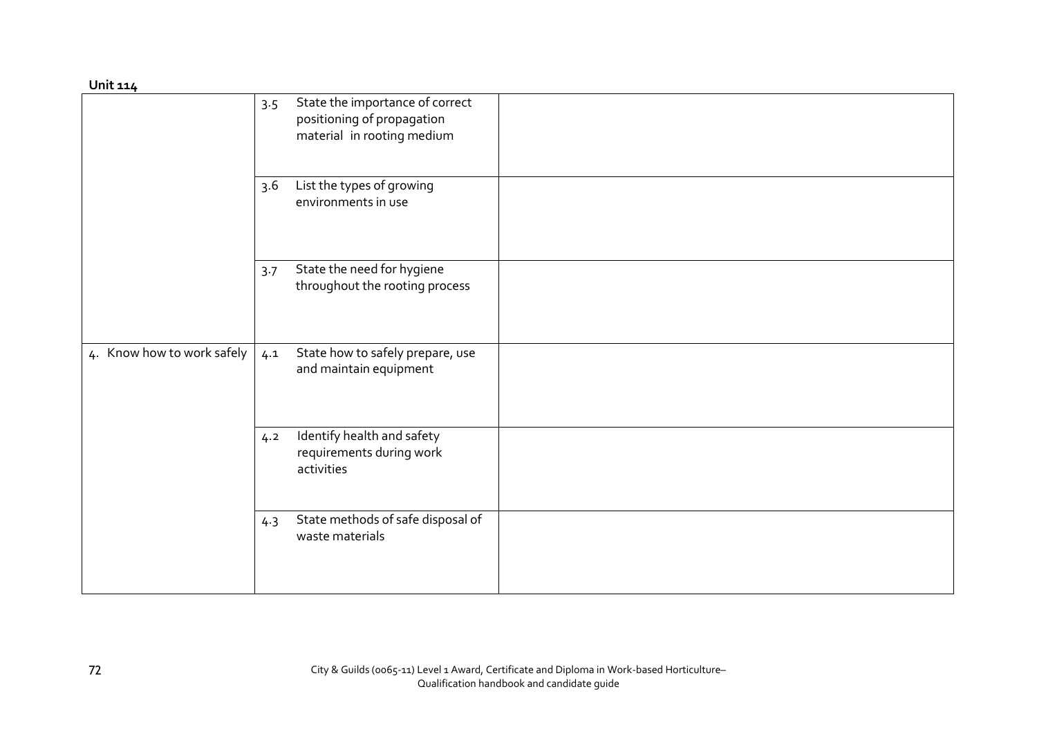**Unit 114**

| | | |
|---|---|---|
| | 3.5 State the importance of correct positioning of propagation material in rooting medium | |
| | 3.6 List the types of growing environments in use | |
| | 3.7 State the need for hygiene throughout the rooting process | |
| 4. Know how to work safely | 4.1 State how to safely prepare, use and maintain equipment | |
| | 4.2 Identify health and safety requirements during work activities | |
| | 4.3 State methods of safe disposal of waste materials | |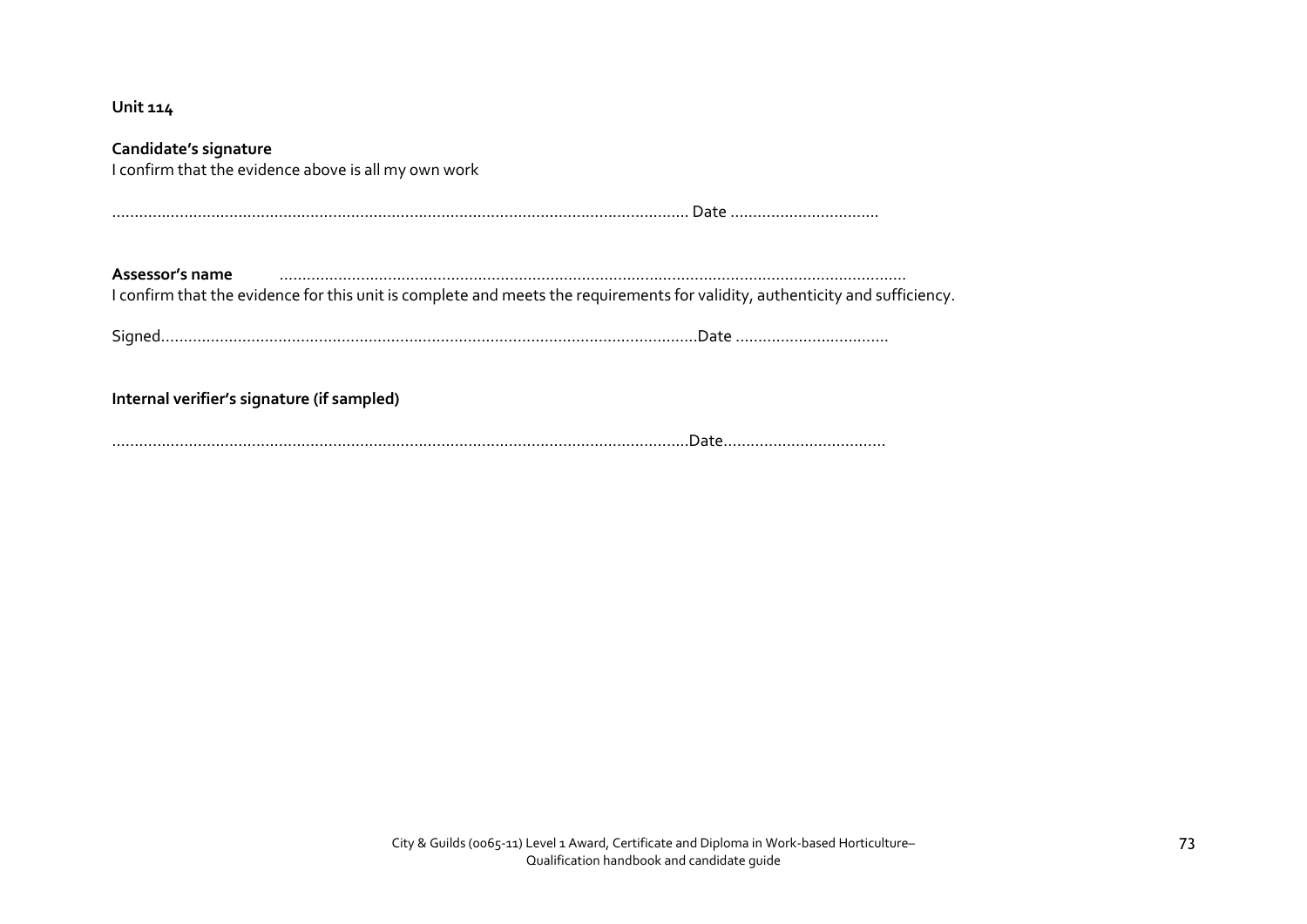**Unit 114**

**Candidate's signature**
I confirm that the evidence above is all my own work

……………………………………………………………………………………………………………… Date ……………………………

**Assessor's name** ………………………………………………………………………………………………………………………
I confirm that the evidence for this unit is complete and meets the requirements for validity, authenticity and sufficiency.

Signed……………………………………………………………………………………………………Date ……………………………

**Internal verifier's signature (if sampled)**

……………………………………………………………………………………………………………..Date………………………………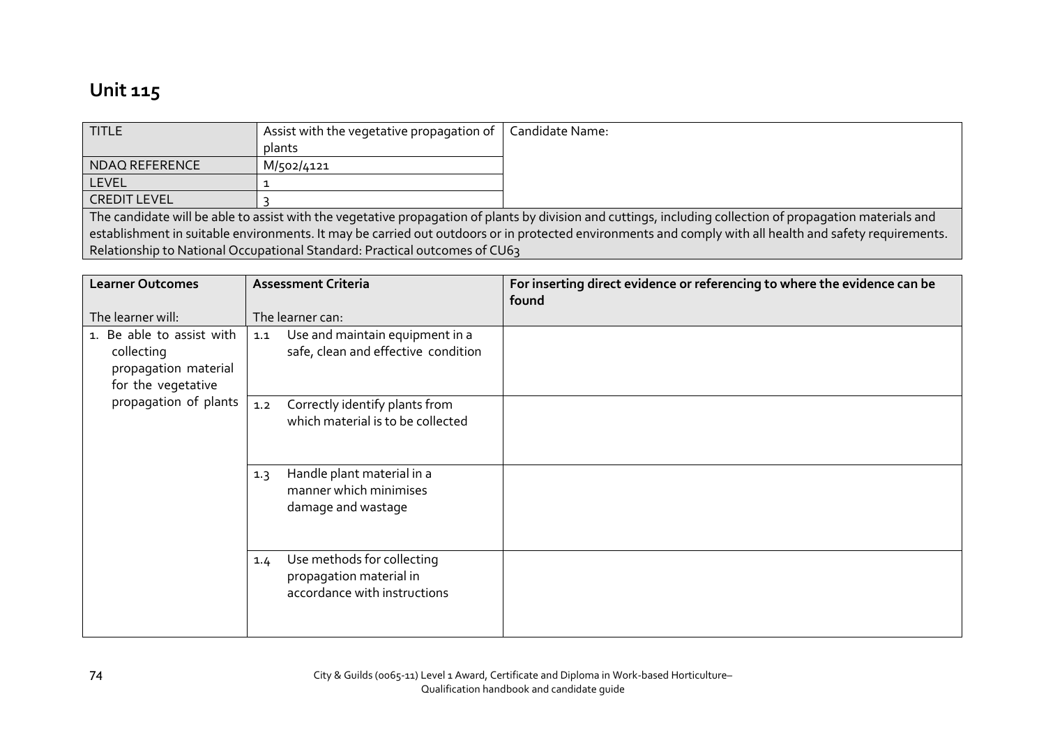# Unit 115

| TITLE | Assist with the vegetative propagation of plants | Candidate Name: |
|---|---|---|
| NDAQ REFERENCE | M/502/4121 | |
| LEVEL | 1 | |
| CREDIT LEVEL | 3 | |

The candidate will be able to assist with the vegetative propagation of plants by division and cuttings, including collection of propagation materials and establishment in suitable environments. It may be carried out outdoors or in protected environments and comply with all health and safety requirements.
Relationship to National Occupational Standard: Practical outcomes of CU63

| Learner Outcomes<br><br>The learner will: | Assessment Criteria<br><br>The learner can: | For inserting direct evidence or referencing to where the evidence can be found |
|---|---|---|
| 1. Be able to assist with collecting propagation material for the vegetative propagation of plants | 1.1 Use and maintain equipment in a safe, clean and effective condition | |
| | 1.2 Correctly identify plants from which material is to be collected | |
| | 1.3 Handle plant material in a manner which minimises damage and wastage | |
| | 1.4 Use methods for collecting propagation material in accordance with instructions | |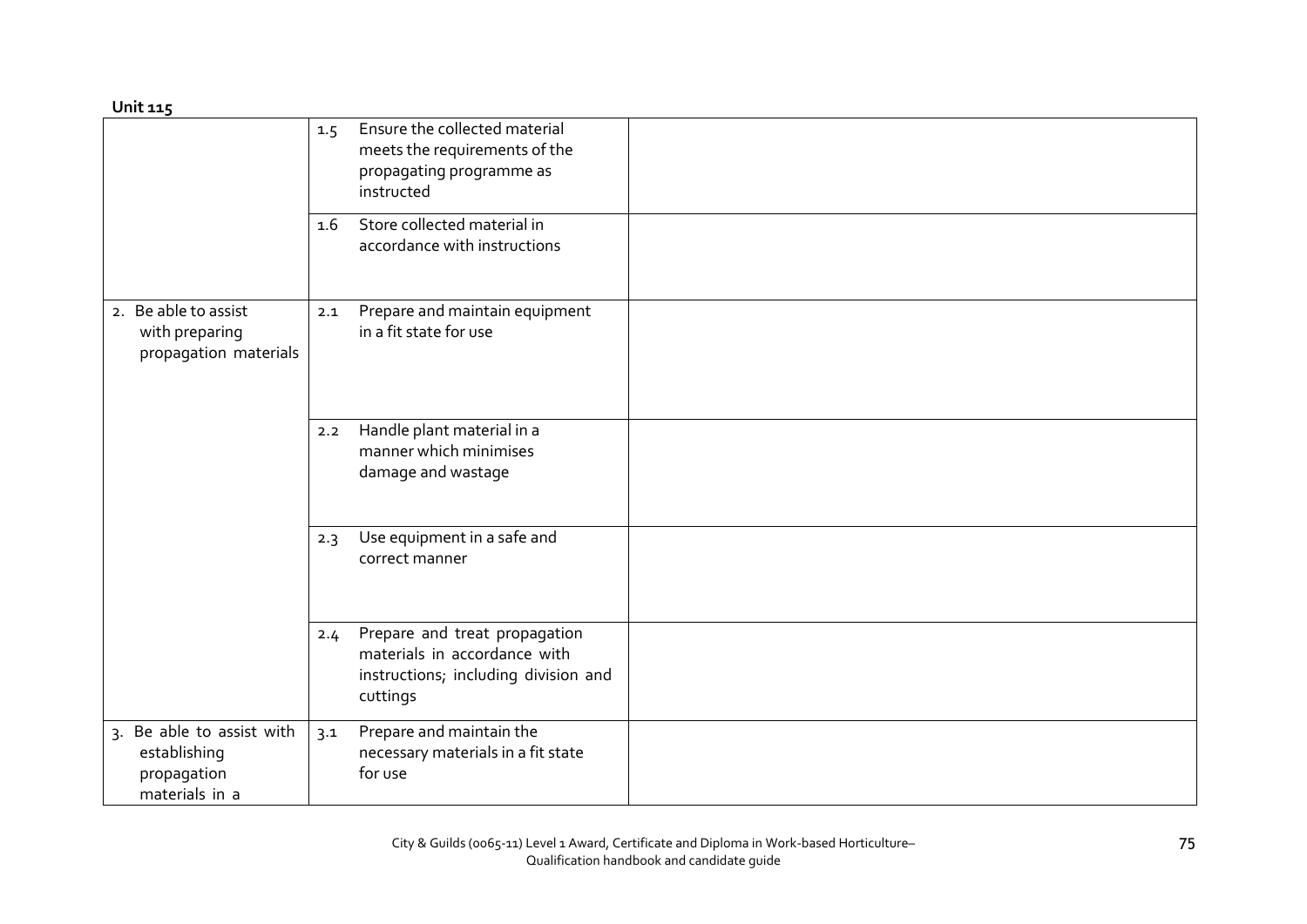**Unit 115**

| | | |
|---|---|---|
| | 1.5 Ensure the collected material meets the requirements of the propagating programme as instructed | |
| | 1.6 Store collected material in accordance with instructions | |
| 2. Be able to assist with preparing propagation materials | 2.1 Prepare and maintain equipment in a fit state for use | |
| | 2.2 Handle plant material in a manner which minimises damage and wastage | |
| | 2.3 Use equipment in a safe and correct manner | |
| | 2.4 Prepare and treat propagation materials in accordance with instructions; including division and cuttings | |
| 3. Be able to assist with establishing propagation materials in a | 3.1 Prepare and maintain the necessary materials in a fit state for use | |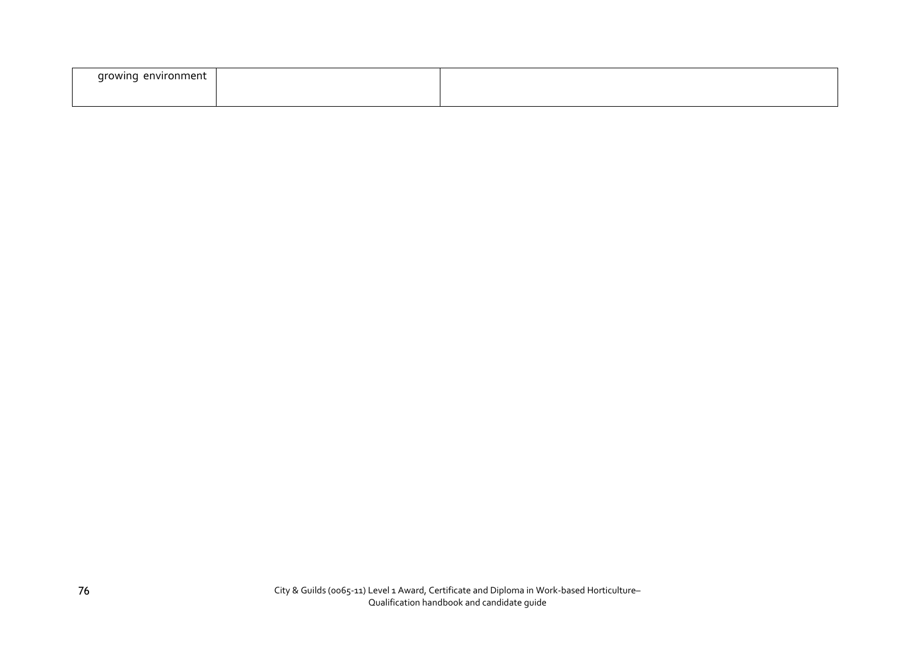| growing environment | | |
|---|---|---|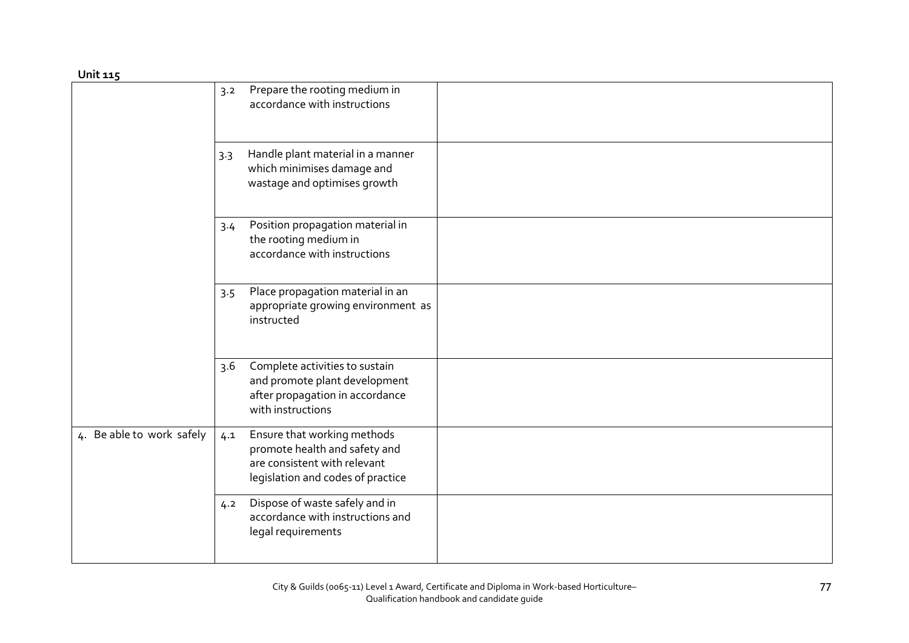**Unit 115**

| | | |
|---|---|---|
| | 3.2 Prepare the rooting medium in accordance with instructions | |
| | 3.3 Handle plant material in a manner which minimises damage and wastage and optimises growth | |
| | 3.4 Position propagation material in the rooting medium in accordance with instructions | |
| | 3.5 Place propagation material in an appropriate growing environment as instructed | |
| | 3.6 Complete activities to sustain and promote plant development after propagation in accordance with instructions | |
| 4. Be able to work safely | 4.1 Ensure that working methods promote health and safety and are consistent with relevant legislation and codes of practice | |
| | 4.2 Dispose of waste safely and in accordance with instructions and legal requirements | |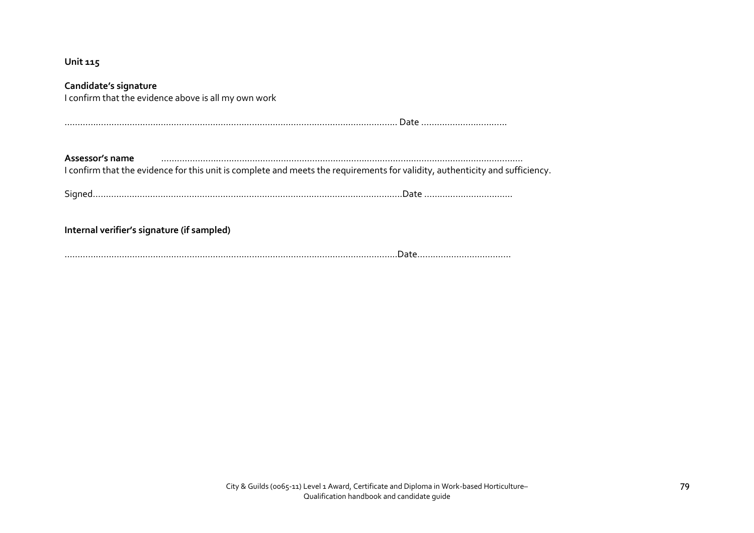**Unit 115**

**Candidate's signature**
I confirm that the evidence above is all my own work

................................................................................................................................ Date ..................................

**Assessor's name** ..........................................................................................................................................
I confirm that the evidence for this unit is complete and meets the requirements for validity, authenticity and sufficiency.

Signed........................................................................................................................Date ..................................

**Internal verifier's signature (if sampled)**

...............................................................................................................................Date....................................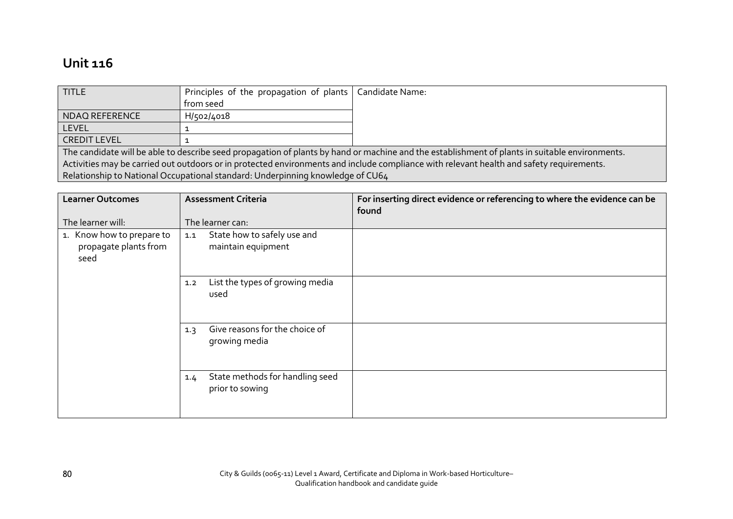## Unit 116

| TITLE | Principles of the propagation of plants from seed | Candidate Name: |
|---|---|---|
| NDAQ REFERENCE | H/502/4018 | |
| LEVEL | 1 | |
| CREDIT LEVEL | 1 | |

The candidate will be able to describe seed propagation of plants by hand or machine and the establishment of plants in suitable environments.
Activities may be carried out outdoors or in protected environments and include compliance with relevant health and safety requirements.
Relationship to National Occupational standard: Underpinning knowledge of CU64

| Learner Outcomes<br><br>The learner will: | Assessment Criteria<br><br>The learner can: | For inserting direct evidence or referencing to where the evidence can be found |
|---|---|---|
| 1. Know how to prepare to propagate plants from seed | 1.1 State how to safely use and maintain equipment | |
| | 1.2 List the types of growing media used | |
| | 1.3 Give reasons for the choice of growing media | |
| | 1.4 State methods for handling seed prior to sowing | |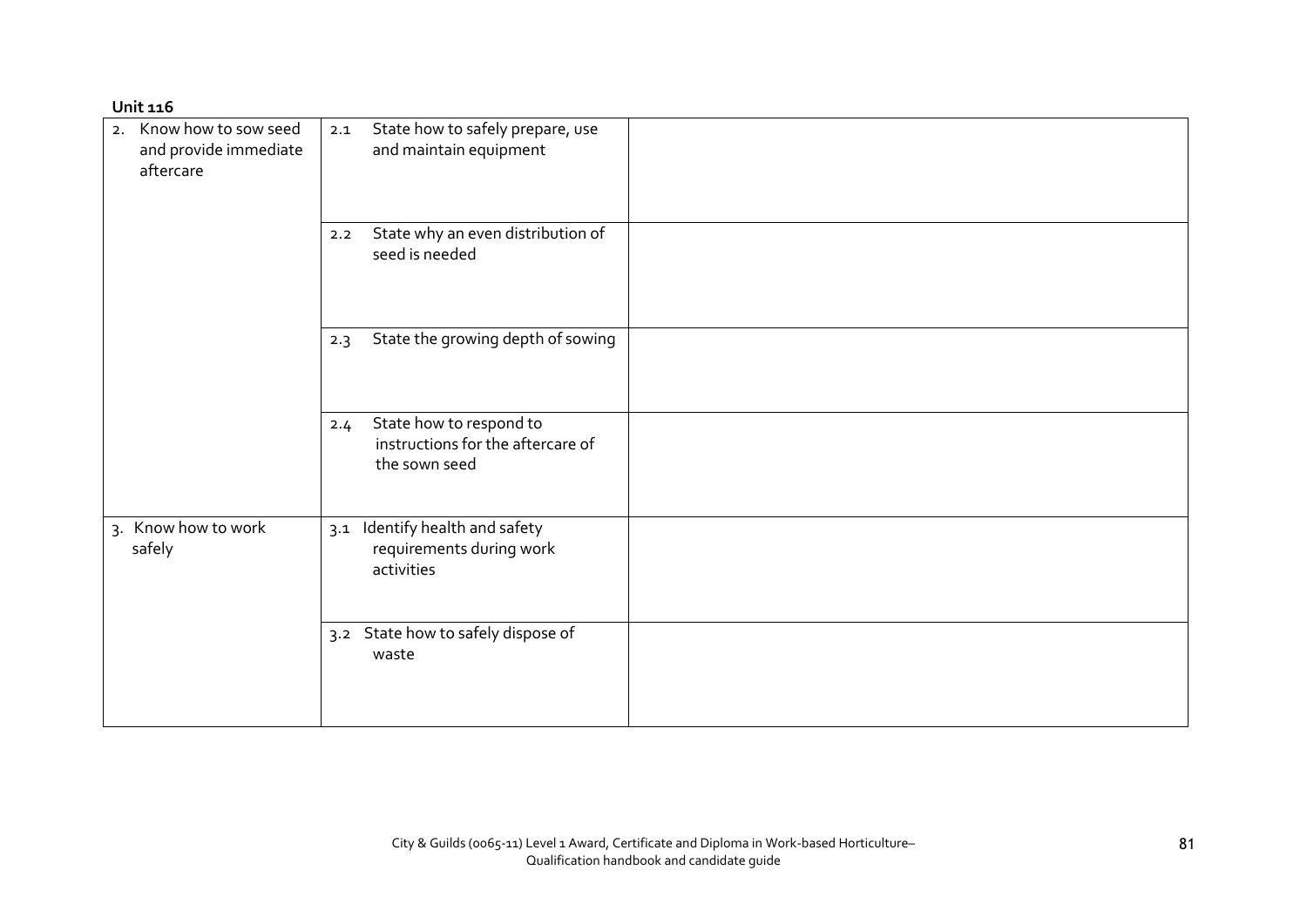**Unit 116**

| | | |
|---|---|---|
| 2. Know how to sow seed and provide immediate aftercare | 2.1 State how to safely prepare, use and maintain equipment | |
| | 2.2 State why an even distribution of seed is needed | |
| | 2.3 State the growing depth of sowing | |
| | 2.4 State how to respond to instructions for the aftercare of the sown seed | |
| 3. Know how to work safely | 3.1 Identify health and safety requirements during work activities | |
| | 3.2 State how to safely dispose of waste | |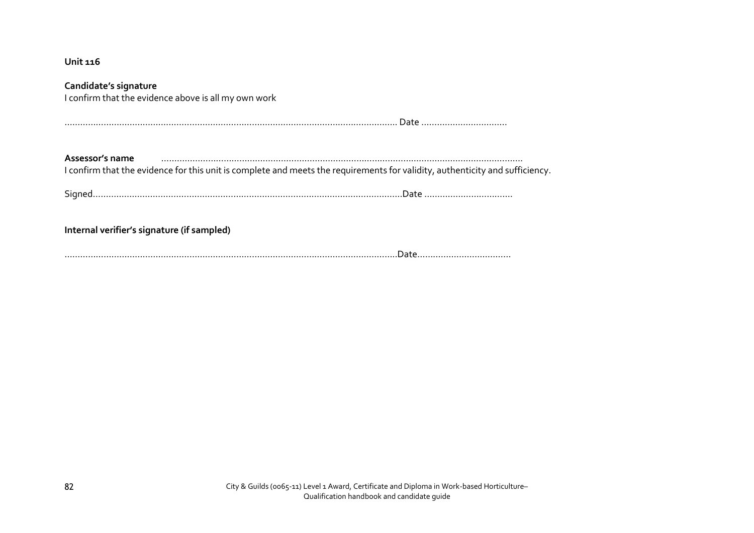**Unit 116**

**Candidate's signature**
I confirm that the evidence above is all my own work

.................................................................................................................................. Date .................................

**Assessor's name** ..........................................................................................................................................
I confirm that the evidence for this unit is complete and meets the requirements for validity, authenticity and sufficiency.

Signed.......................................................................................................................Date .................................

**Internal verifier's signature (if sampled)**

.................................................................................................................................Date...................................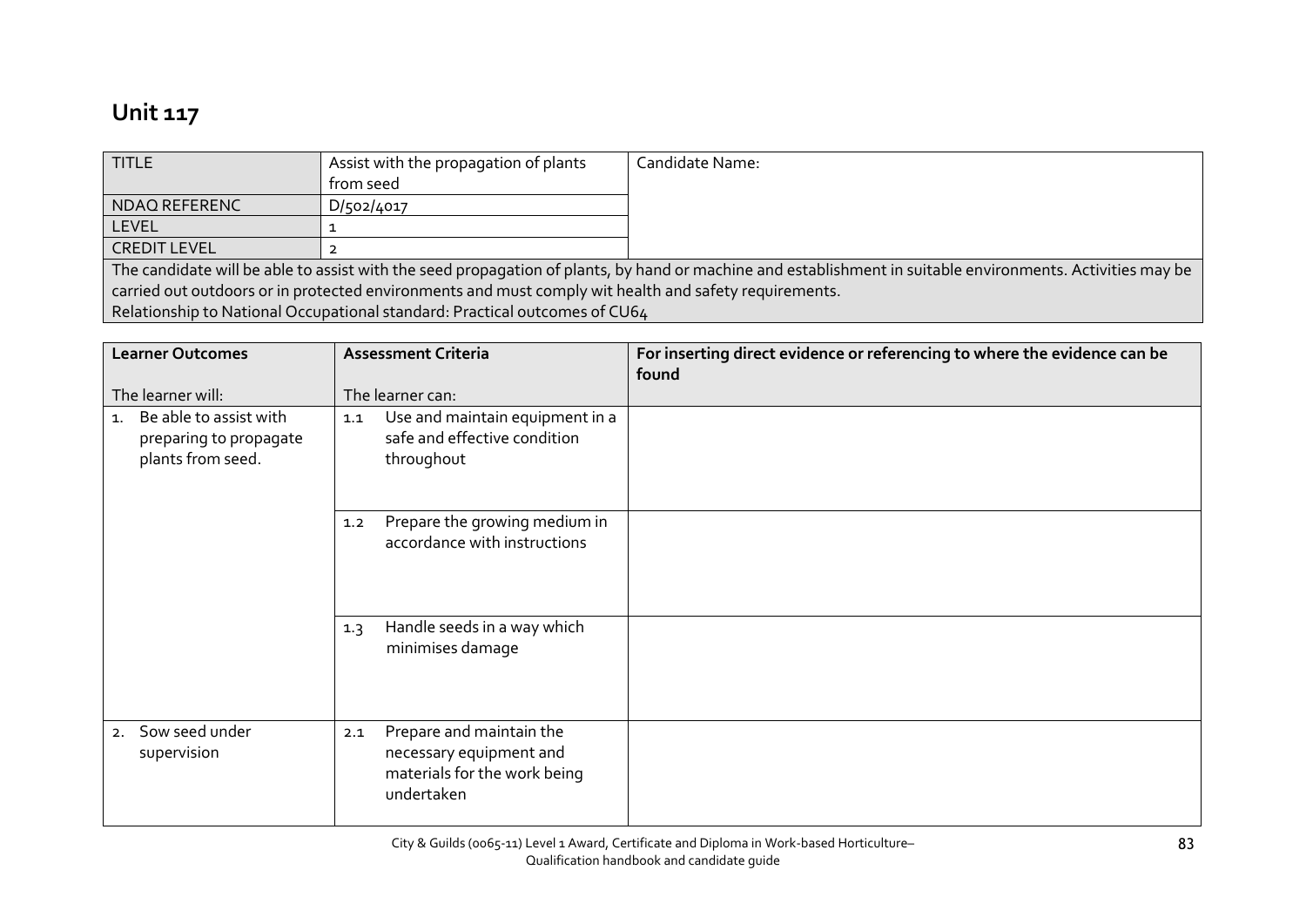# Unit 117

| TITLE | Assist with the propagation of plants from seed | Candidate Name: |
|---|---|---|
| NDAQ REFERENC | D/502/4017 | |
| LEVEL | 1 | |
| CREDIT LEVEL | 2 | |

The candidate will be able to assist with the seed propagation of plants, by hand or machine and establishment in suitable environments. Activities may be carried out outdoors or in protected environments and must comply wit health and safety requirements.
Relationship to National Occupational standard: Practical outcomes of CU64

| **Learner Outcomes**<br><br>The learner will: | **Assessment Criteria**<br><br>The learner can: | **For inserting direct evidence or referencing to where the evidence can be found** |
|---|---|---|
| 1. Be able to assist with preparing to propagate plants from seed. | 1.1 Use and maintain equipment in a safe and effective condition throughout | |
| | 1.2 Prepare the growing medium in accordance with instructions | |
| | 1.3 Handle seeds in a way which minimises damage | |
| 2. Sow seed under supervision | 2.1 Prepare and maintain the necessary equipment and materials for the work being undertaken | |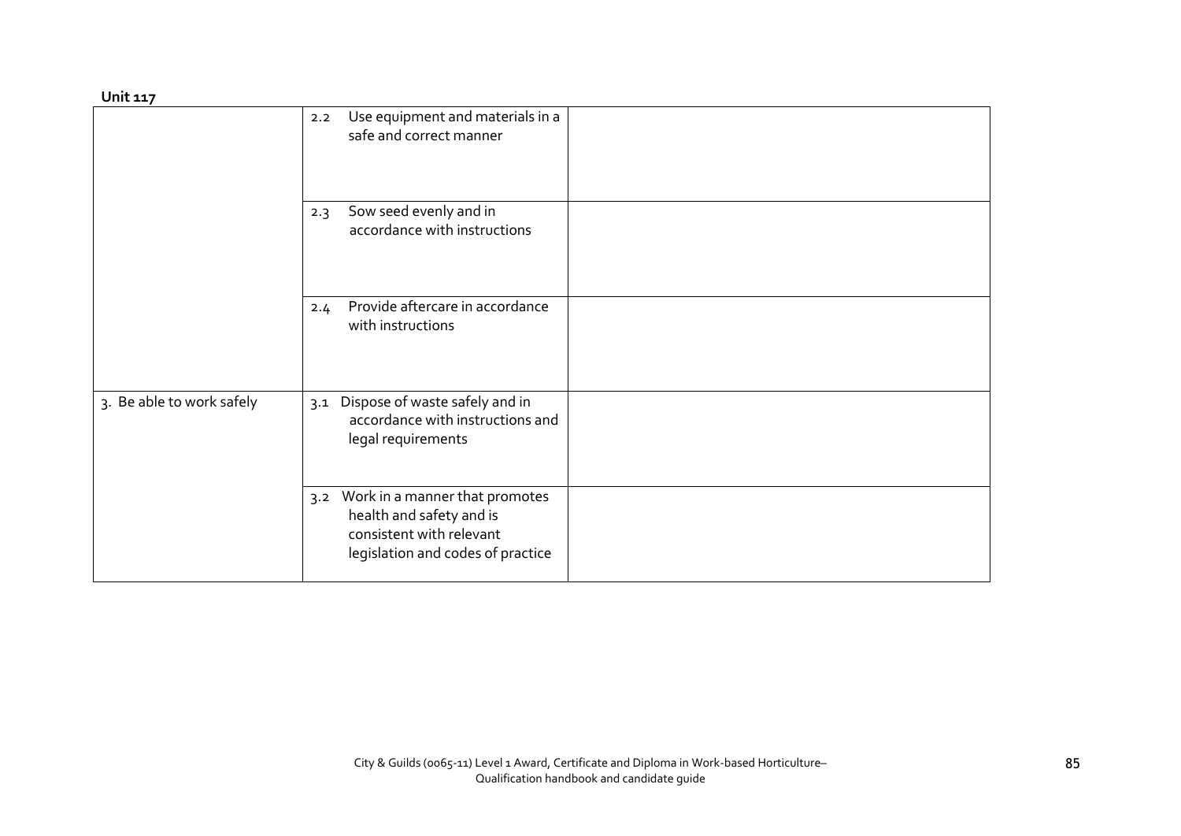**Unit 117**

| | | |
|---|---|---|
| | 2.2 Use equipment and materials in a safe and correct manner | |
| | 2.3 Sow seed evenly and in accordance with instructions | |
| | 2.4 Provide aftercare in accordance with instructions | |
| 3. Be able to work safely | 3.1 Dispose of waste safely and in accordance with instructions and legal requirements | |
| | 3.2 Work in a manner that promotes health and safety and is consistent with relevant legislation and codes of practice | |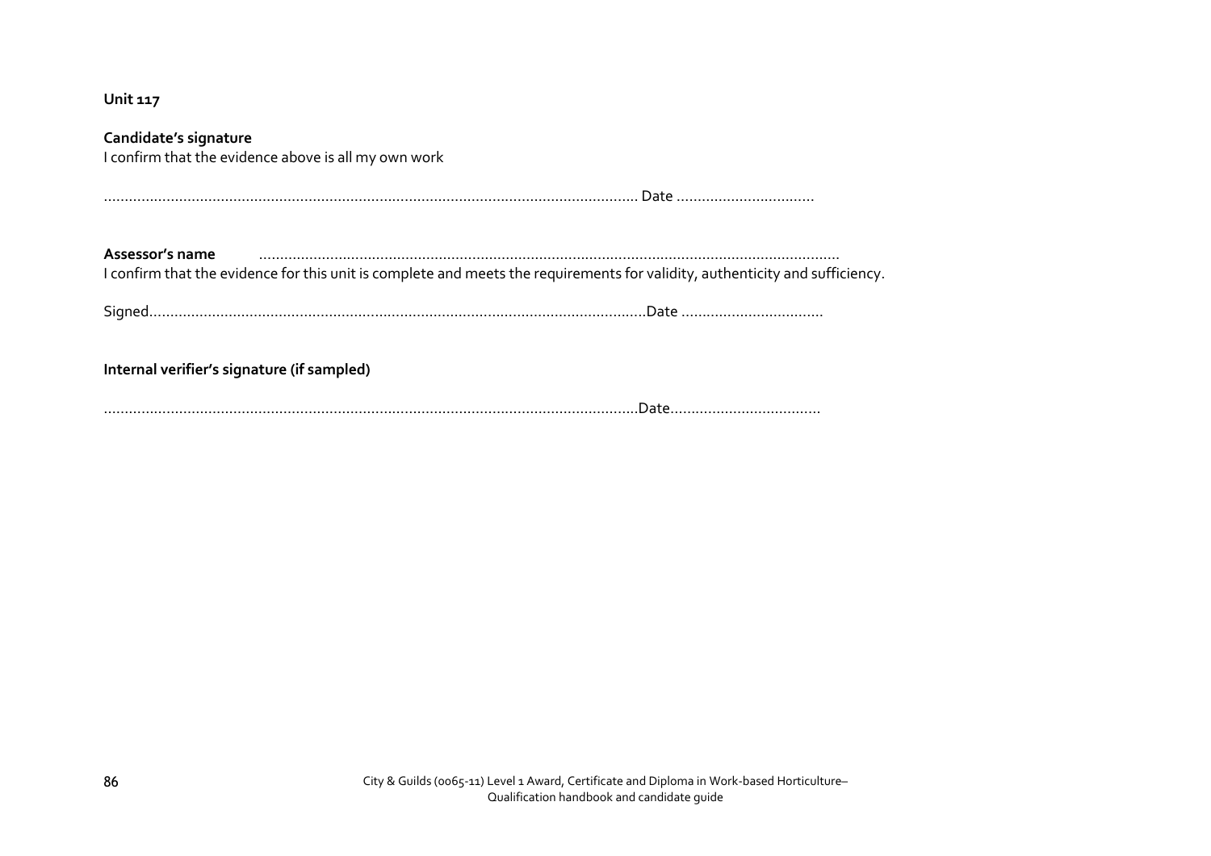**Unit 117**

**Candidate's signature**
I confirm that the evidence above is all my own work

................................................................................................................................ Date .................................

**Assessor's name** ..........................................................................................................................................
I confirm that the evidence for this unit is complete and meets the requirements for validity, authenticity and sufficiency.

Signed.........................................................................................................................Date ..................................

**Internal verifier's signature (if sampled)**

..............................................................................................................................Date....................................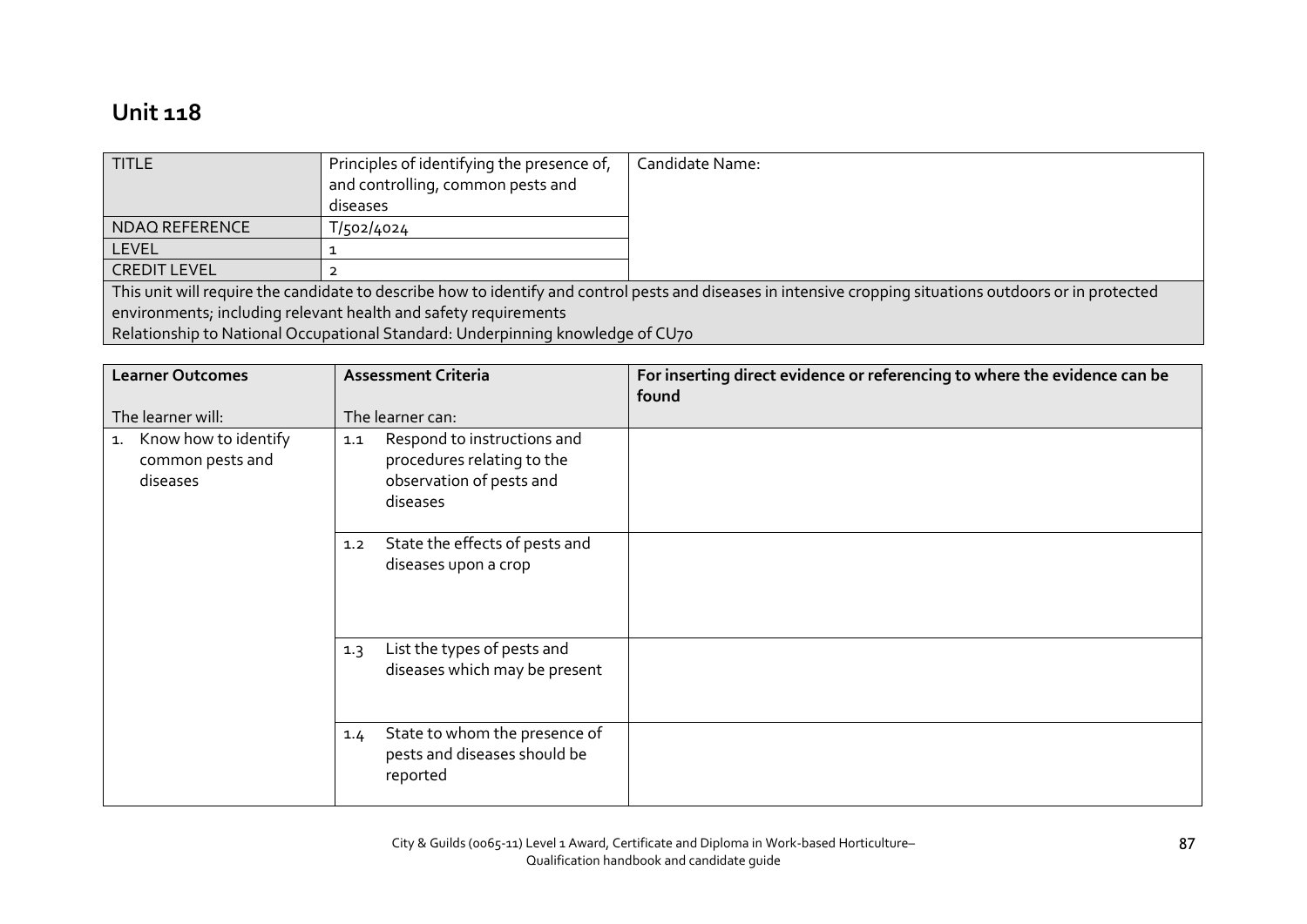## Unit 118

| TITLE | Principles of identifying the presence of, and controlling, common pests and diseases | Candidate Name: |
|---|---|---|
| NDAQ REFERENCE | T/502/4024 | |
| LEVEL | 1 | |
| CREDIT LEVEL | 2 | |
| This unit will require the candidate to describe how to identify and control pests and diseases in intensive cropping situations outdoors or in protected environments; including relevant health and safety requirements<br>Relationship to National Occupational Standard: Underpinning knowledge of CU70 | | |

| Learner Outcomes<br><br>The learner will: | Assessment Criteria<br><br>The learner can: | For inserting direct evidence or referencing to where the evidence can be found |
|---|---|---|
| 1. Know how to identify common pests and diseases | 1.1 Respond to instructions and procedures relating to the observation of pests and diseases | |
| | 1.2 State the effects of pests and diseases upon a crop | |
| | 1.3 List the types of pests and diseases which may be present | |
| | 1.4 State to whom the presence of pests and diseases should be reported | |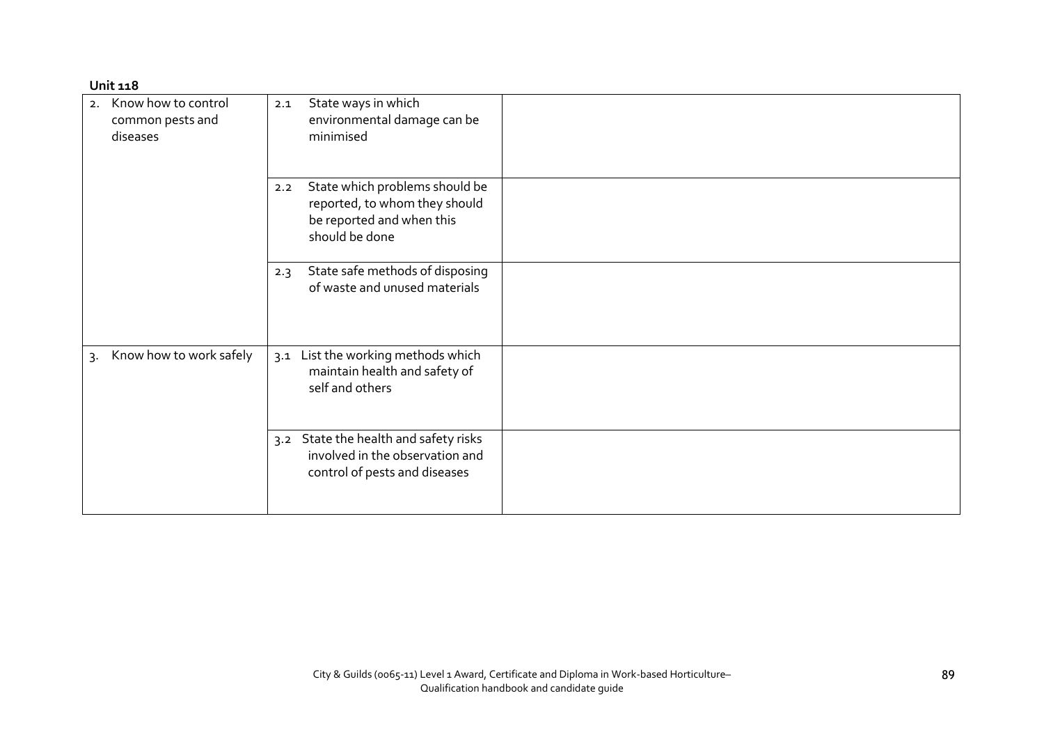**Unit 118**

| | | |
|---|---|---|
| 2. Know how to control common pests and diseases | 2.1 State ways in which environmental damage can be minimised | |
| | 2.2 State which problems should be reported, to whom they should be reported and when this should be done | |
| | 2.3 State safe methods of disposing of waste and unused materials | |
| 3. Know how to work safely | 3.1 List the working methods which maintain health and safety of self and others | |
| | 3.2 State the health and safety risks involved in the observation and control of pests and diseases | |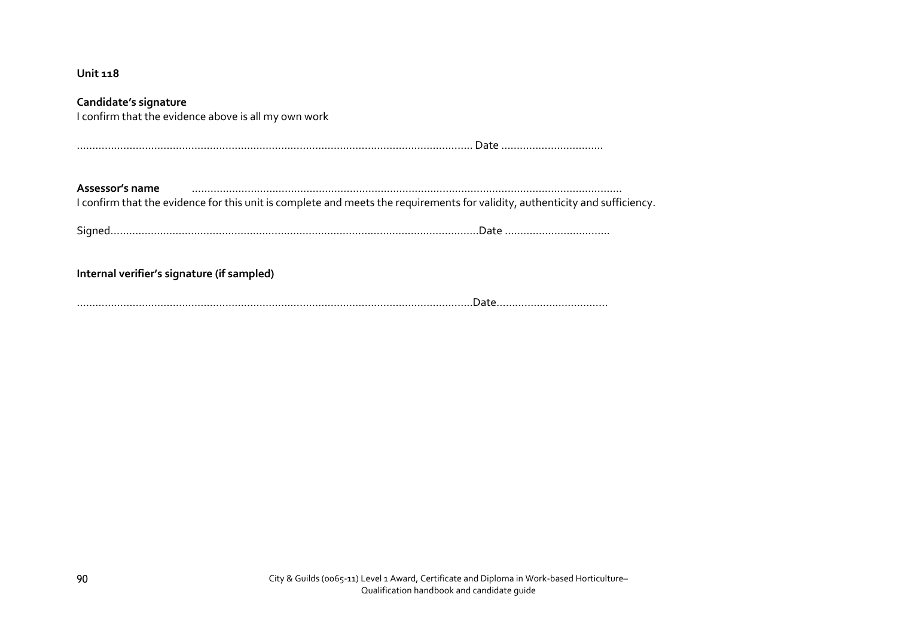**Unit 118**

**Candidate's signature**
I confirm that the evidence above is all my own work

……………………………………………………………………………………………………… Date ……………………………

**Assessor's name** ……………………………………………………………………………………………………………………
I confirm that the evidence for this unit is complete and meets the requirements for validity, authenticity and sufficiency.

Signed………………………………………………………………………………………………Date ……………………………

**Internal verifier's signature (if sampled)**

………………………………………………………………………………………………………Date………………………………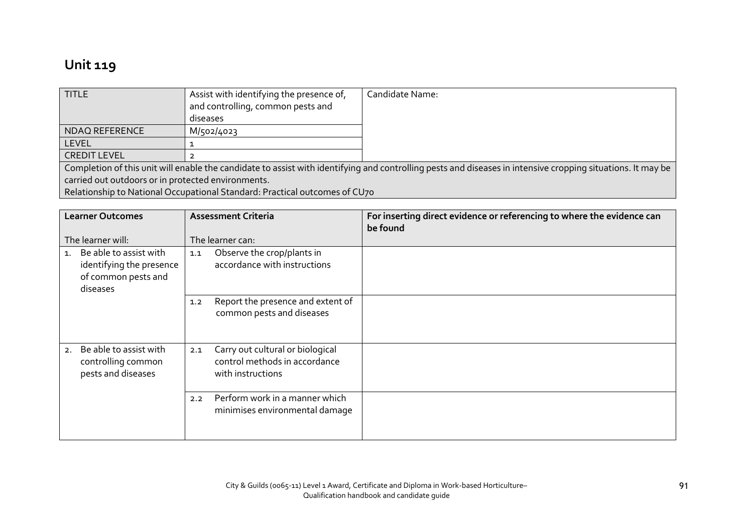# Unit 119

| TITLE | Assist with identifying the presence of, and controlling, common pests and diseases | Candidate Name: |
|---|---|---|
| NDAQ REFERENCE | M/502/4023 | |
| LEVEL | 1 | |
| CREDIT LEVEL | 2 | |
| Completion of this unit will enable the candidate to assist with identifying and controlling pests and diseases in intensive cropping situations. It may be carried out outdoors or in protected environments.<br>Relationship to National Occupational Standard: Practical outcomes of CU70 | | |

| **Learner Outcomes**<br><br>The learner will: | **Assessment Criteria**<br><br>The learner can: | **For inserting direct evidence or referencing to where the evidence can be found** |
|---|---|---|
| 1. Be able to assist with identifying the presence of common pests and diseases | 1.1 Observe the crop/plants in accordance with instructions | |
| | 1.2 Report the presence and extent of common pests and diseases | |
| 2. Be able to assist with controlling common pests and diseases | 2.1 Carry out cultural or biological control methods in accordance with instructions | |
| | 2.2 Perform work in a manner which minimises environmental damage | |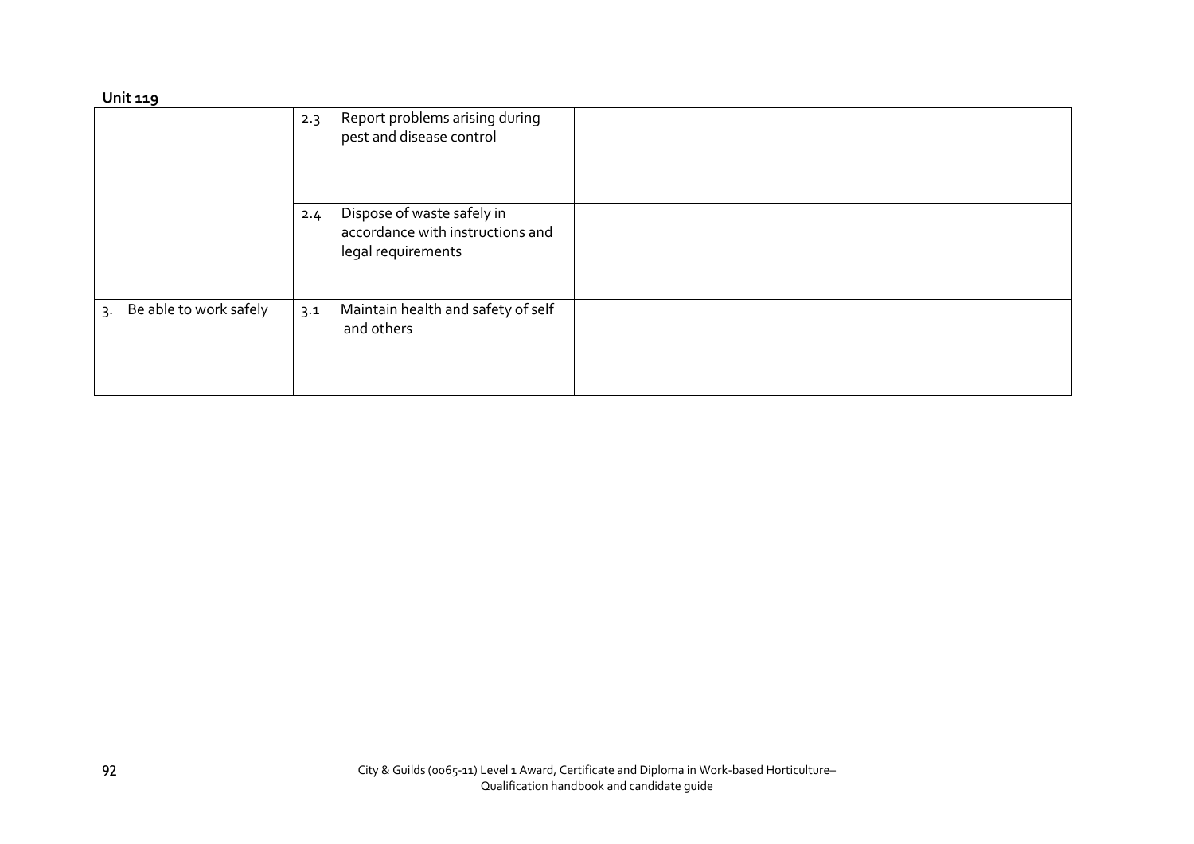**Unit 119**

| | | |
|---|---|---|
| | 2.3 Report problems arising during pest and disease control | |
| | 2.4 Dispose of waste safely in accordance with instructions and legal requirements | |
| 3. Be able to work safely | 3.1 Maintain health and safety of self and others | |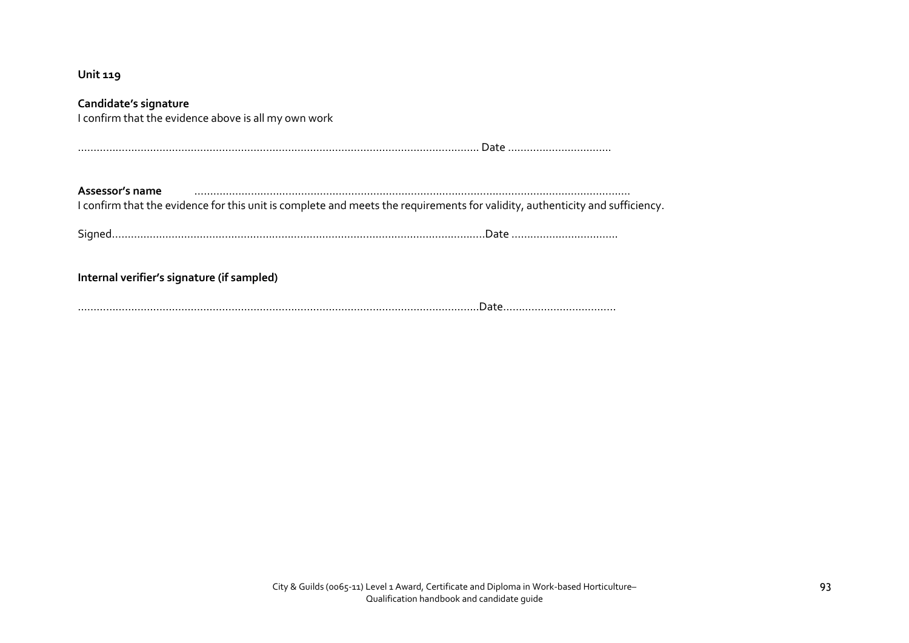**Unit 119**

**Candidate's signature**
I confirm that the evidence above is all my own work

................................................................................................................................ Date .................................

**Assessor's name** ..........................................................................................................................................
I confirm that the evidence for this unit is complete and meets the requirements for validity, authenticity and sufficiency.

Signed.......................................................................................................................Date ..................................

**Internal verifier's signature (if sampled)**

...............................................................................................................................Date...................................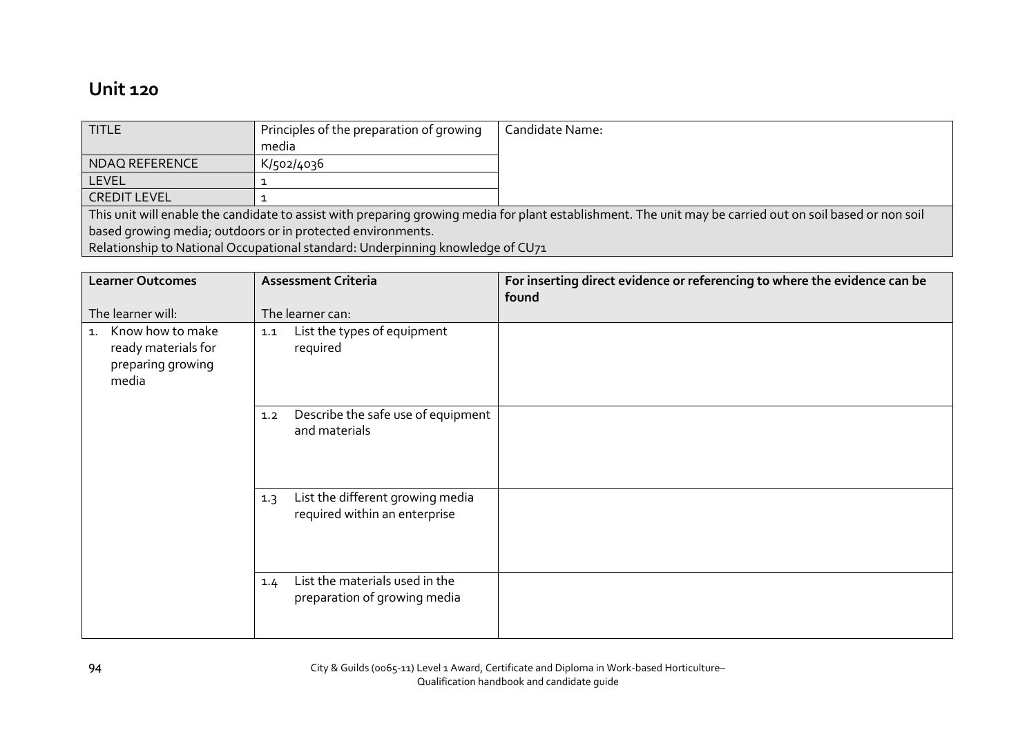## Unit 120

| TITLE | Principles of the preparation of growing media | Candidate Name: |
|---|---|---|
| NDAQ REFERENCE | K/502/4036 | |
| LEVEL | 1 | |
| CREDIT LEVEL | 1 | |
| This unit will enable the candidate to assist with preparing growing media for plant establishment. The unit may be carried out on soil based or non soil based growing media; outdoors or in protected environments.<br>Relationship to National Occupational standard: Underpinning knowledge of CU71 | | |

| Learner Outcomes<br><br>The learner will: | Assessment Criteria<br><br>The learner can: | For inserting direct evidence or referencing to where the evidence can be found |
|---|---|---|
| 1. Know how to make ready materials for preparing growing media | 1.1 List the types of equipment required | |
| | 1.2 Describe the safe use of equipment and materials | |
| | 1.3 List the different growing media required within an enterprise | |
| | 1.4 List the materials used in the preparation of growing media | |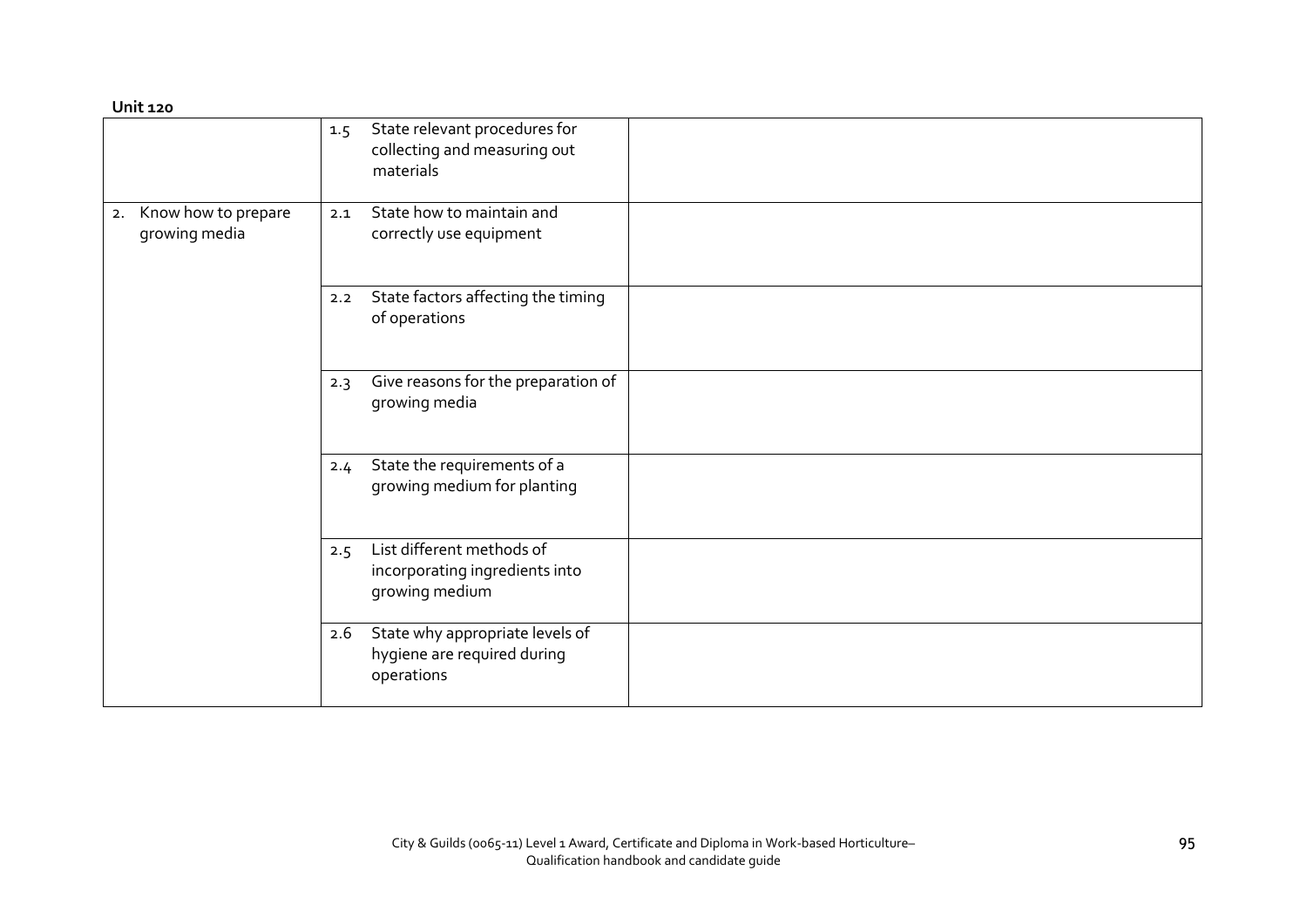**Unit 120**

| | | |
|---|---|---|
| | 1.5 State relevant procedures for collecting and measuring out materials | |
| 2. Know how to prepare growing media | 2.1 State how to maintain and correctly use equipment | |
| | 2.2 State factors affecting the timing of operations | |
| | 2.3 Give reasons for the preparation of growing media | |
| | 2.4 State the requirements of a growing medium for planting | |
| | 2.5 List different methods of incorporating ingredients into growing medium | |
| | 2.6 State why appropriate levels of hygiene are required during operations | |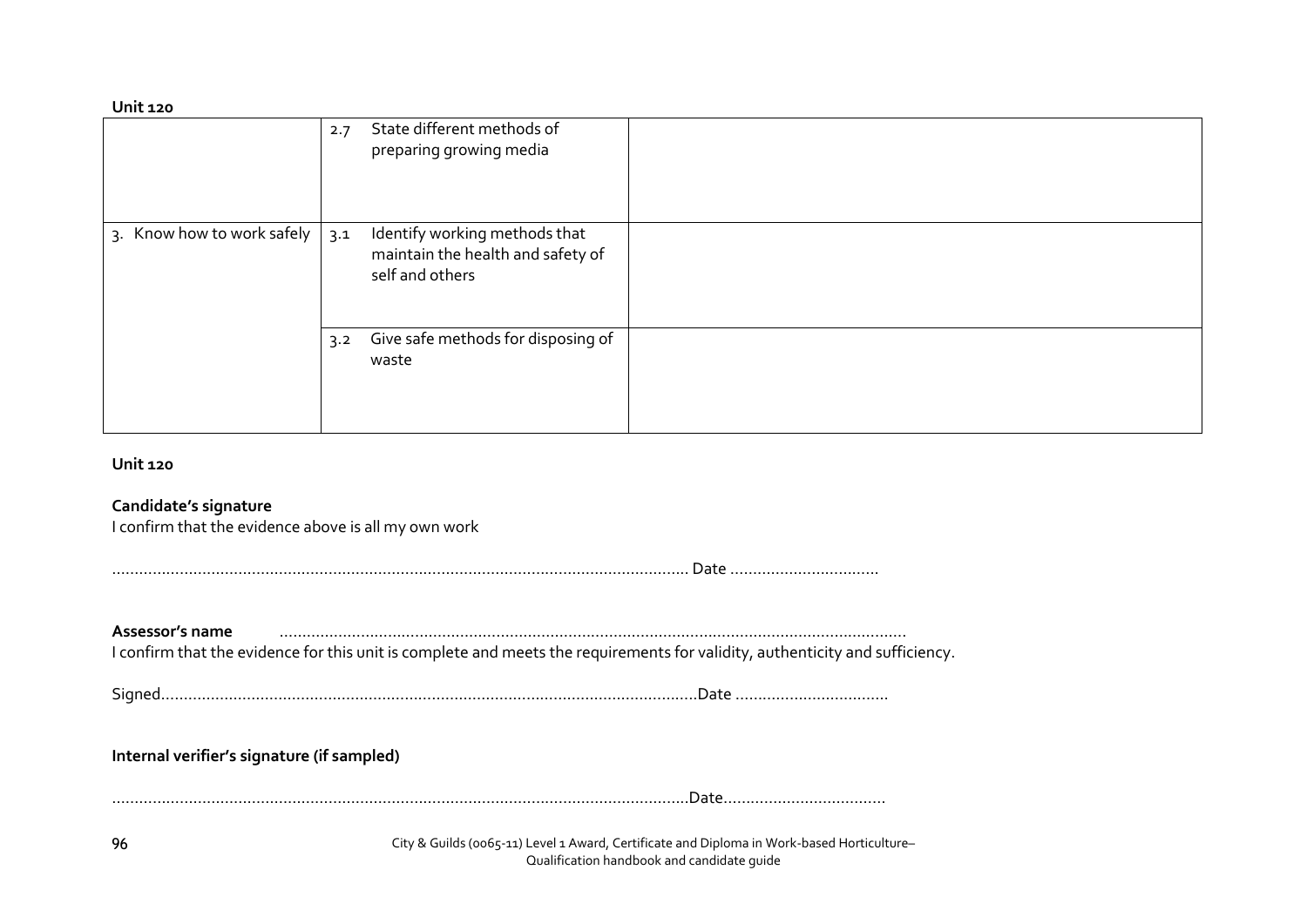**Unit 120**

| | | |
|---|---|---|
| | 2.7 State different methods of preparing growing media | |
| 3. Know how to work safely | 3.1 Identify working methods that maintain the health and safety of self and others | |
| | 3.2 Give safe methods for disposing of waste | |

**Unit 120**

**Candidate's signature**
I confirm that the evidence above is all my own work

…………………………………………………………………………………………………………………… Date ……………………………

**Assessor's name** ……………………………………………………………………………………………………………………
I confirm that the evidence for this unit is complete and meets the requirements for validity, authenticity and sufficiency.

Signed……………………………………………………………………………………………………………Date ……………………………

**Internal verifier's signature (if sampled)**

……………………………………………………………………………………………………………………Date………………………………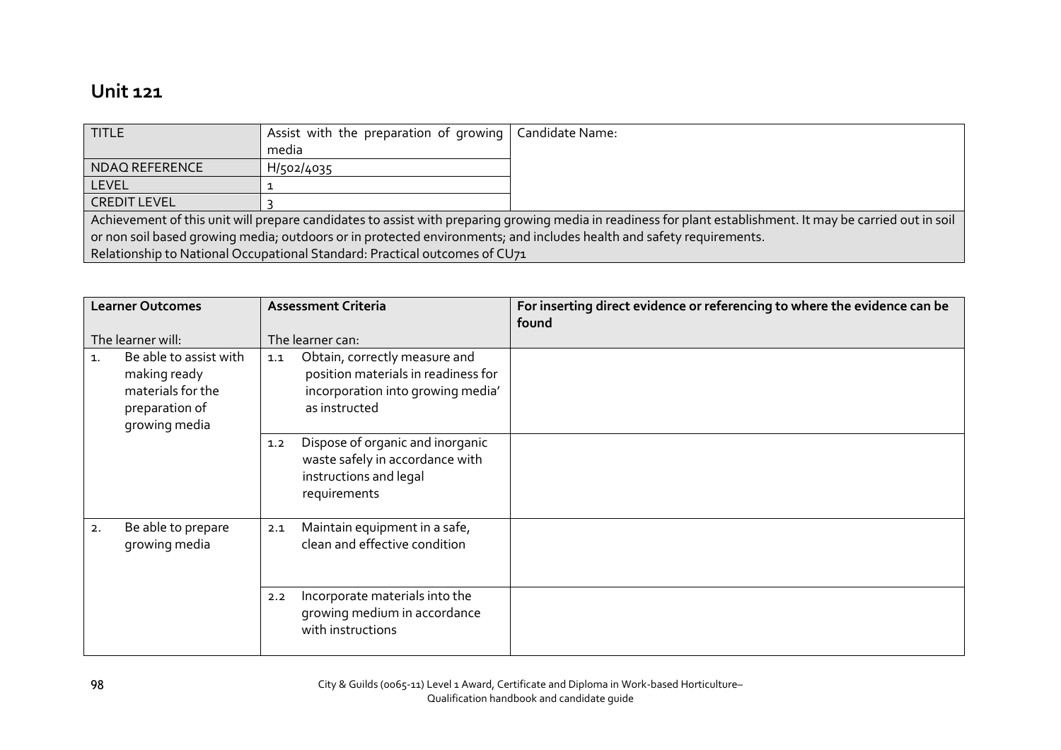## Unit 121

| TITLE | Assist with the preparation of growing media | Candidate Name: |
|---|---|---|
| NDAQ REFERENCE | H/502/4035 | |
| LEVEL | 1 | |
| CREDIT LEVEL | 3 | |
| Achievement of this unit will prepare candidates to assist with preparing growing media in readiness for plant establishment. It may be carried out in soil or non soil based growing media; outdoors or in protected environments; and includes health and safety requirements.<br>Relationship to National Occupational Standard: Practical outcomes of CU71 | | |

| **Learner Outcomes**<br><br>The learner will: | **Assessment Criteria**<br><br>The learner can: | **For inserting direct evidence or referencing to where the evidence can be found** |
|---|---|---|
| 1. Be able to assist with making ready materials for the preparation of growing media | 1.1 Obtain, correctly measure and position materials in readiness for incorporation into growing media' as instructed | |
| | 1.2 Dispose of organic and inorganic waste safely in accordance with instructions and legal requirements | |
| 2. Be able to prepare growing media | 2.1 Maintain equipment in a safe, clean and effective condition | |
| | 2.2 Incorporate materials into the growing medium in accordance with instructions | |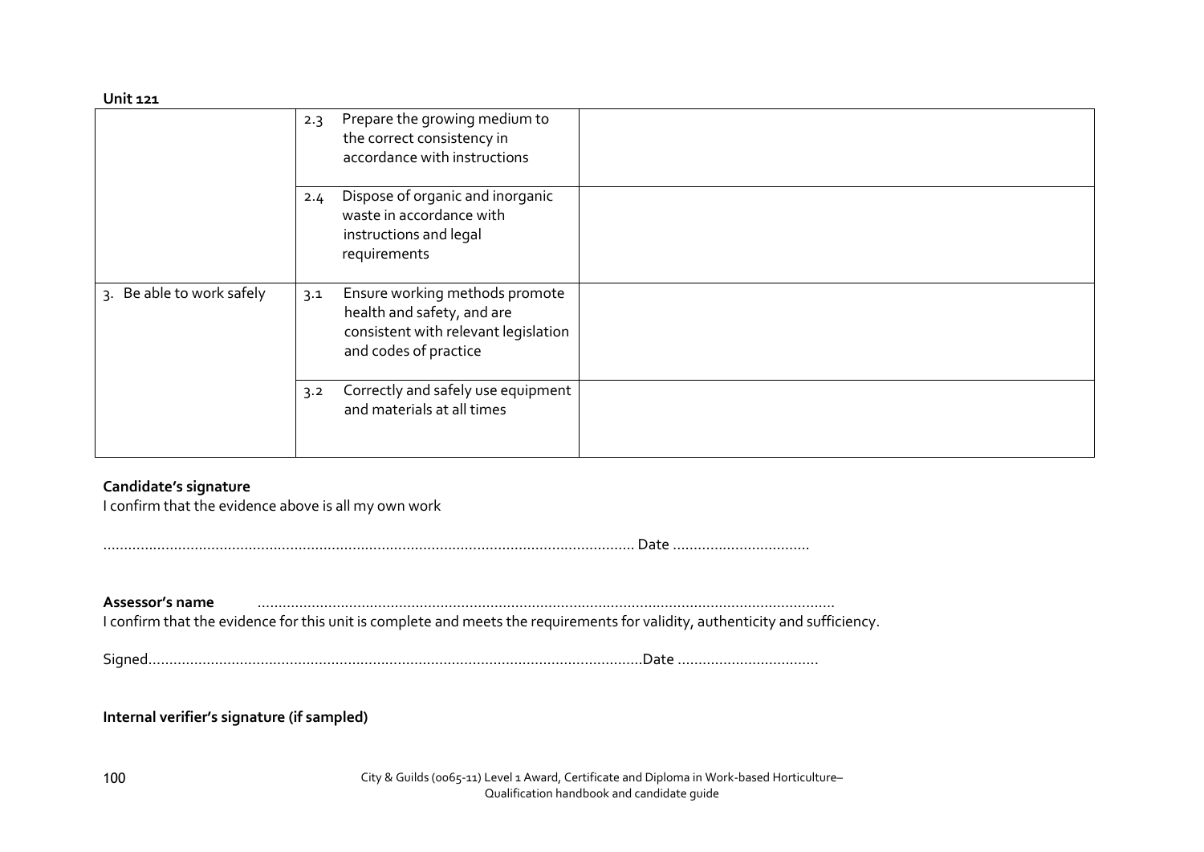**Unit 121**

| | | |
|---|---|---|
| | 2.3 Prepare the growing medium to the correct consistency in accordance with instructions | |
| | 2.4 Dispose of organic and inorganic waste in accordance with instructions and legal requirements | |
| 3. Be able to work safely | 3.1 Ensure working methods promote health and safety, and are consistent with relevant legislation and codes of practice | |
| | 3.2 Correctly and safely use equipment and materials at all times | |

**Candidate's signature**

I confirm that the evidence above is all my own work

................................................................................................................................ Date .................................

**Assessor's name** ..........................................................................................................................................

I confirm that the evidence for this unit is complete and meets the requirements for validity, authenticity and sufficiency.

Signed.......................................................................................................................Date ..................................

**Internal verifier's signature (if sampled)**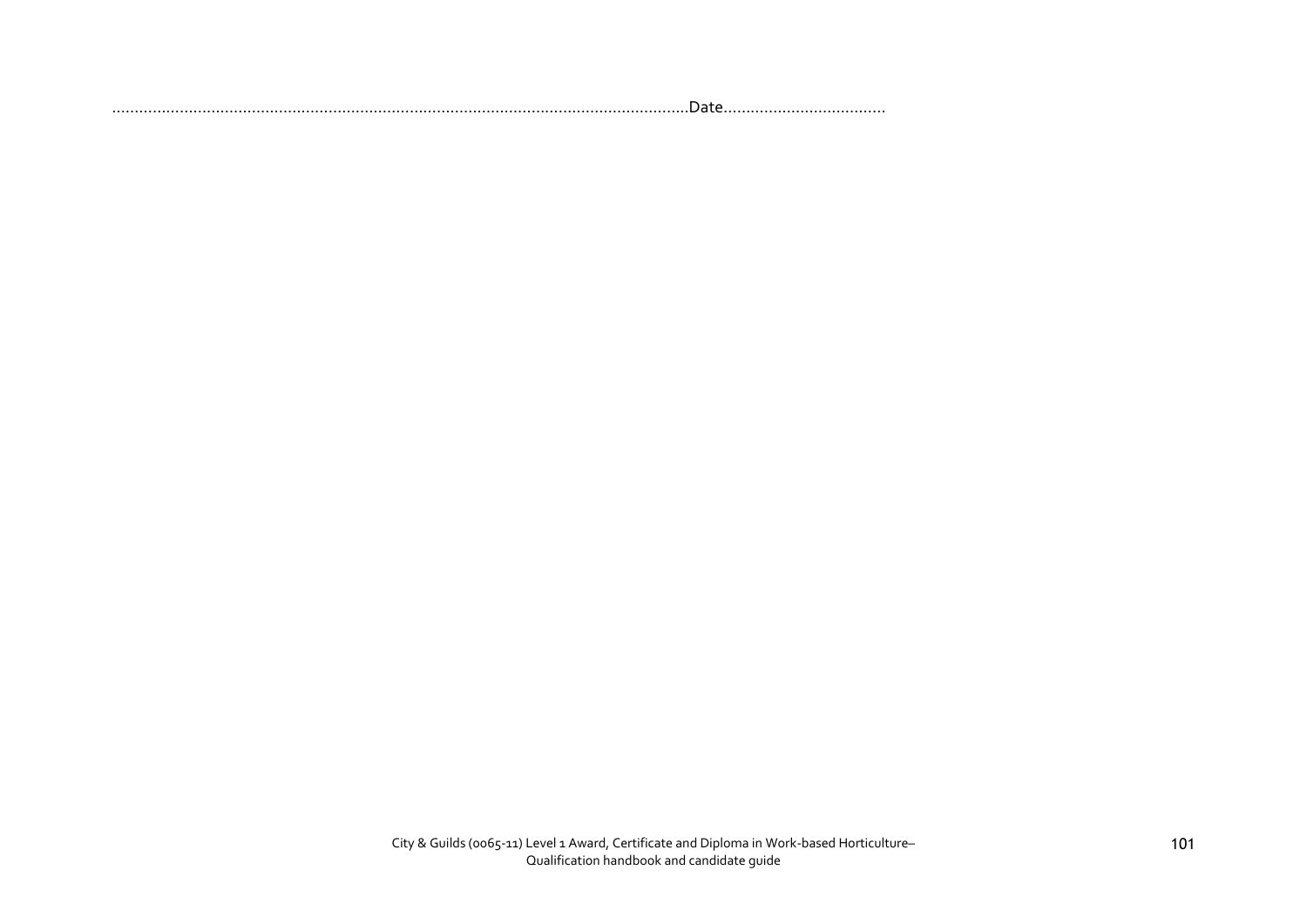……………………………………………………………………………………………………………Date………………………………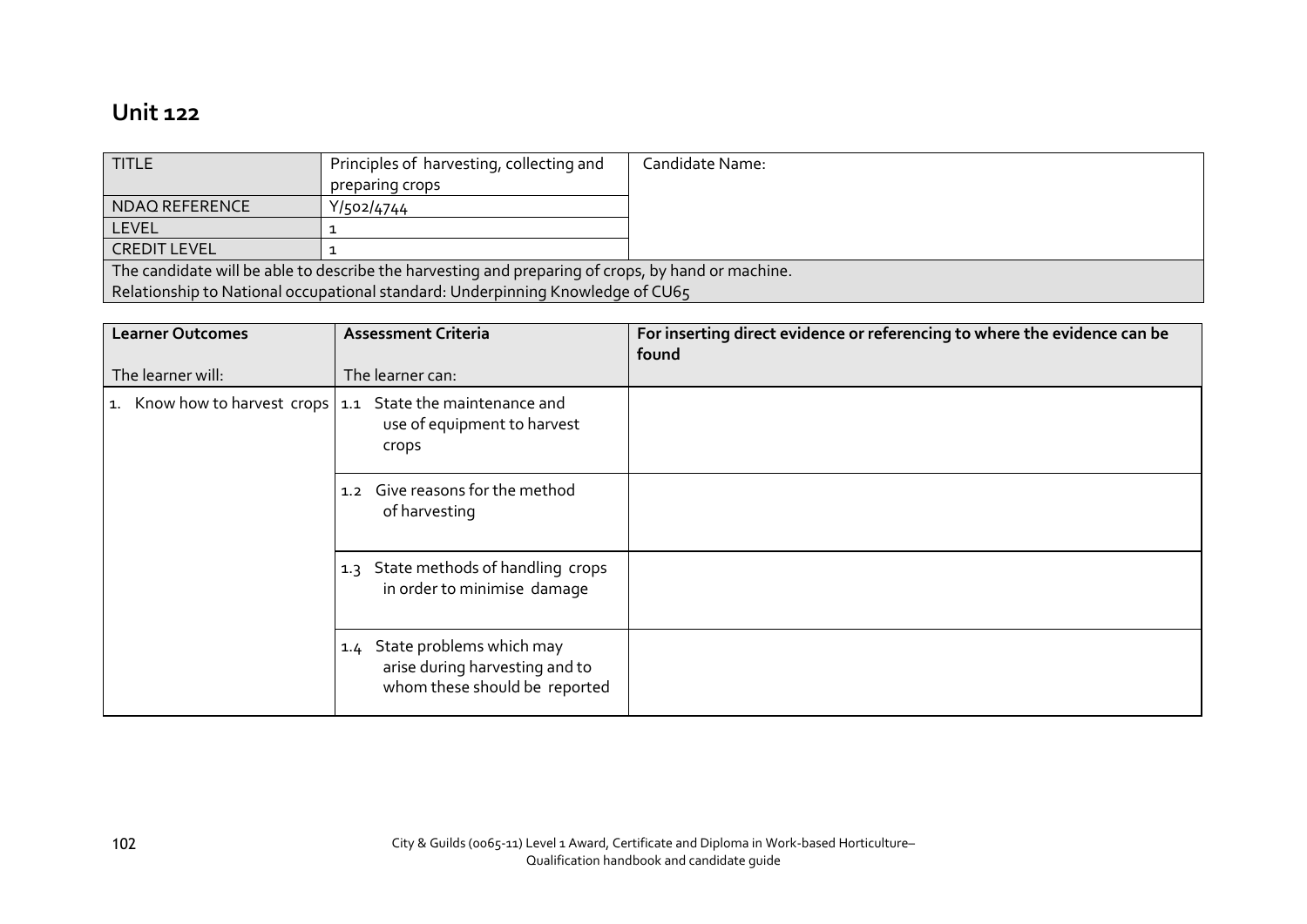# Unit 122

| TITLE | Principles of harvesting, collecting and preparing crops | Candidate Name: |
|---|---|---|
| NDAQ REFERENCE | Y/502/4744 | |
| LEVEL | 1 | |
| CREDIT LEVEL | 1 | |
| The candidate will be able to describe the harvesting and preparing of crops, by hand or machine. Relationship to National occupational standard: Underpinning Knowledge of CU65 | | |

| Learner Outcomes<br>The learner will: | Assessment Criteria<br>The learner can: | For inserting direct evidence or referencing to where the evidence can be found |
|---|---|---|
| 1. Know how to harvest crops | 1.1 State the maintenance and use of equipment to harvest crops | |
| | 1.2 Give reasons for the method of harvesting | |
| | 1.3 State methods of handling crops in order to minimise damage | |
| | 1.4 State problems which may arise during harvesting and to whom these should be reported | |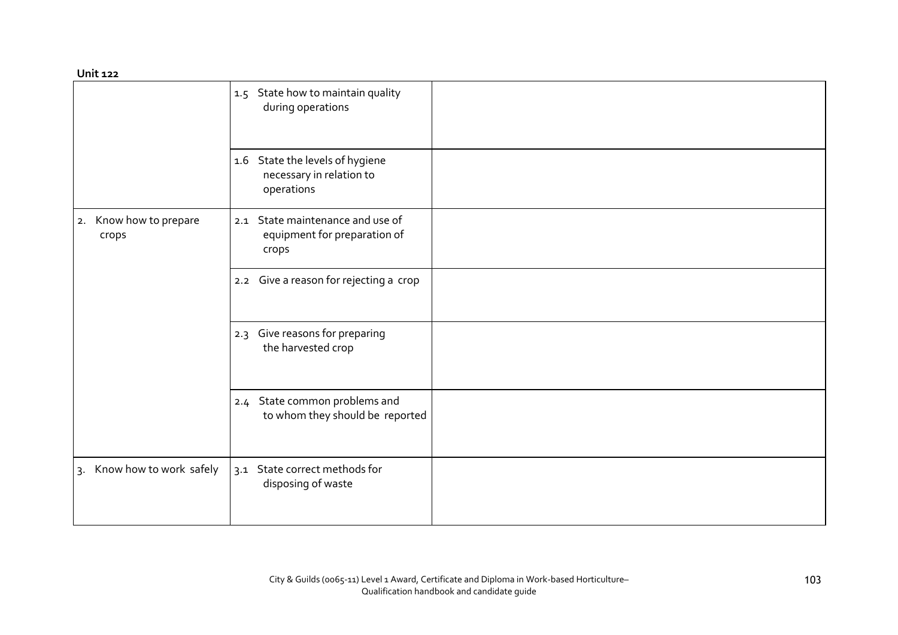**Unit 122**

| | | |
|---|---|---|
| | 1.5 State how to maintain quality during operations | |
| | 1.6 State the levels of hygiene necessary in relation to operations | |
| 2. Know how to prepare crops | 2.1 State maintenance and use of equipment for preparation of crops | |
| | 2.2 Give a reason for rejecting a crop | |
| | 2.3 Give reasons for preparing the harvested crop | |
| | 2.4 State common problems and to whom they should be reported | |
| 3. Know how to work safely | 3.1 State correct methods for disposing of waste | |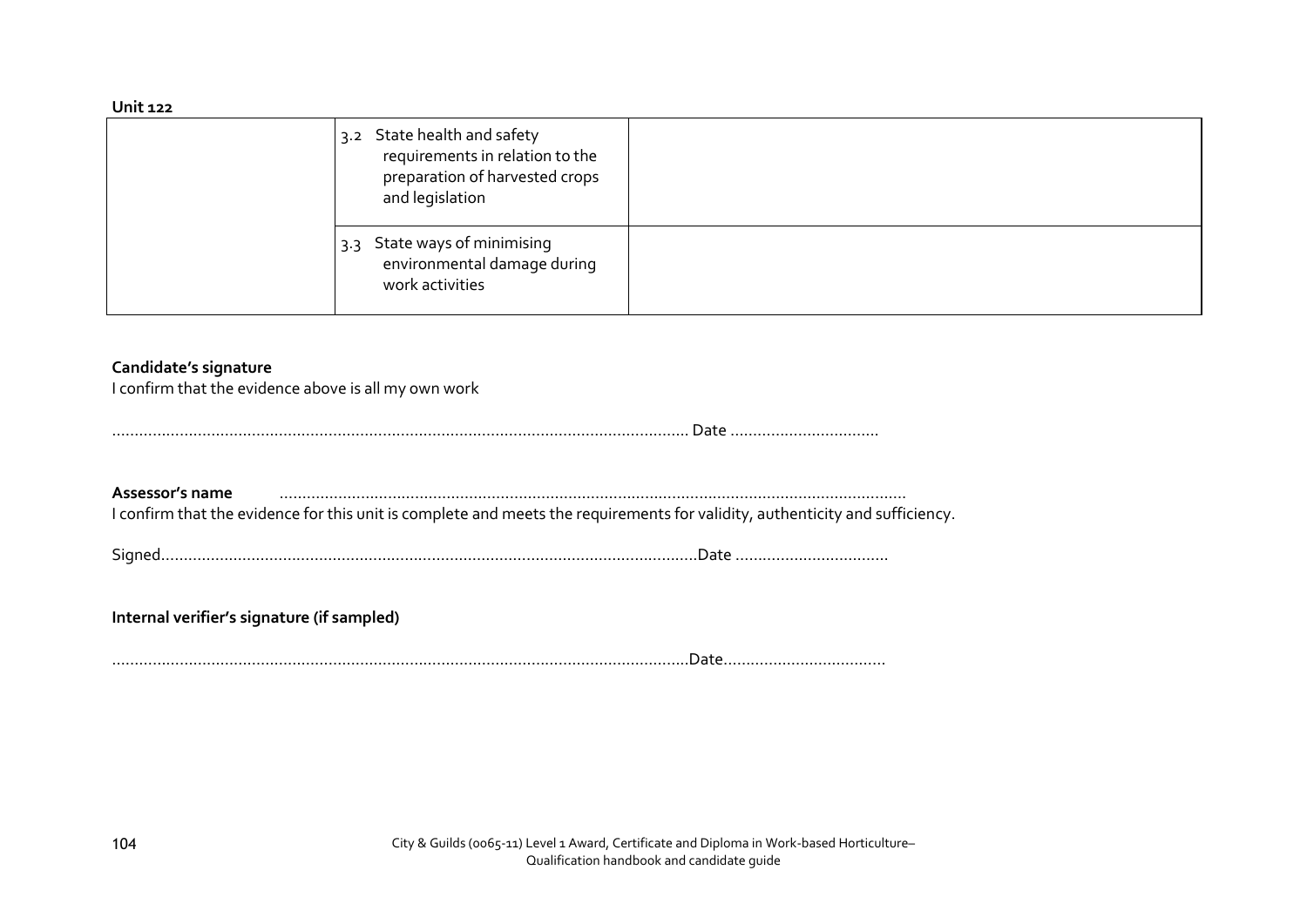**Unit 122**

| | | |
|---|---|---|
| | 3.2 State health and safety requirements in relation to the preparation of harvested crops and legislation | |
| | 3.3 State ways of minimising environmental damage during work activities | |

**Candidate's signature**
I confirm that the evidence above is all my own work

……………………………………………………………………………………………………………… Date ……………………………

**Assessor's name** ……………………………………………………………………………………………………………………………
I confirm that the evidence for this unit is complete and meets the requirements for validity, authenticity and sufficiency.

Signed………………………………………………………………………………………………………Date ……………………………

**Internal verifier's signature (if sampled)**

………………………………………………………………………………………………………………Date………………………………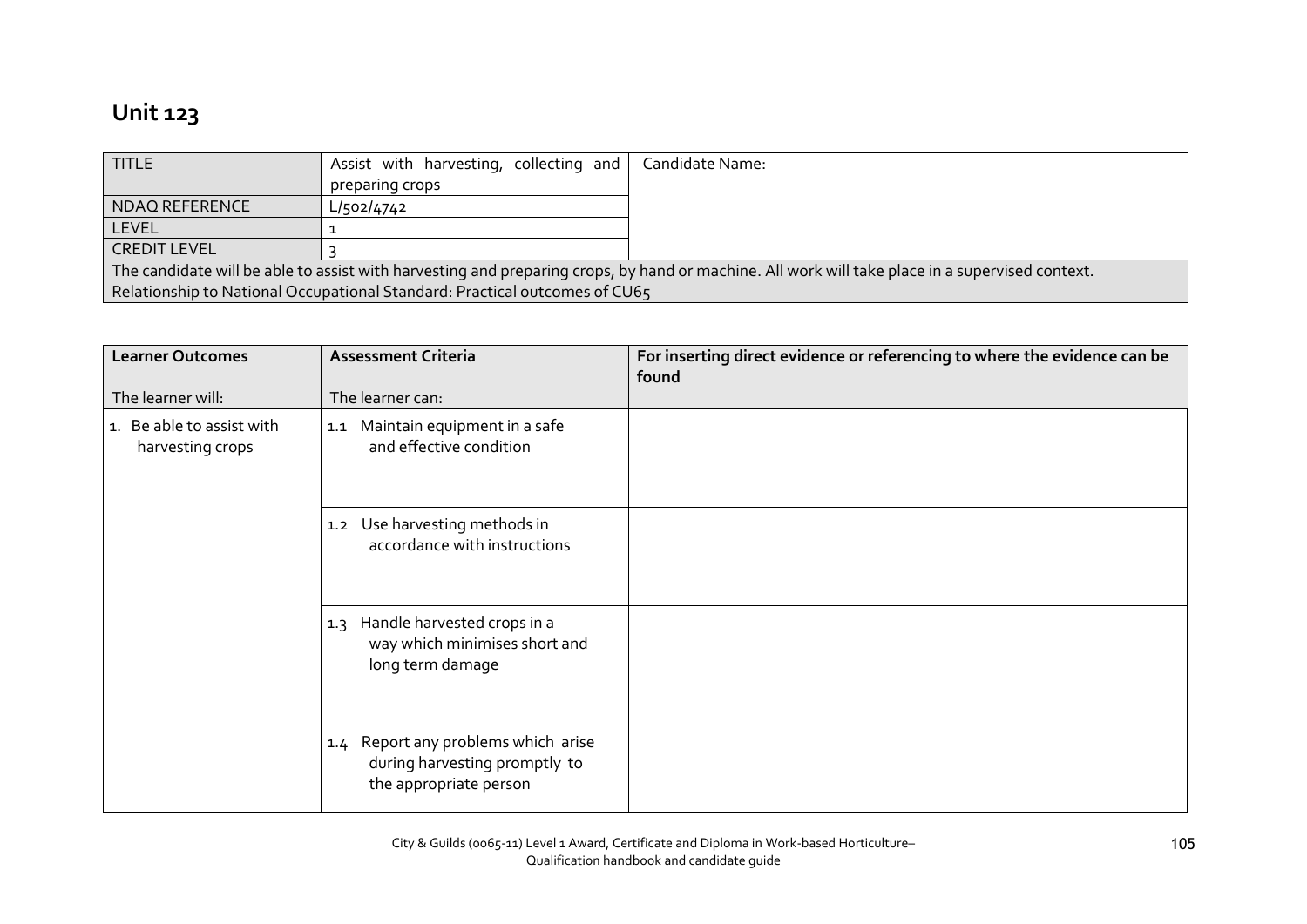# Unit 123

| TITLE | Assist with harvesting, collecting and preparing crops | Candidate Name: |
|---|---|---|
| NDAQ REFERENCE | L/502/4742 | |
| LEVEL | 1 | |
| CREDIT LEVEL | 3 | |
| The candidate will be able to assist with harvesting and preparing crops, by hand or machine. All work will take place in a supervised context. Relationship to National Occupational Standard: Practical outcomes of CU65 | | |

| **Learner Outcomes**<br><br>The learner will: | **Assessment Criteria**<br><br>The learner can: | **For inserting direct evidence or referencing to where the evidence can be found** |
|---|---|---|
| 1. Be able to assist with harvesting crops | 1.1 Maintain equipment in a safe and effective condition | |
| | 1.2 Use harvesting methods in accordance with instructions | |
| | 1.3 Handle harvested crops in a way which minimises short and long term damage | |
| | 1.4 Report any problems which arise during harvesting promptly to the appropriate person | |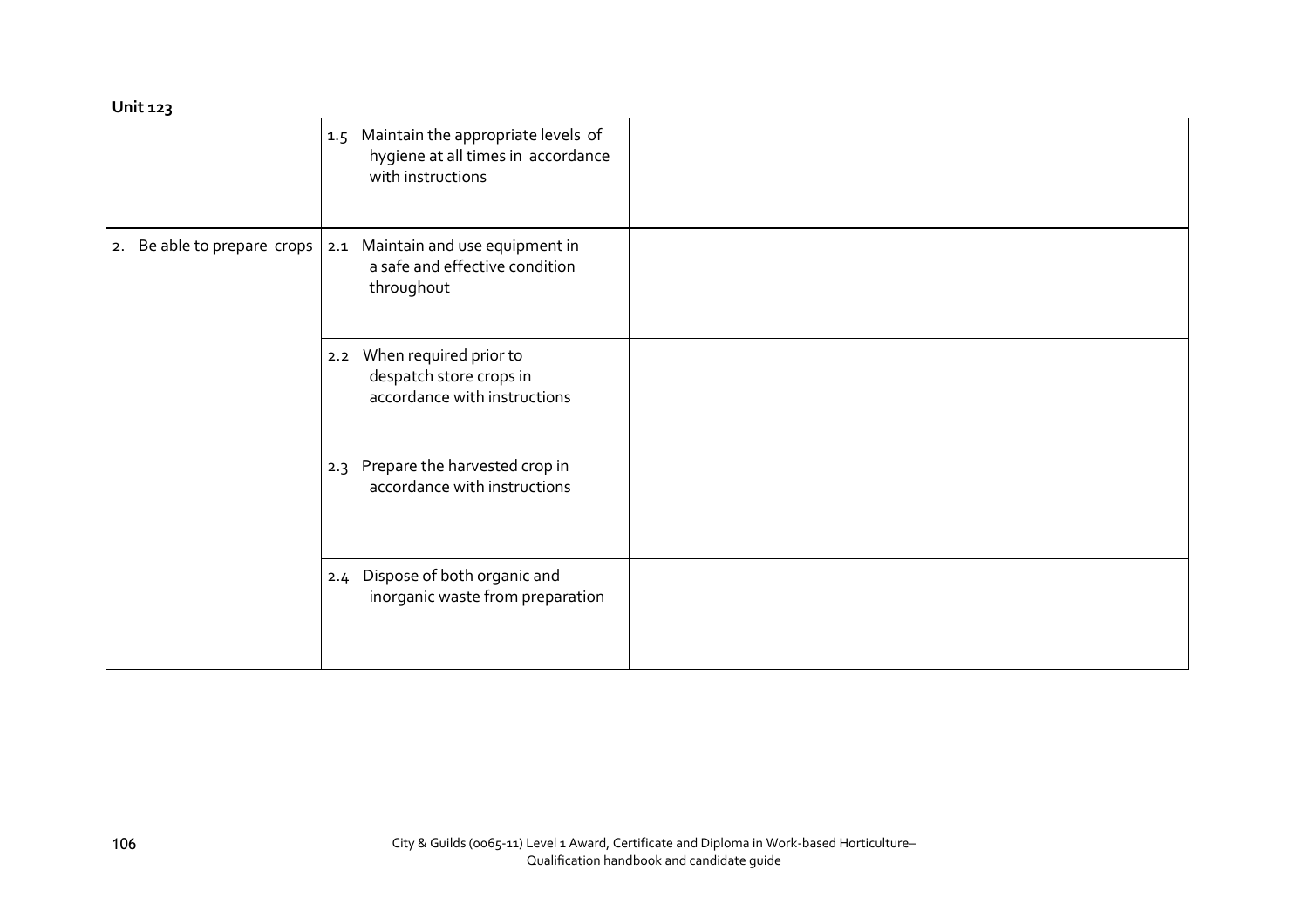**Unit 123**

| | | |
|---|---|---|
| | 1.5 Maintain the appropriate levels of hygiene at all times in accordance with instructions | |
| 2. Be able to prepare crops | 2.1 Maintain and use equipment in a safe and effective condition throughout | |
| | 2.2 When required prior to despatch store crops in accordance with instructions | |
| | 2.3 Prepare the harvested crop in accordance with instructions | |
| | 2.4 Dispose of both organic and inorganic waste from preparation | |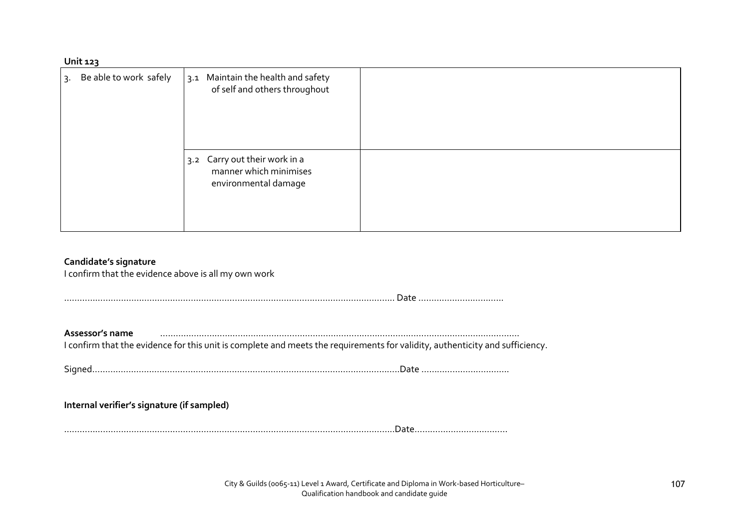**Unit 123**

| | | |
|---|---|---|
| 3. Be able to work safely | 3.1 Maintain the health and safety of self and others throughout | |
| | 3.2 Carry out their work in a manner which minimises environmental damage | |

**Candidate's signature**

I confirm that the evidence above is all my own work

……………………………………………………………………………………………………… Date ……………………………

**Assessor's name** ………………………………………………………………………………………………………………………

I confirm that the evidence for this unit is complete and meets the requirements for validity, authenticity and sufficiency.

Signed………………………………………………………………………………………………………Date ……………………………

**Internal verifier's signature (if sampled)**

………………………………………………………………………………………………………Date……………………………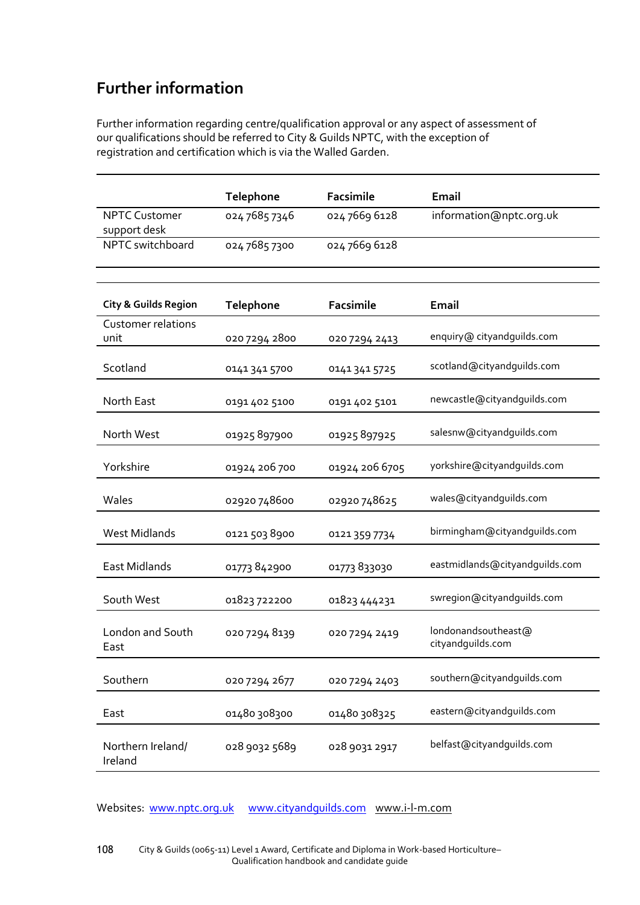## Further information

Further information regarding centre/qualification approval or any aspect of assessment of our qualifications should be referred to City & Guilds NPTC, with the exception of registration and certification which is via the Walled Garden.

| | Telephone | Facsimile | Email |
|---|---|---|---|
| NPTC Customer support desk | 024 7685 7346 | 024 7669 6128 | information@nptc.org.uk |
| NPTC switchboard | 024 7685 7300 | 024 7669 6128 | |

| City & Guilds Region | Telephone | Facsimile | Email |
|---|---|---|---|
| Customer relations unit | 020 7294 2800 | 020 7294 2413 | enquiry@ cityandguilds.com |
| Scotland | 0141 341 5700 | 0141 341 5725 | scotland@cityandguilds.com |
| North East | 0191 402 5100 | 0191 402 5101 | newcastle@cityandguilds.com |
| North West | 01925 897900 | 01925 897925 | salesnw@cityandguilds.com |
| Yorkshire | 01924 206 700 | 01924 206 6705 | yorkshire@cityandguilds.com |
| Wales | 02920 748600 | 02920 748625 | wales@cityandguilds.com |
| West Midlands | 0121 503 8900 | 0121 359 7734 | birmingham@cityandguilds.com |
| East Midlands | 01773 842900 | 01773 833030 | eastmidlands@cityandguilds.com |
| South West | 01823 722200 | 01823 444231 | swregion@cityandguilds.com |
| London and South East | 020 7294 8139 | 020 7294 2419 | londonandsoutheast@ cityandguilds.com |
| Southern | 020 7294 2677 | 020 7294 2403 | southern@cityandguilds.com |
| East | 01480 308300 | 01480 308325 | eastern@cityandguilds.com |
| Northern Ireland/ Ireland | 028 9032 5689 | 028 9031 2917 | belfast@cityandguilds.com |

Websites: www.nptc.org.uk www.cityandguilds.com www.i-l-m.com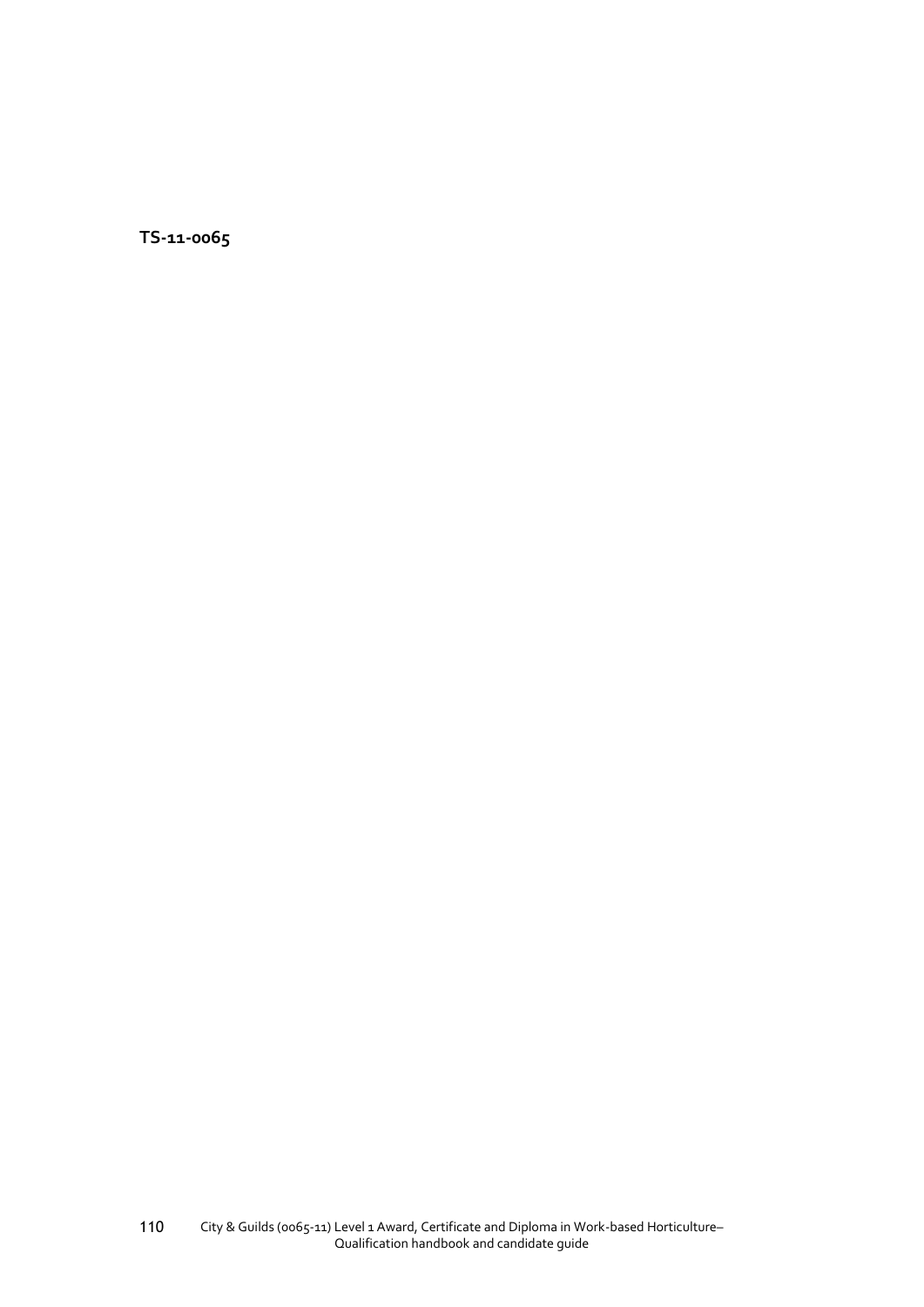**TS-11-0065**